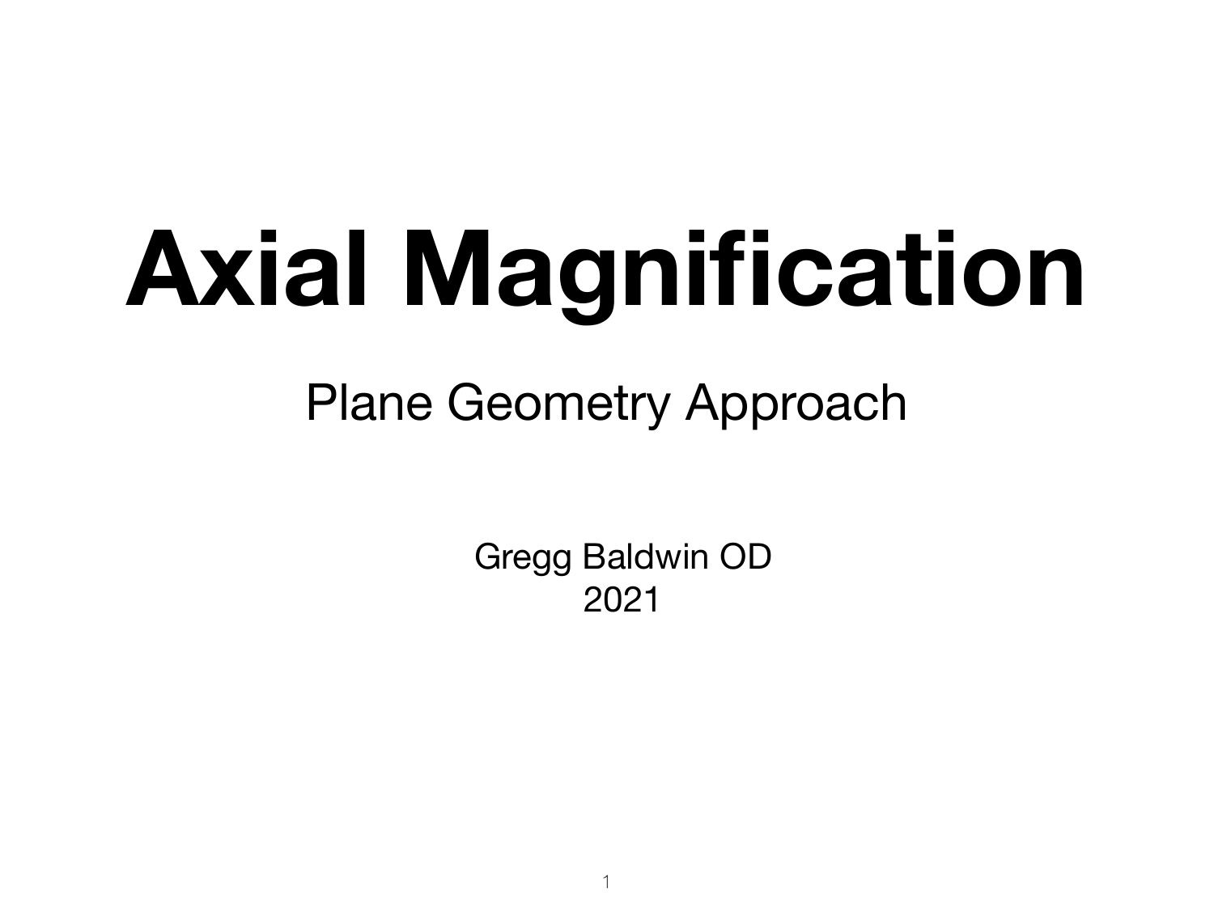# Axial Magnification

## Plane Geometry Approach

Gregg Baldwin OD
2021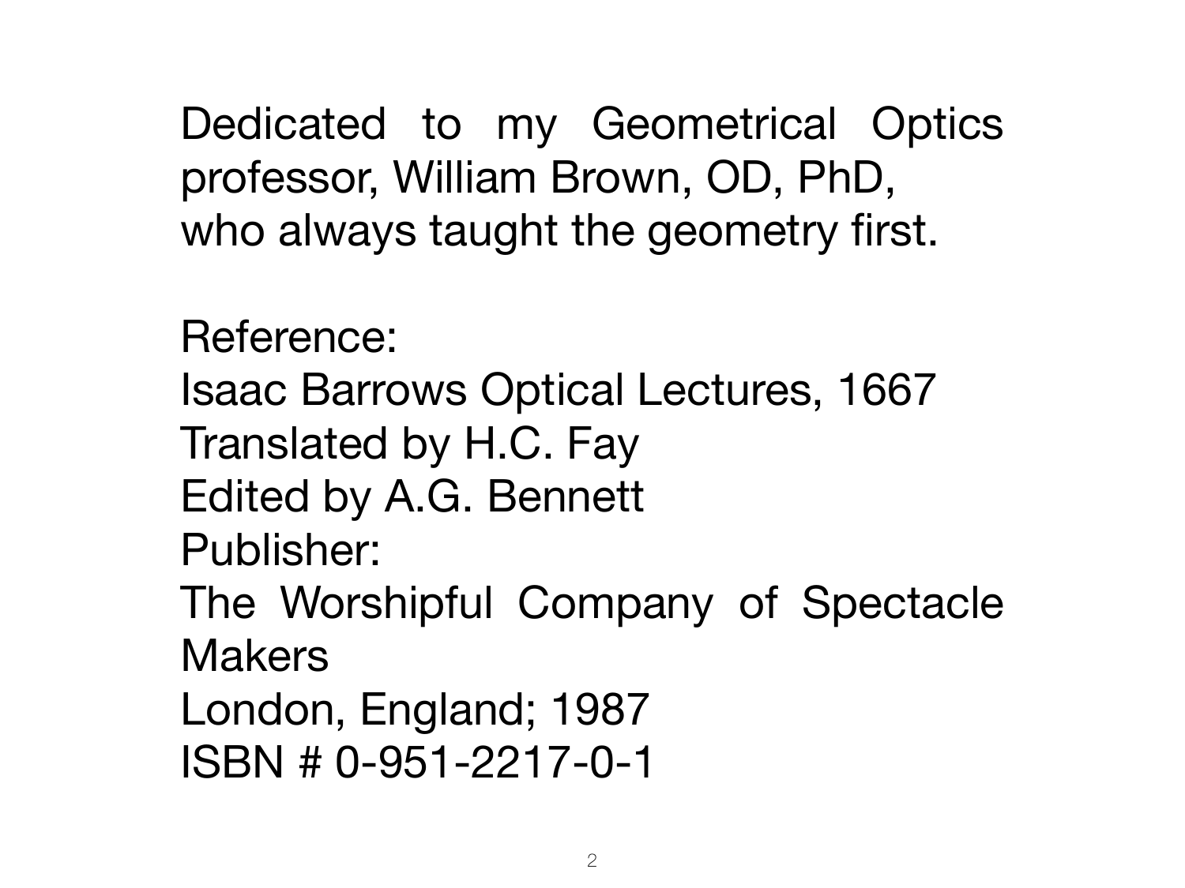Dedicated to my Geometrical Optics professor, William Brown, OD, PhD, who always taught the geometry first.

Reference:
Isaac Barrows Optical Lectures, 1667
Translated by H.C. Fay
Edited by A.G. Bennett
Publisher:
The Worshipful Company of Spectacle Makers
London, England; 1987
ISBN # 0-951-2217-0-1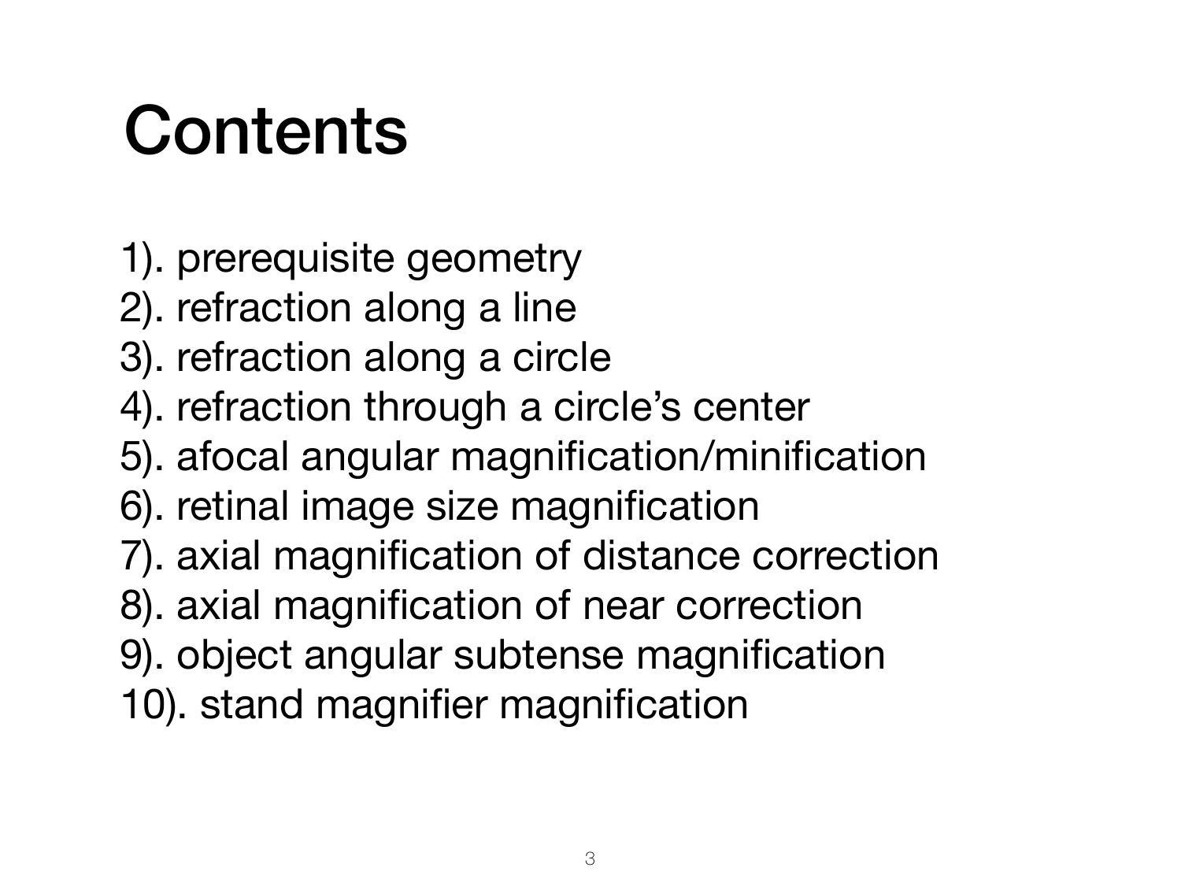# Contents

1). prerequisite geometry
2). refraction along a line
3). refraction along a circle
4). refraction through a circle's center
5). afocal angular magnification/minification
6). retinal image size magnification
7). axial magnification of distance correction
8). axial magnification of near correction
9). object angular subtense magnification
10). stand magnifier magnification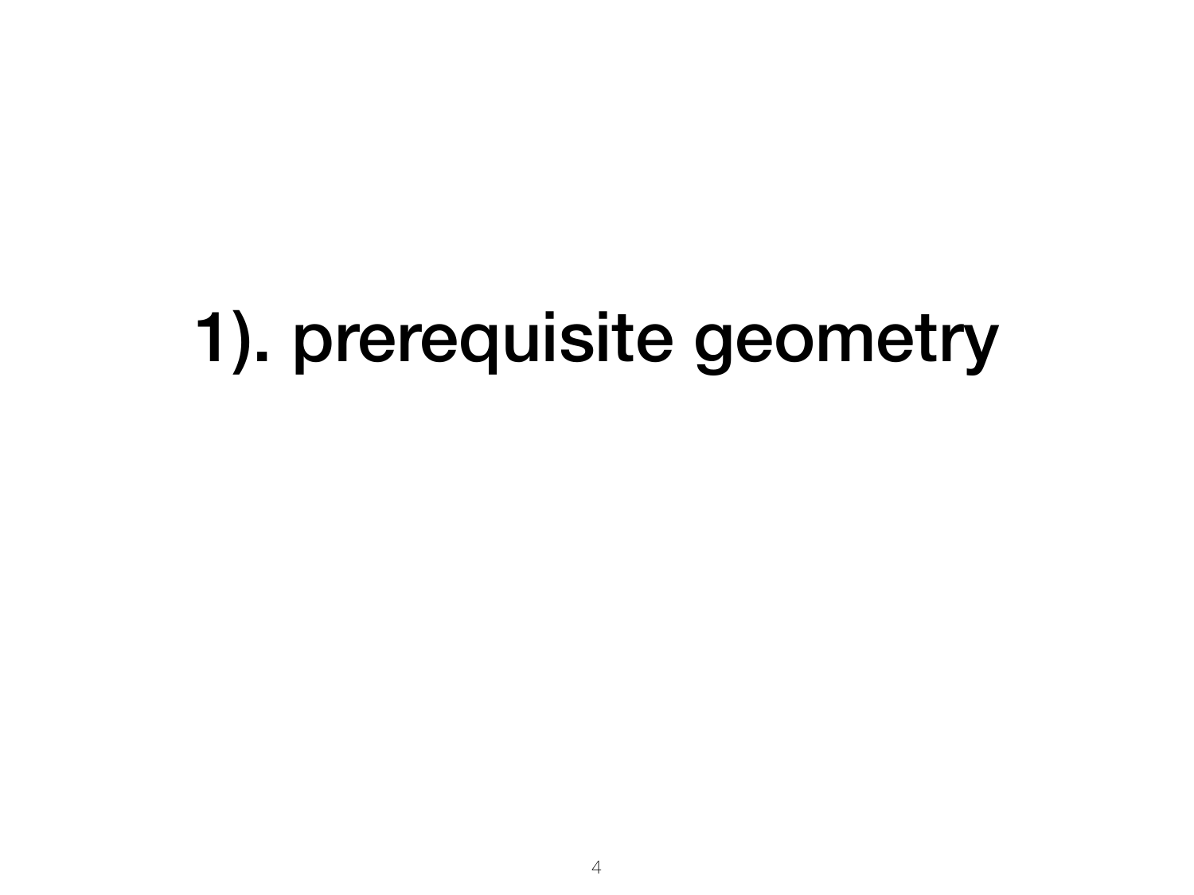# 1). prerequisite geometry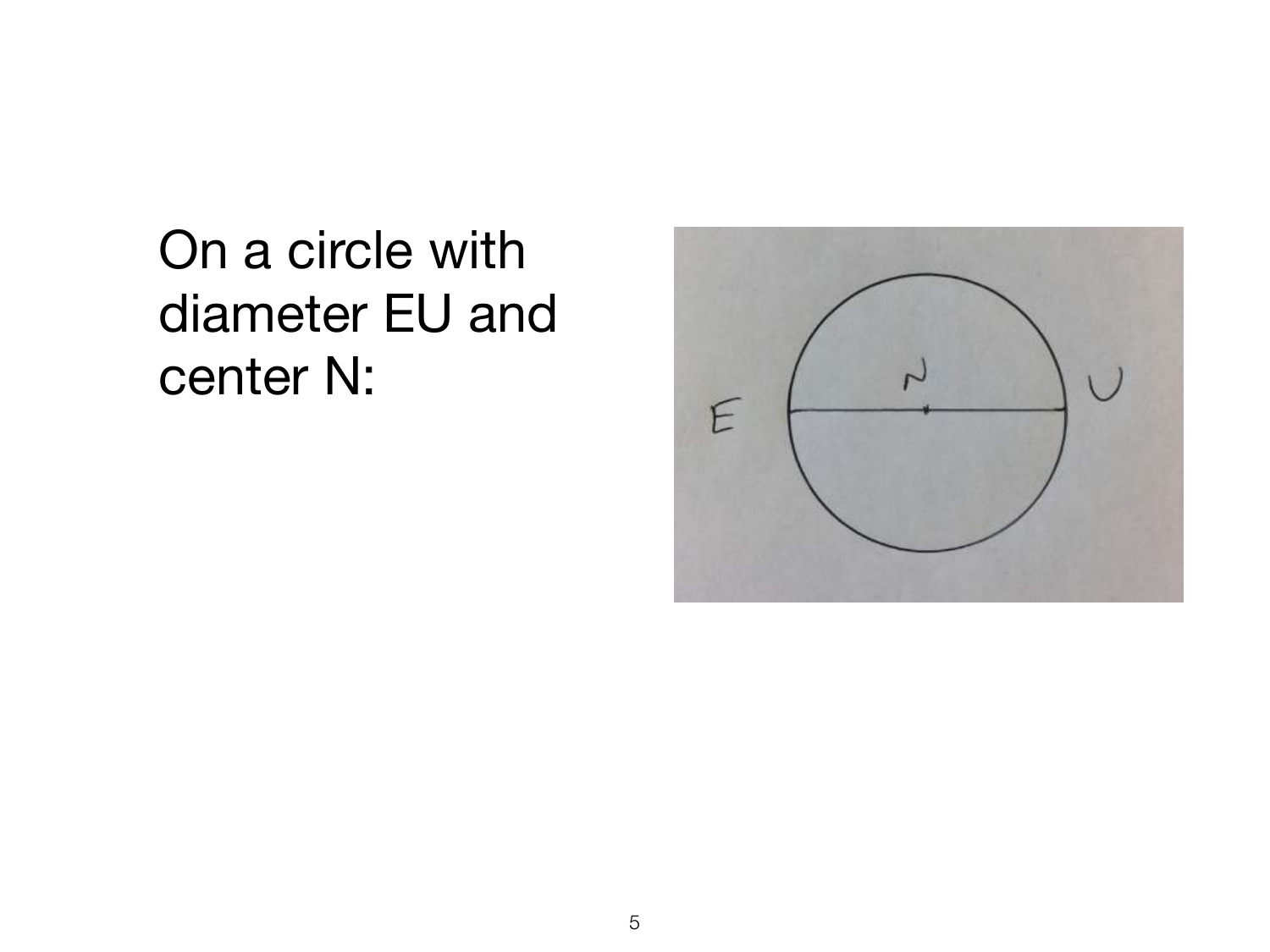On a circle with diameter EU and center N: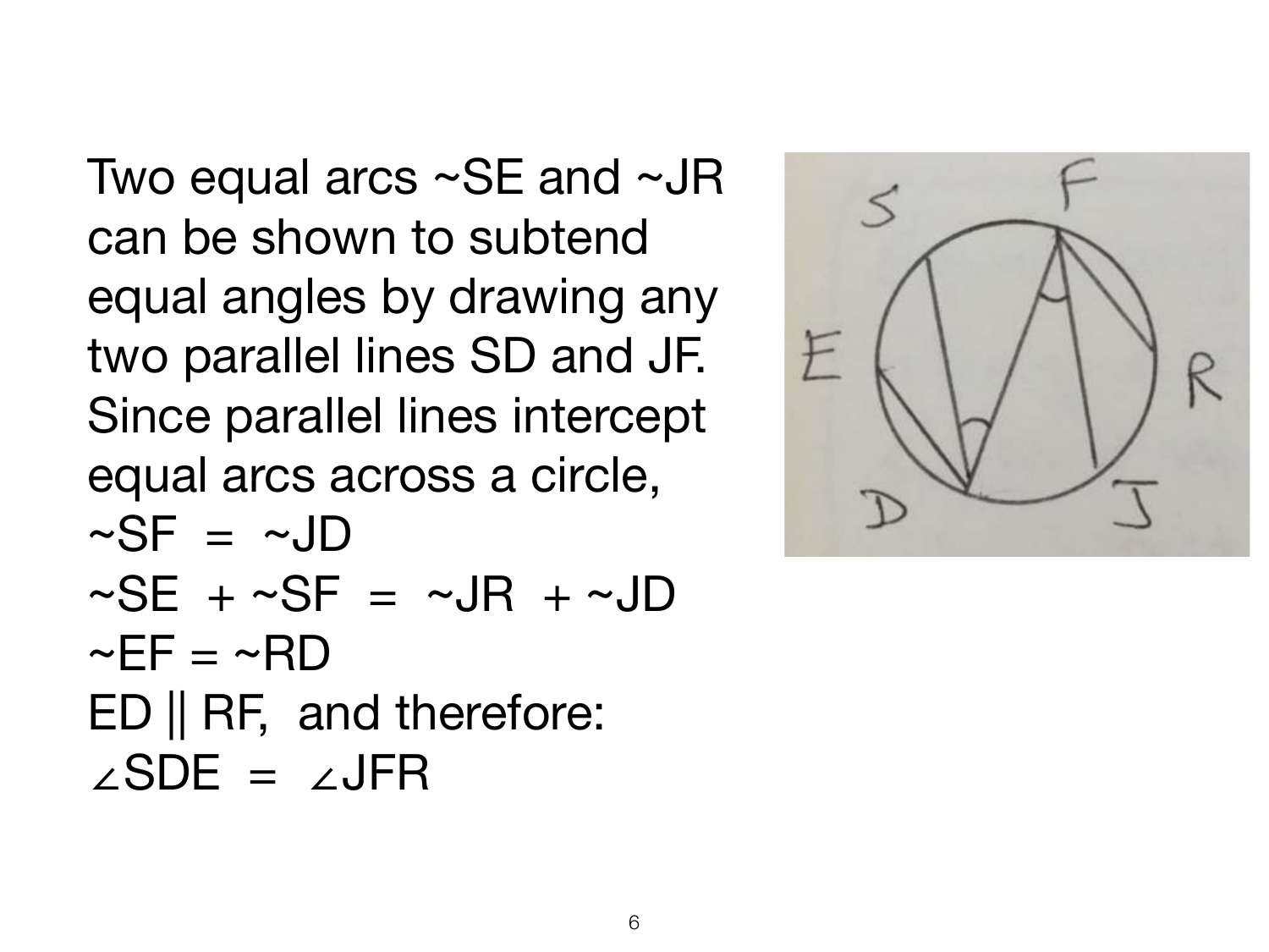Two equal arcs ~SE and ~JR can be shown to subtend equal angles by drawing any two parallel lines SD and JF. Since parallel lines intercept equal arcs across a circle,

~SF = ~JD

~SE + ~SF = ~JR + ~JD

~EF = ~RD

ED || RF, and therefore:

∠SDE = ∠JFR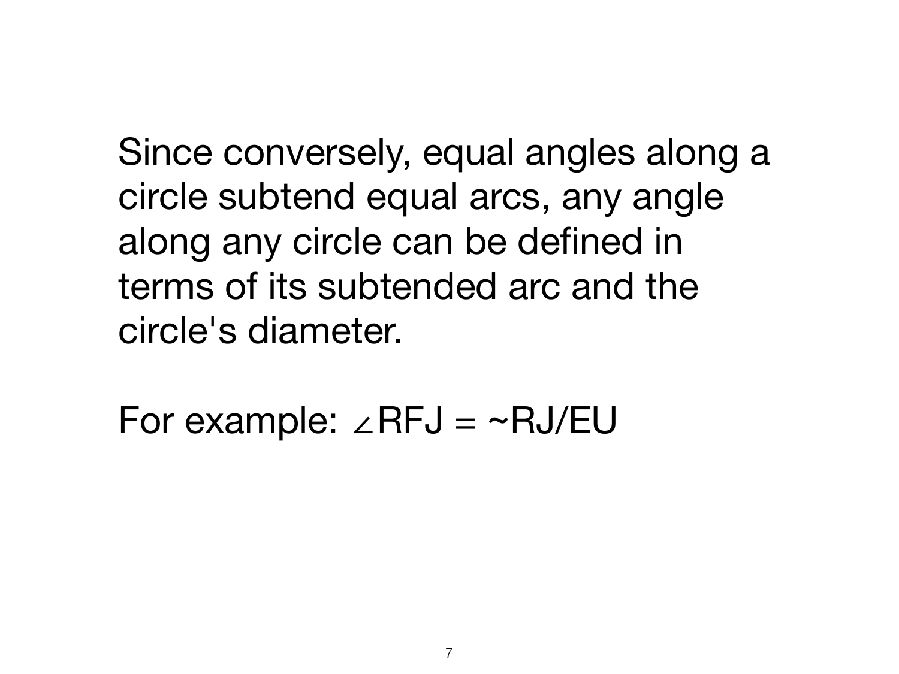Since conversely, equal angles along a circle subtend equal arcs, any angle along any circle can be defined in terms of its subtended arc and the circle's diameter.

For example: ∠RFJ = ~RJ/EU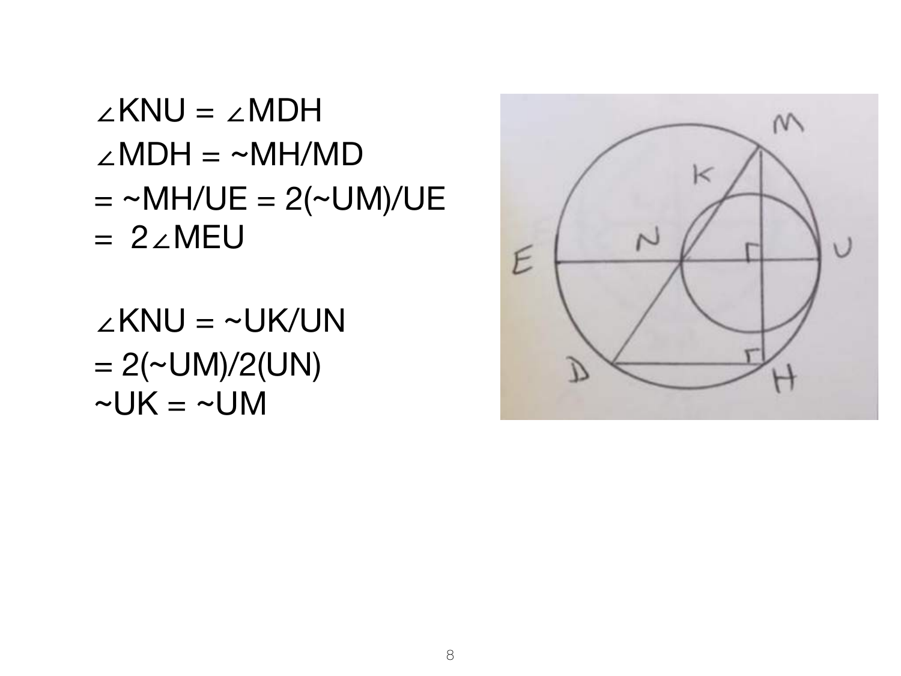$\angle KNU = \angle MDH$

$\angle MDH = \sim MH/MD$

$= \sim MH/UE = 2(\sim UM)/UE$
$= 2\angle MEU$

$\angle KNU = \sim UK/UN$

$= 2(\sim UM)/2(UN)$
$\sim UK = \sim UM$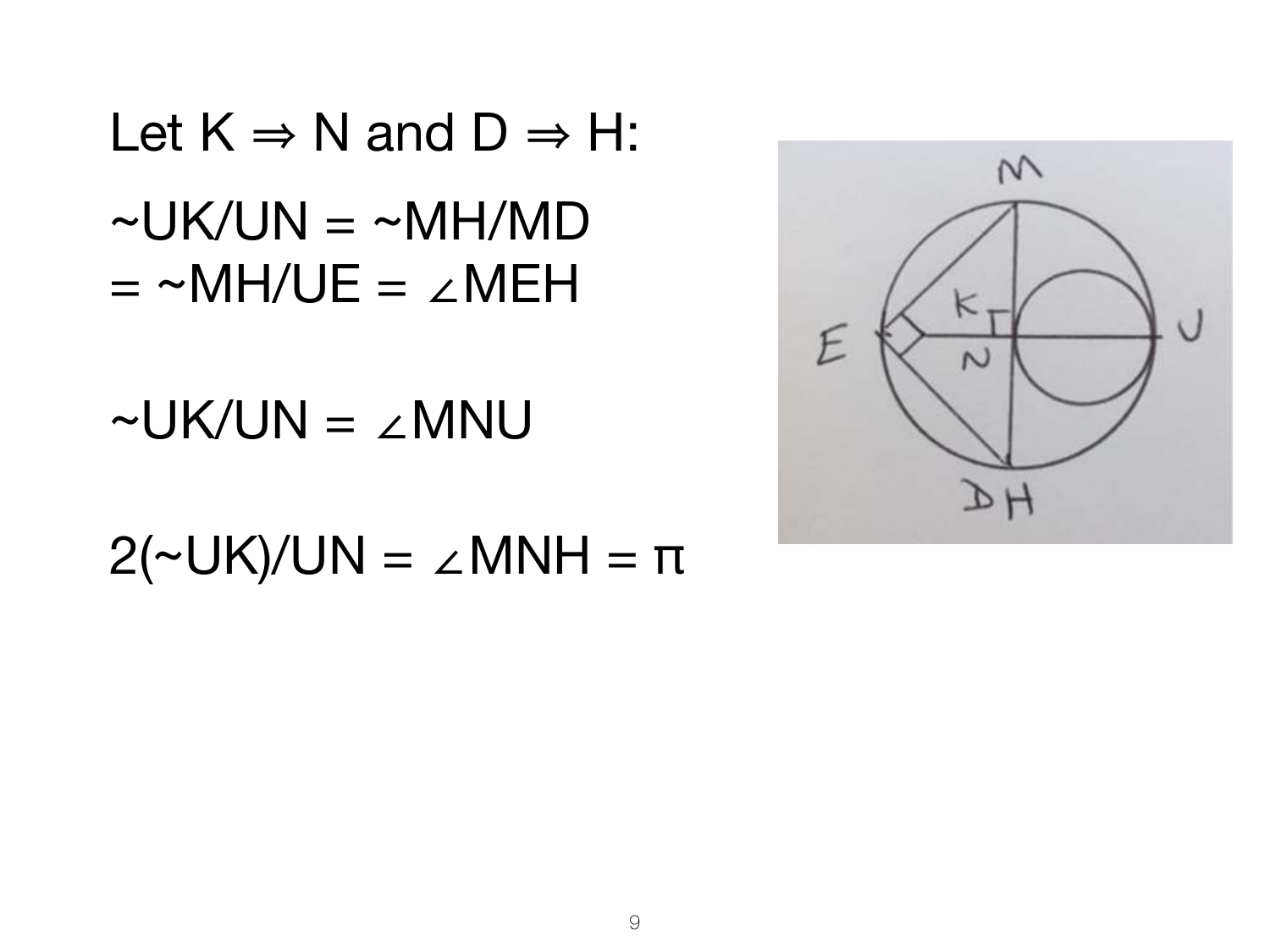Let K ⇒ N and D ⇒ H:

~UK/UN = ~MH/MD
= ~MH/UE = ∠MEH

~UK/UN = ∠MNU

2(~UK)/UN = ∠MNH = π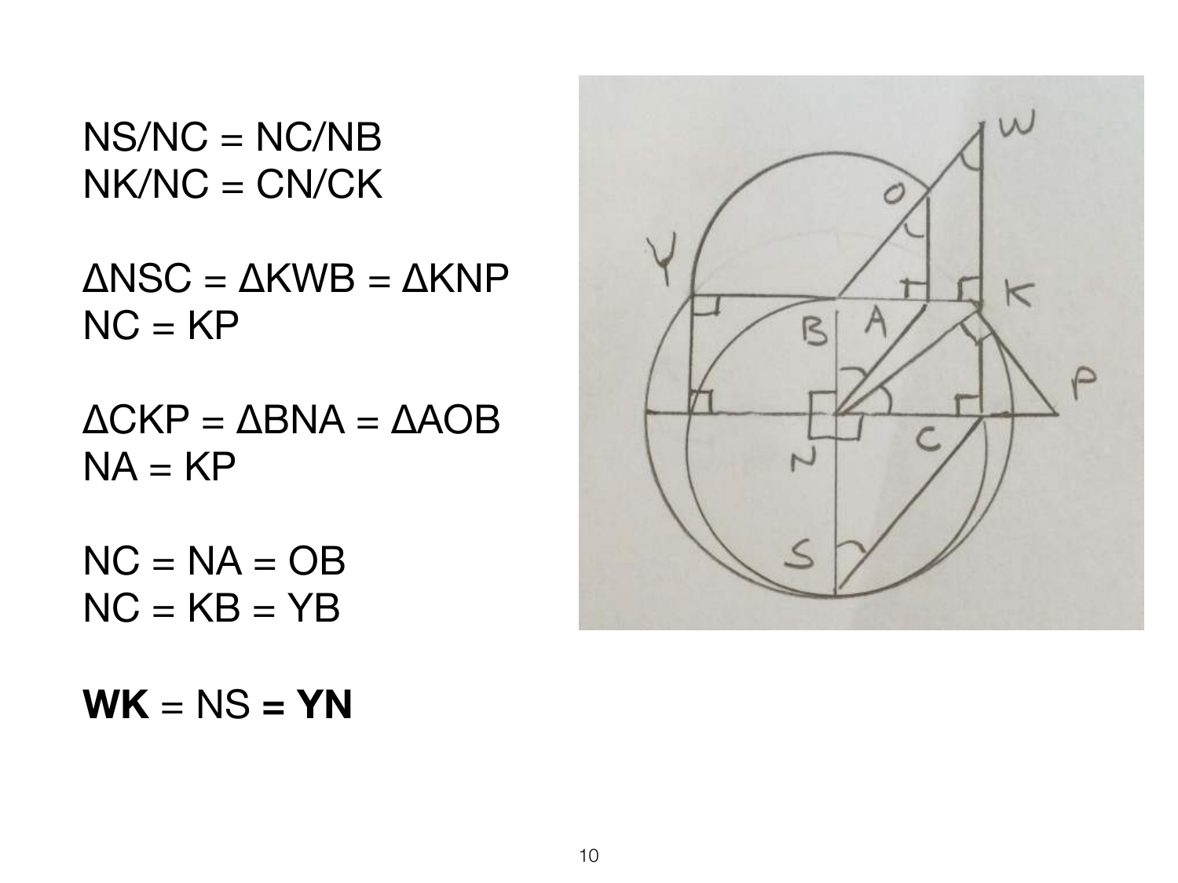$NS/NC = NC/NB$
$NK/NC = CN/CK$

$\Delta NSC = \Delta KWB = \Delta KNP$
$NC = KP$

$\Delta CKP = \Delta BNA = \Delta AOB$
$NA = KP$

$NC = NA = OB$
$NC = KB = YB$

**WK** = NS **= YN**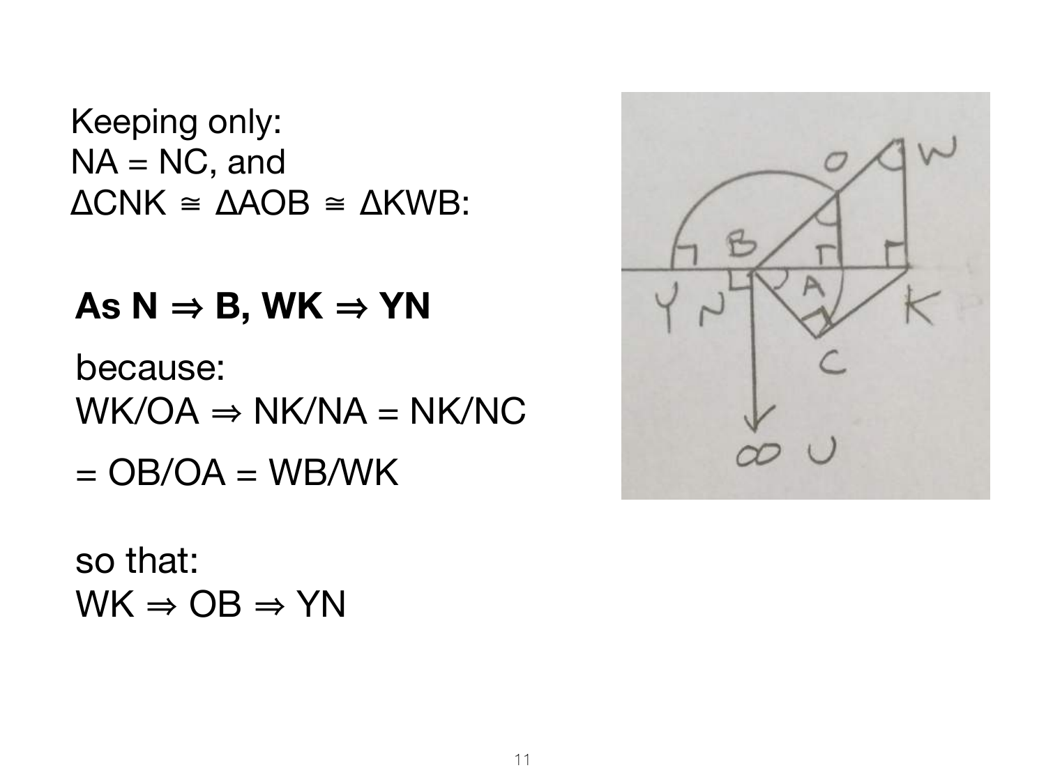Keeping only:
NA = NC, and
ΔCNK ≅ ΔAOB ≅ ΔKWB:

**As N ⇒ B, WK ⇒ YN**

because:
WK/OA ⇒ NK/NA = NK/NC

= OB/OA = WB/WK

so that:
WK ⇒ OB ⇒ YN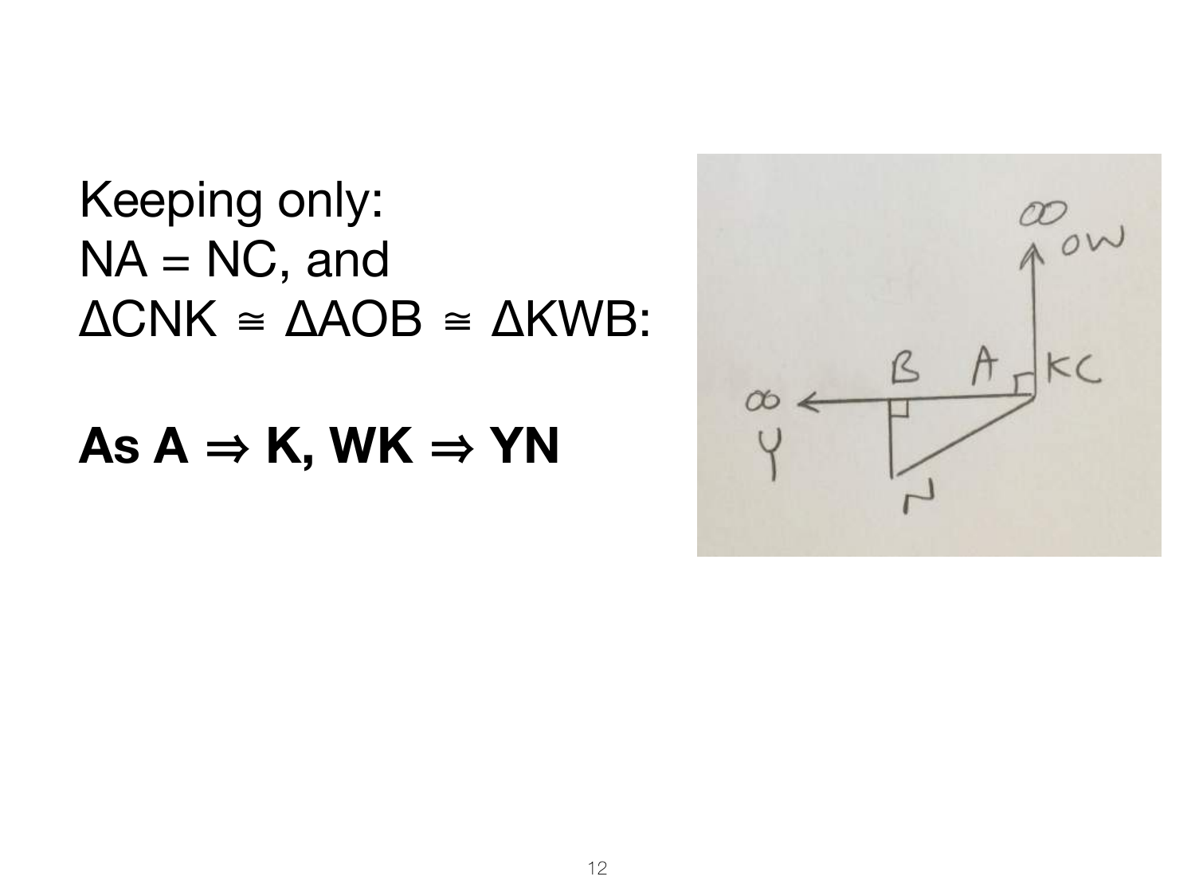Keeping only:
NA = NC, and
ΔCNK ≅ ΔAOB ≅ ΔKWB:

**As A ⇒ K, WK ⇒ YN**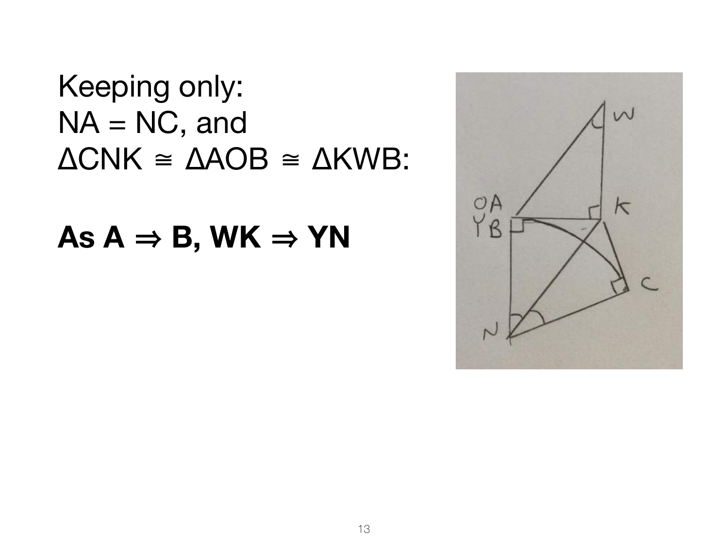Keeping only:
NA = NC, and
ΔCNK ≅ ΔAOB ≅ ΔKWB:

**As A ⇒ B, WK ⇒ YN**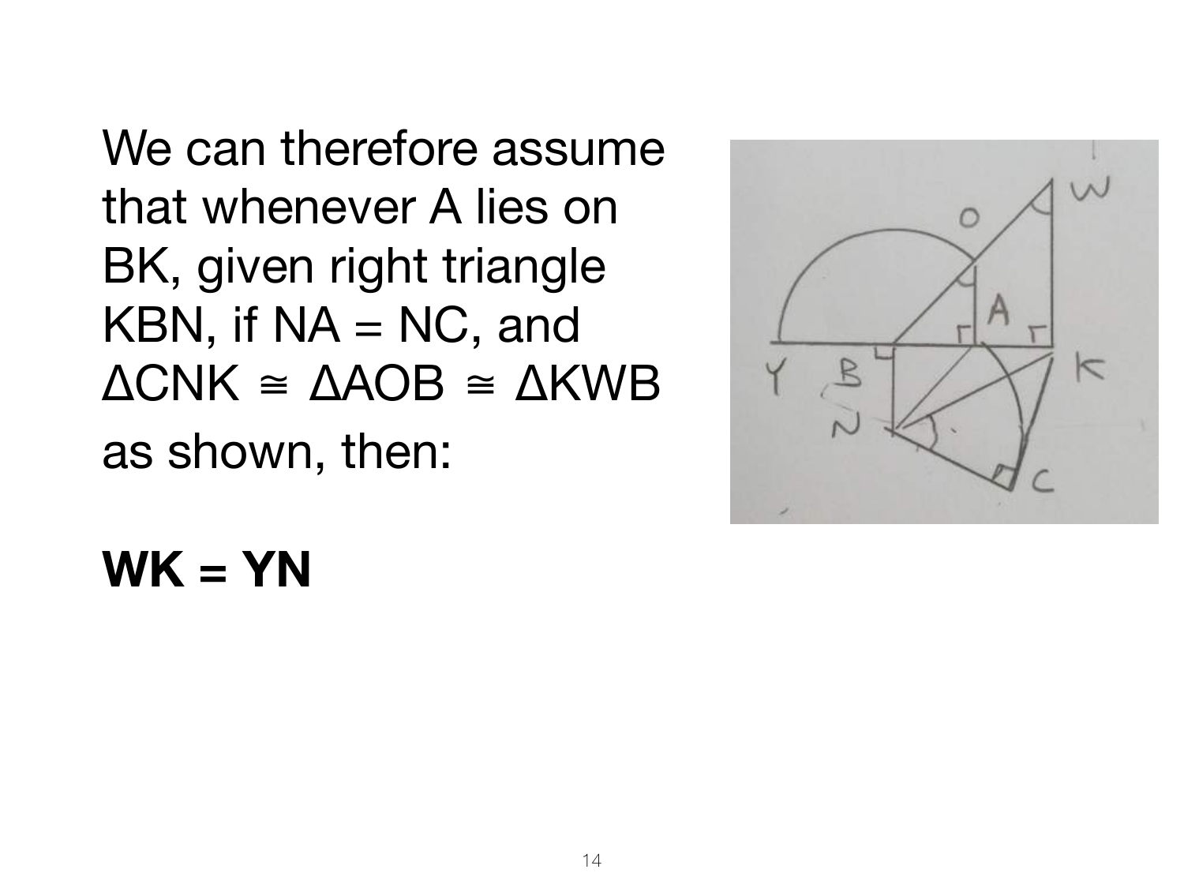We can therefore assume that whenever A lies on BK, given right triangle KBN, if NA = NC, and ΔCNK ≅ ΔAOB ≅ ΔKWB as shown, then:

**WK = YN**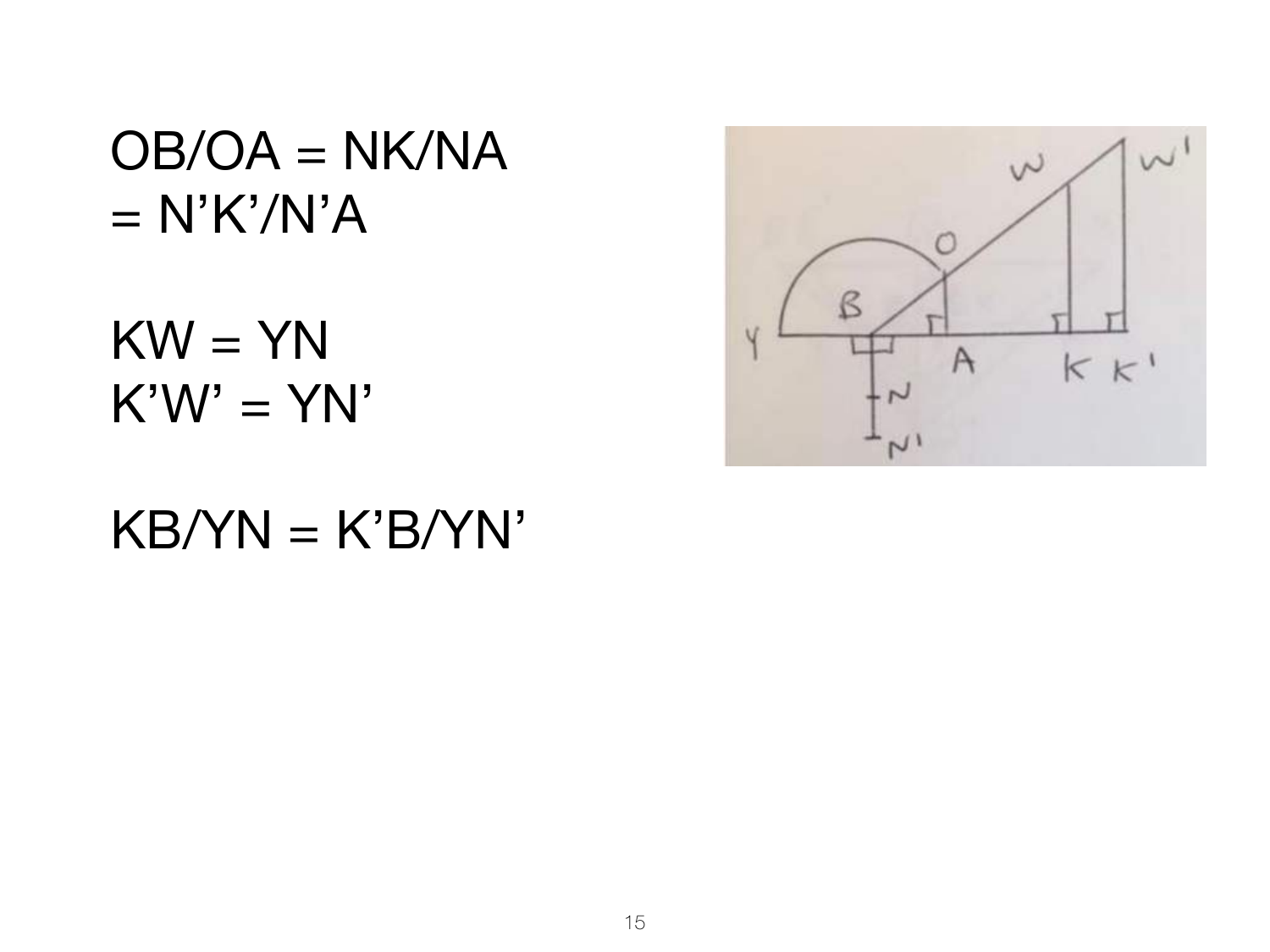$OB/OA = NK/NA$
$= N'K'/N'A$

$KW = YN$
$K'W' = YN'$

$KB/YN = K'B/YN'$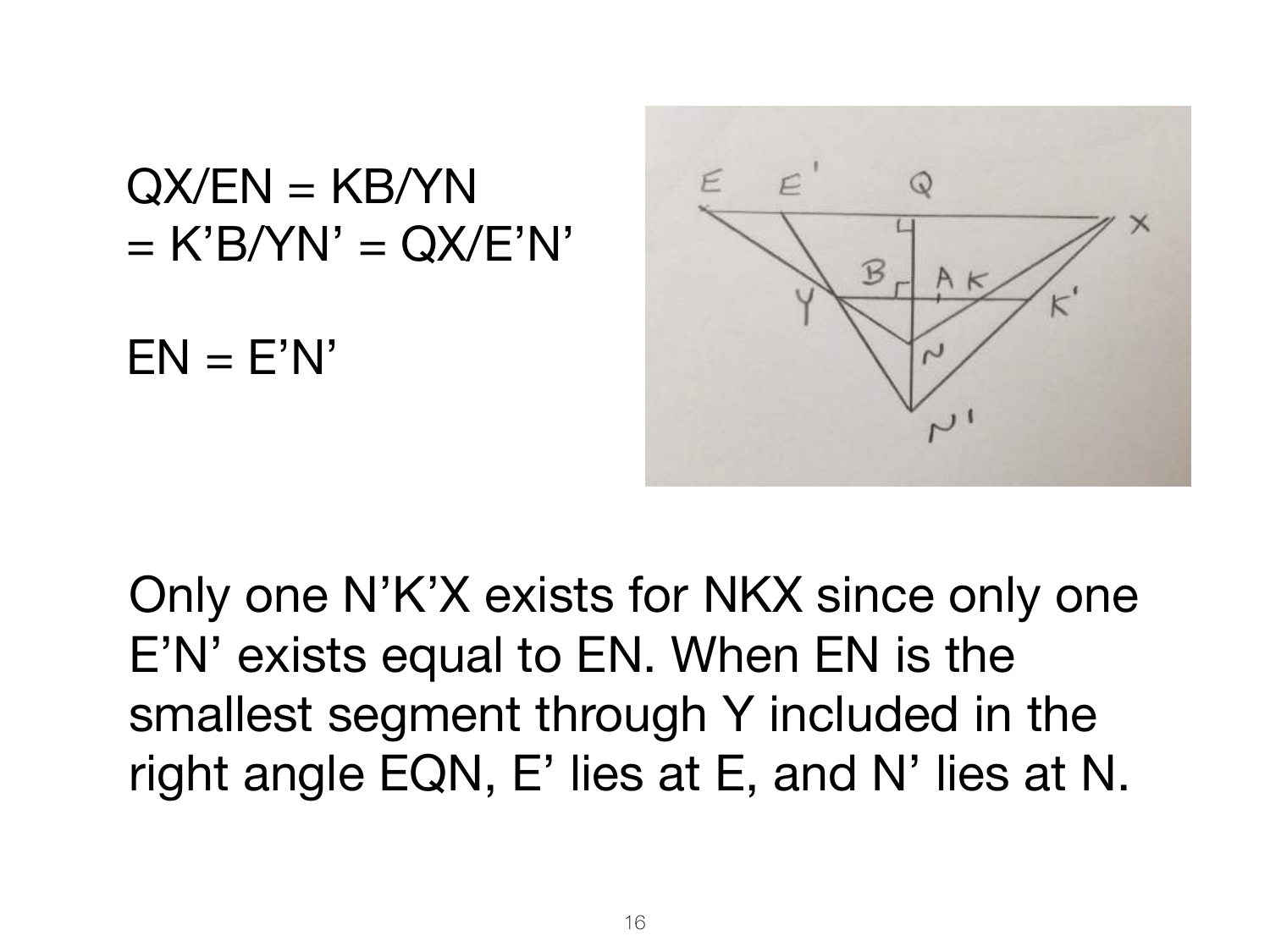$QX/EN = KB/YN$
$= K'B/YN' = QX/E'N'$

$EN = E'N'$

Only one N'K'X exists for NKX since only one E'N' exists equal to EN. When EN is the smallest segment through Y included in the right angle EQN, E' lies at E, and N' lies at N.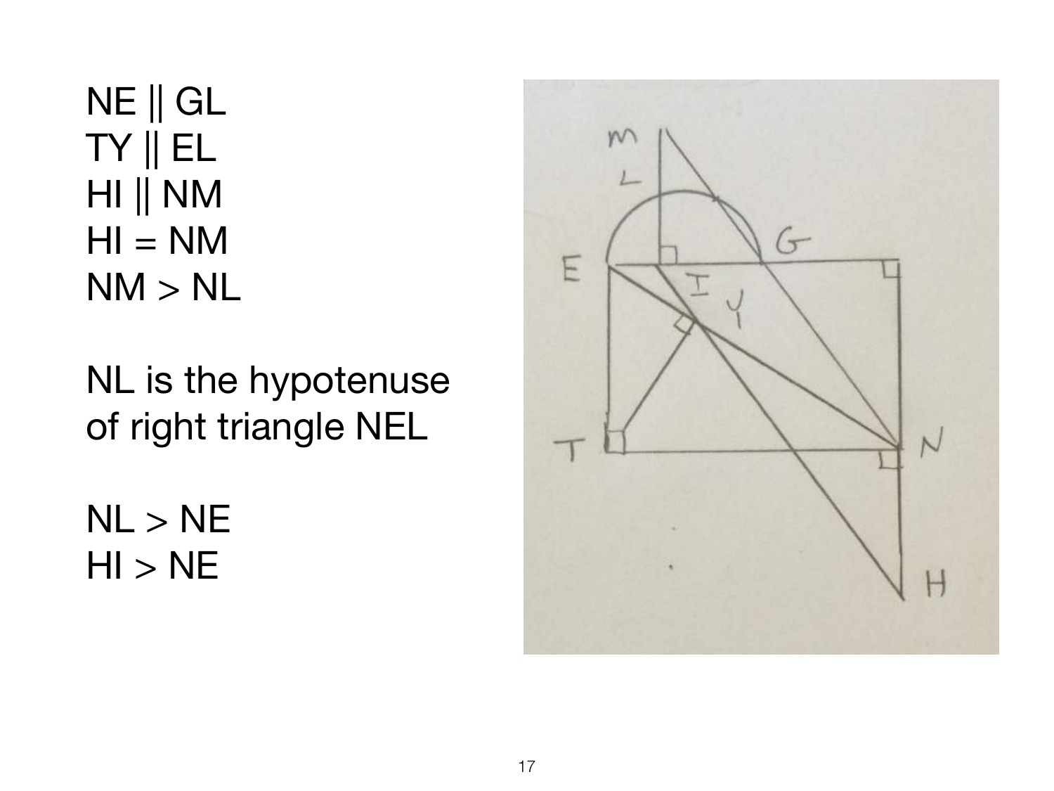NE || GL
TY || EL
HI || NM
HI = NM
NM > NL

NL is the hypotenuse of right triangle NEL

NL > NE
HI > NE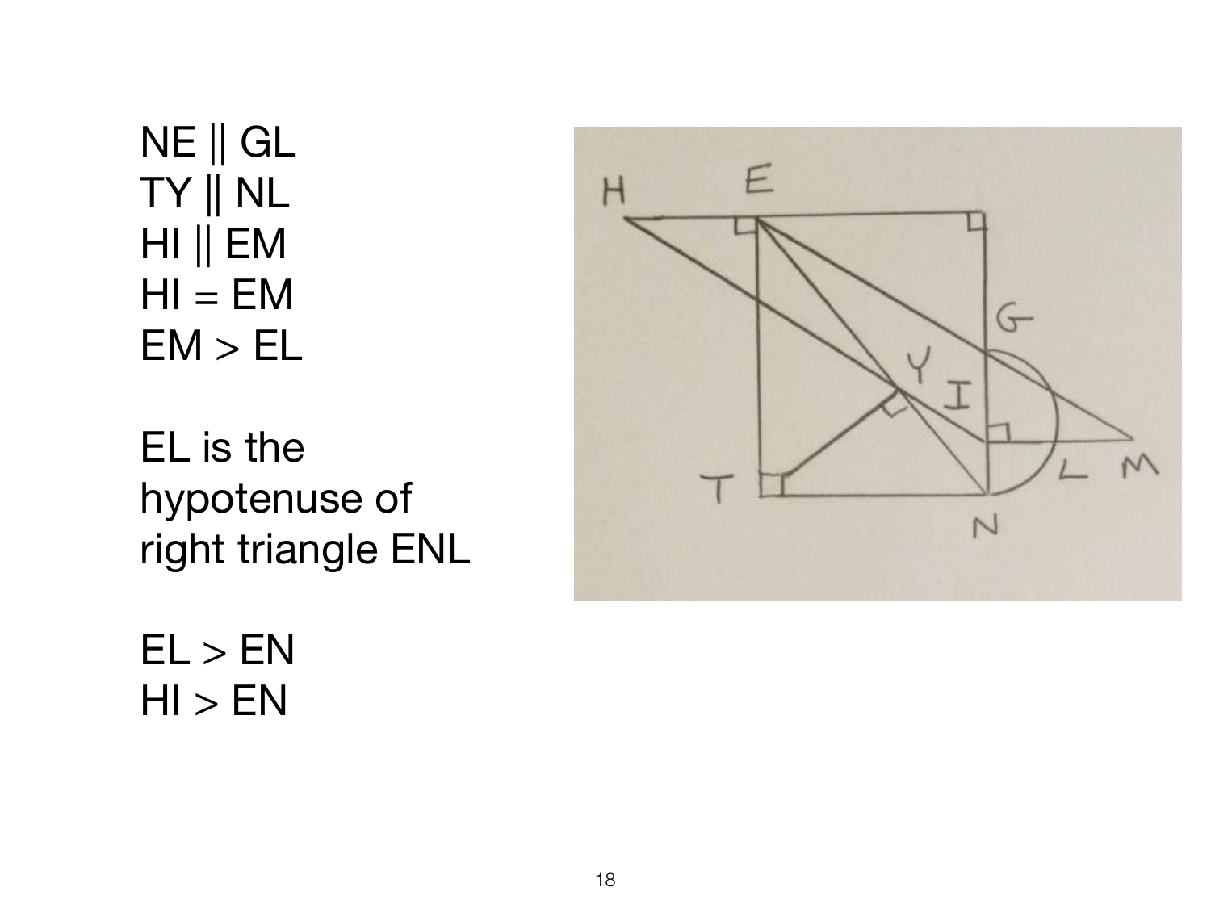NE || GL
TY || NL
HI || EM
HI = EM
EM > EL

EL is the hypotenuse of right triangle ENL

EL > EN
HI > EN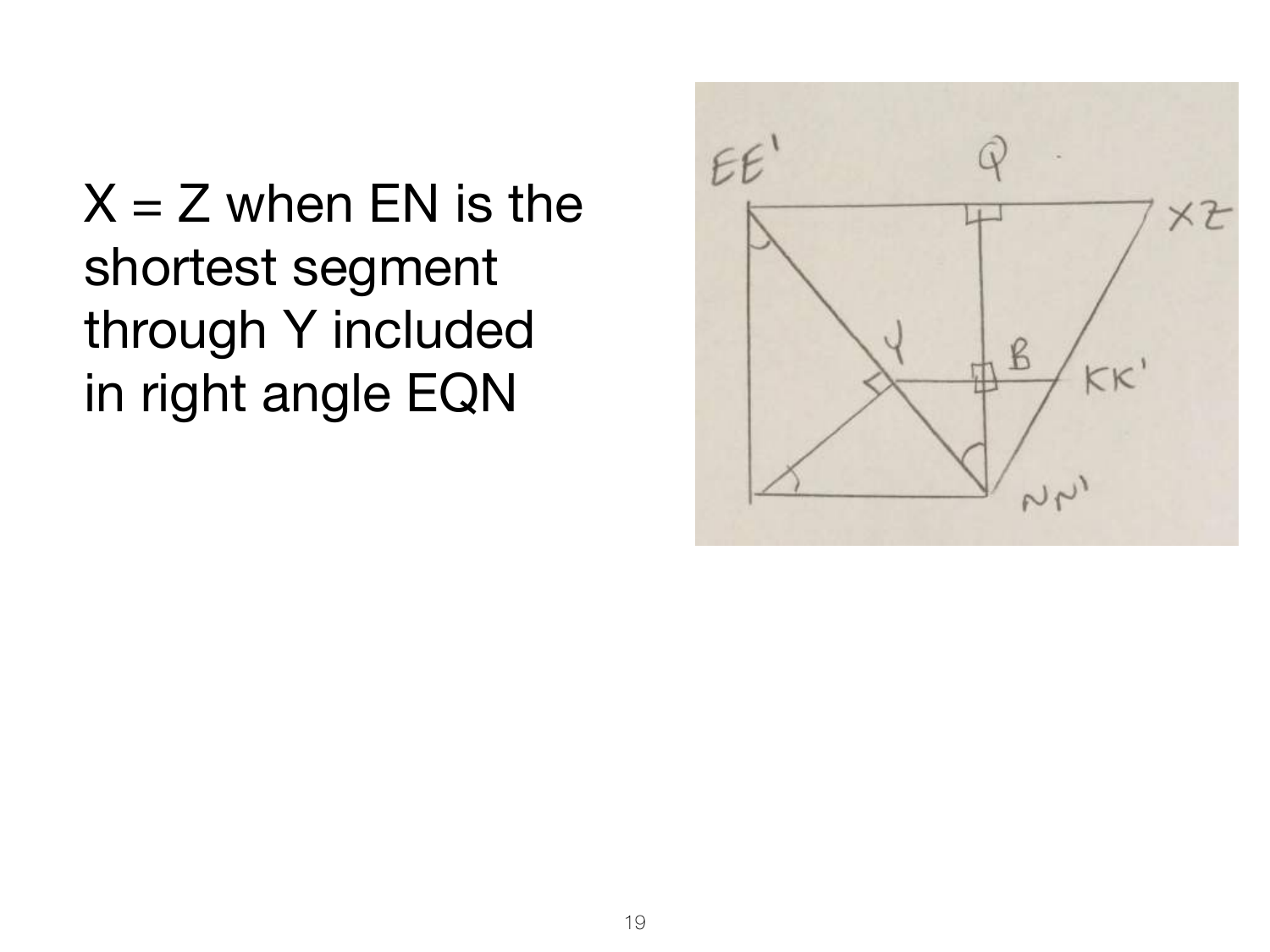X = Z when EN is the shortest segment through Y included in right angle EQN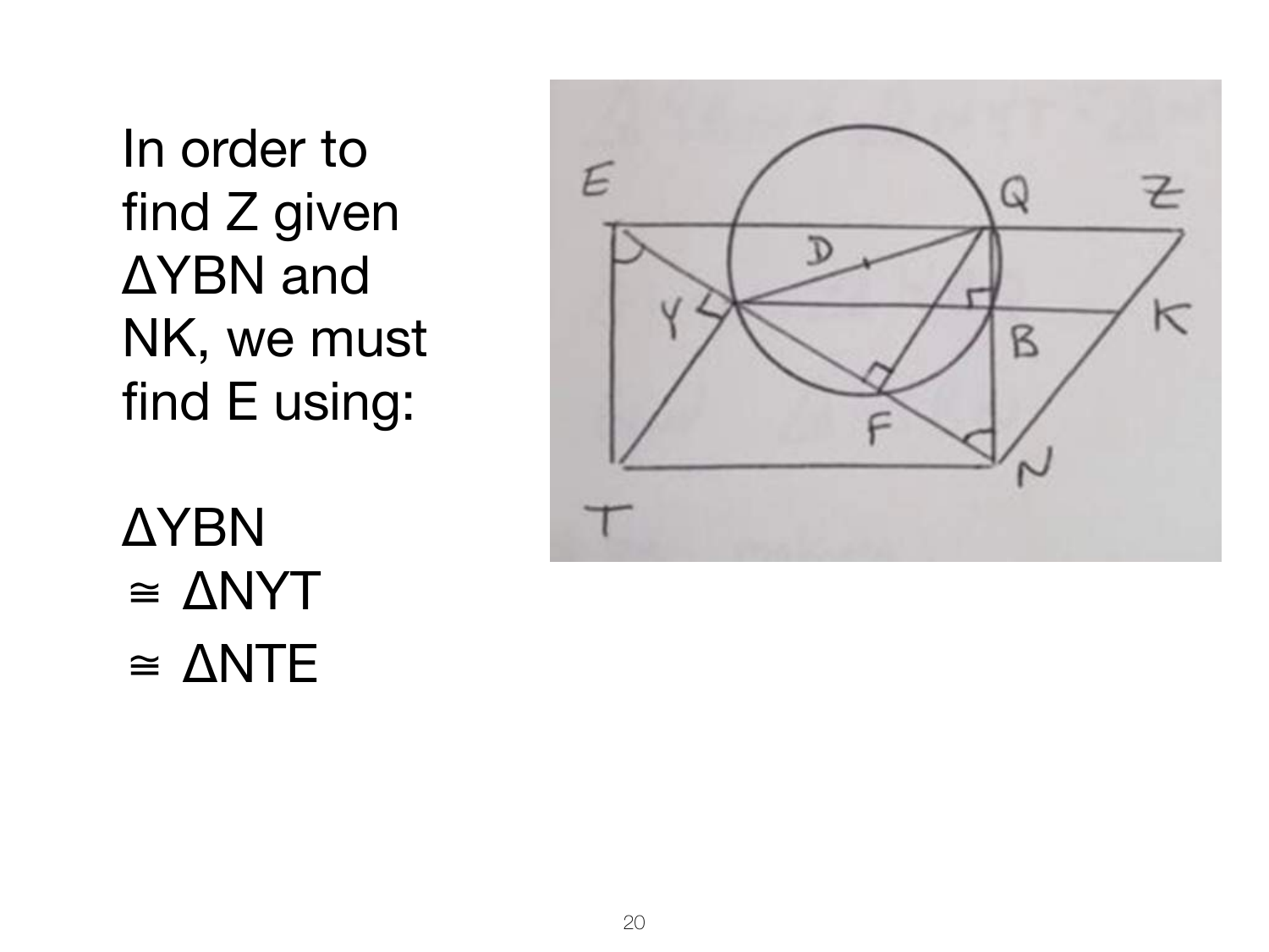In order to find Z given ΔYBN and NK, we must find E using:

ΔYBN
≅ ΔNYT
≅ ΔNTE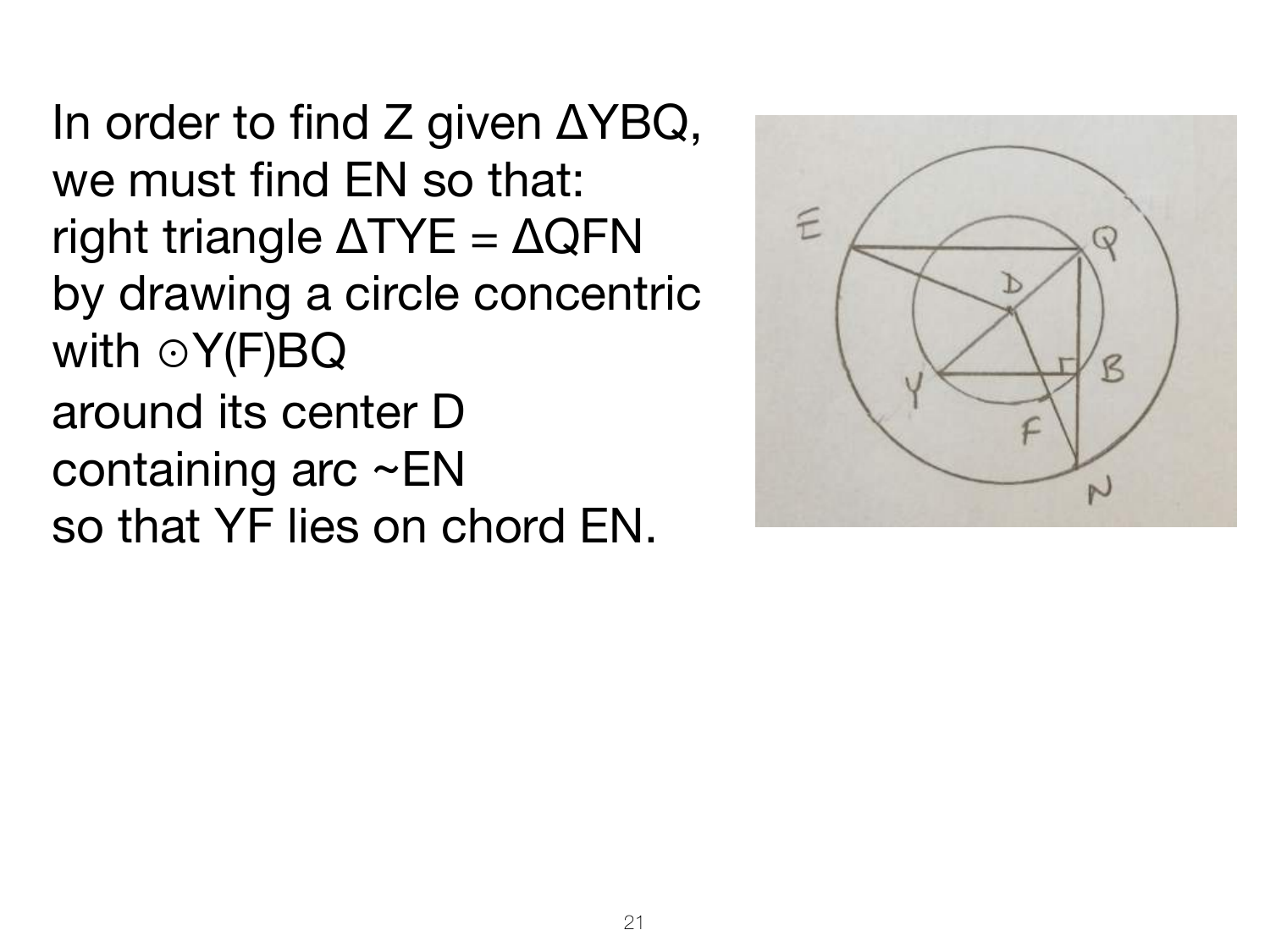In order to find Z given ΔYBQ, we must find EN so that: right triangle ΔTYE = ΔQFN by drawing a circle concentric with ⊙Y(F)BQ around its center D containing arc ~EN so that YF lies on chord EN.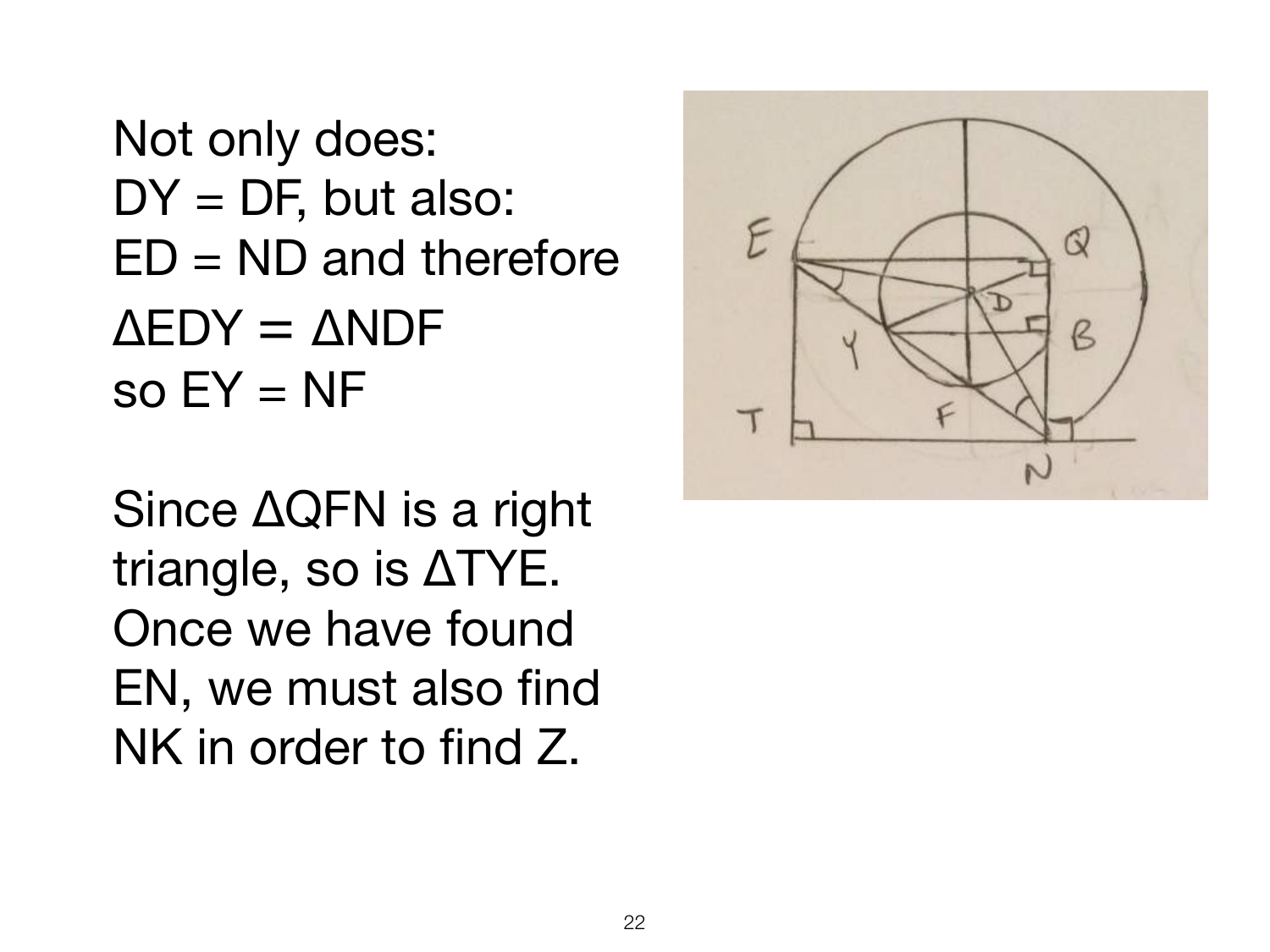Not only does:
DY = DF, but also:
ED = ND and therefore
ΔEDY = ΔNDF
so EY = NF

Since ΔQFN is a right triangle, so is ΔTYE. Once we have found EN, we must also find NK in order to find Z.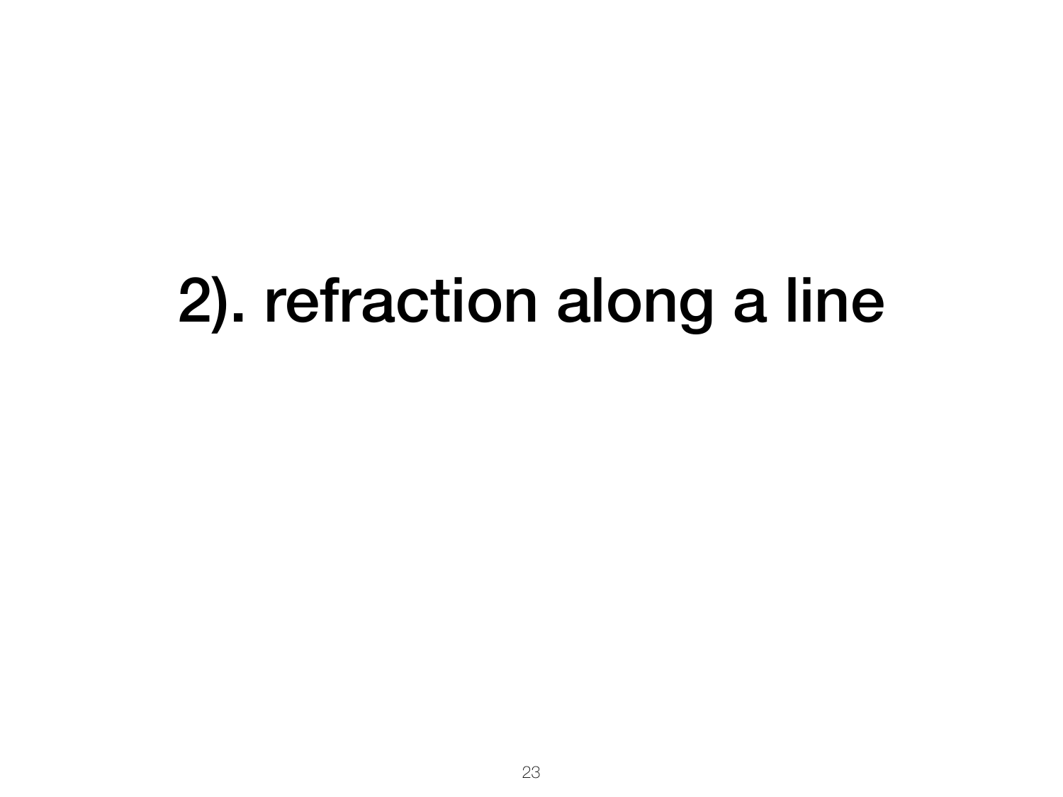# 2). refraction along a line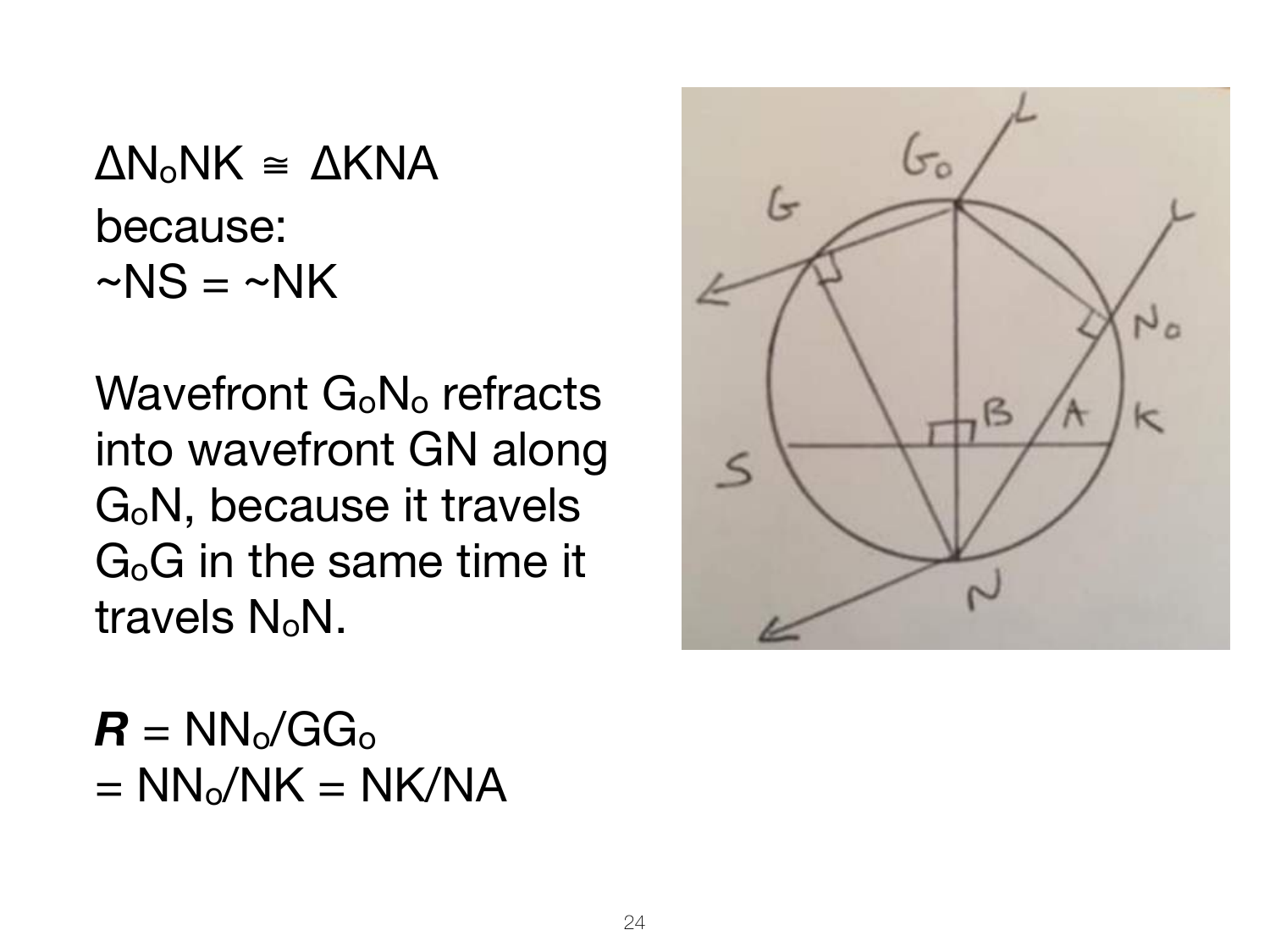$\Delta N_oNK \cong \Delta KNA$ because:
$\sim NS = \sim NK$

Wavefront $G_oN_o$ refracts into wavefront GN along $G_oN$, because it travels $G_oG$ in the same time it travels $N_oN$.

$\boldsymbol{R} = NN_o/GG_o$
$= NN_o/NK = NK/NA$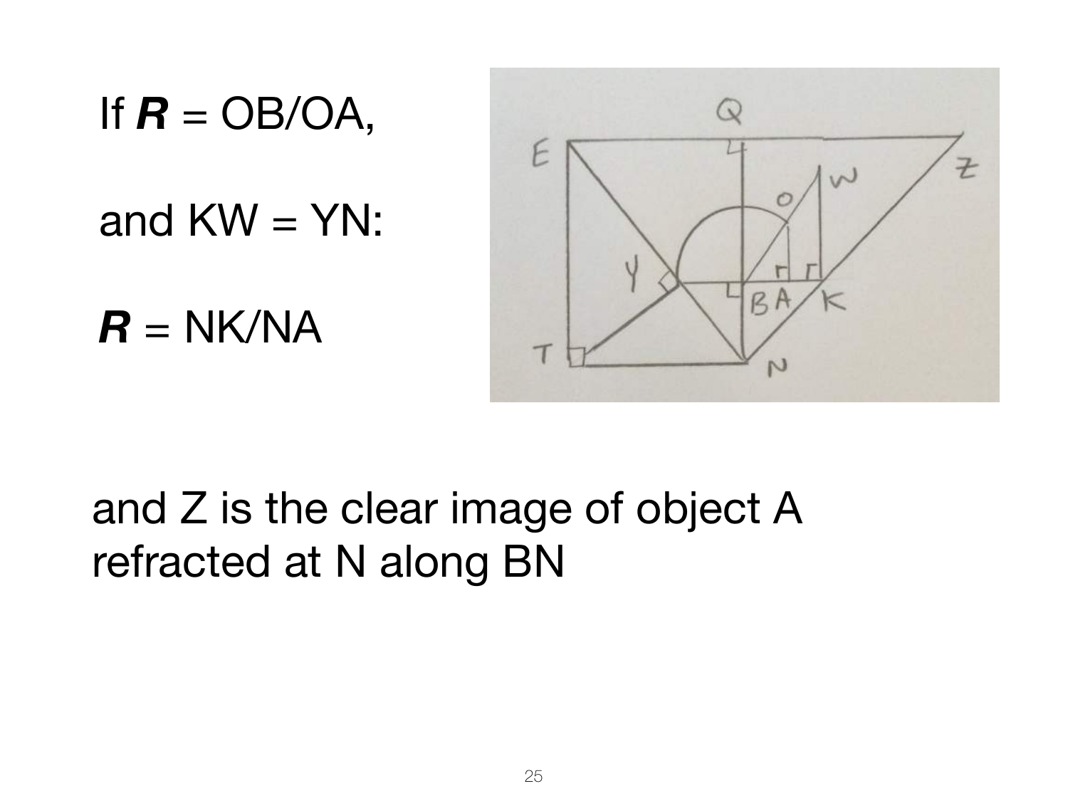If $\boldsymbol{R}$ = OB/OA,

and KW = YN:

$\boldsymbol{R}$ = NK/NA

and Z is the clear image of object A refracted at N along BN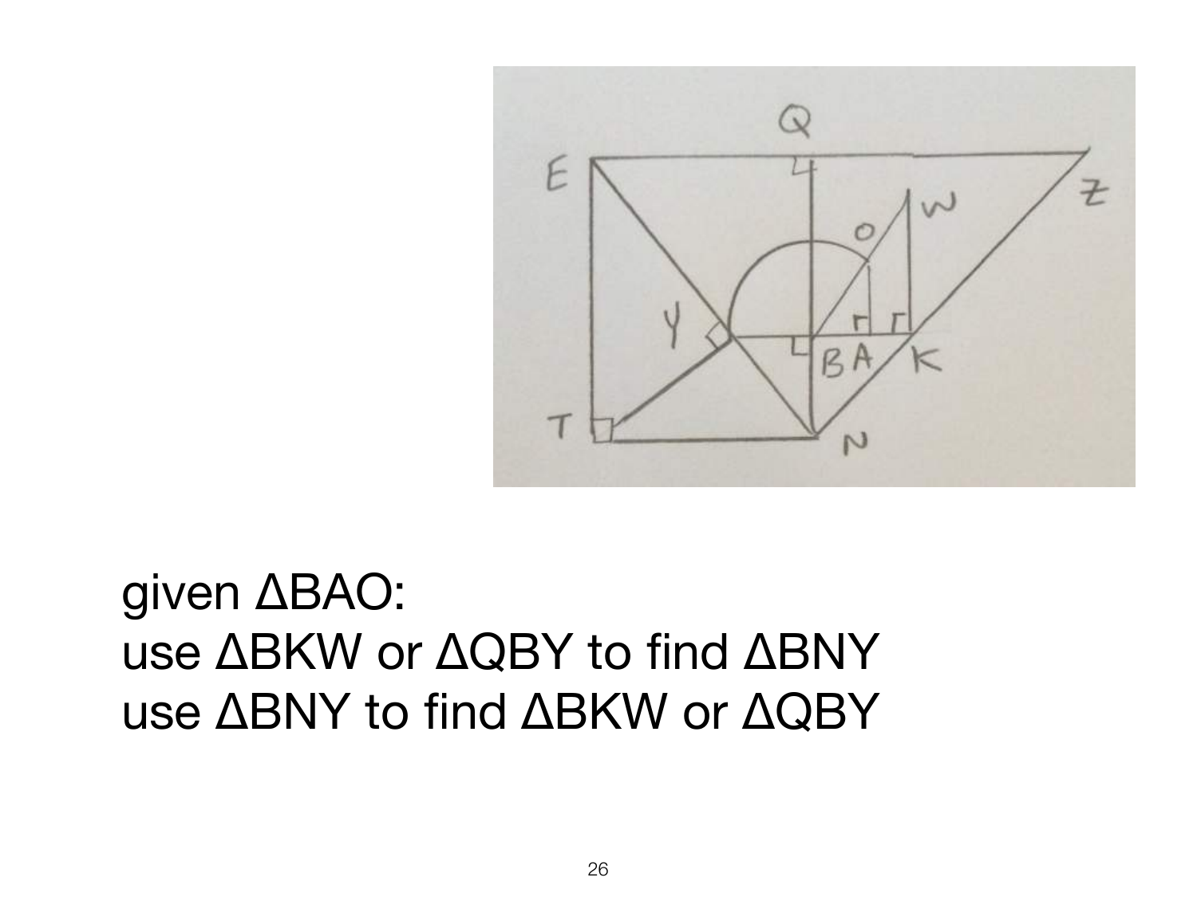given ΔBAO:
use ΔBKW or ΔQBY to find ΔBNY
use ΔBNY to find ΔBKW or ΔQBY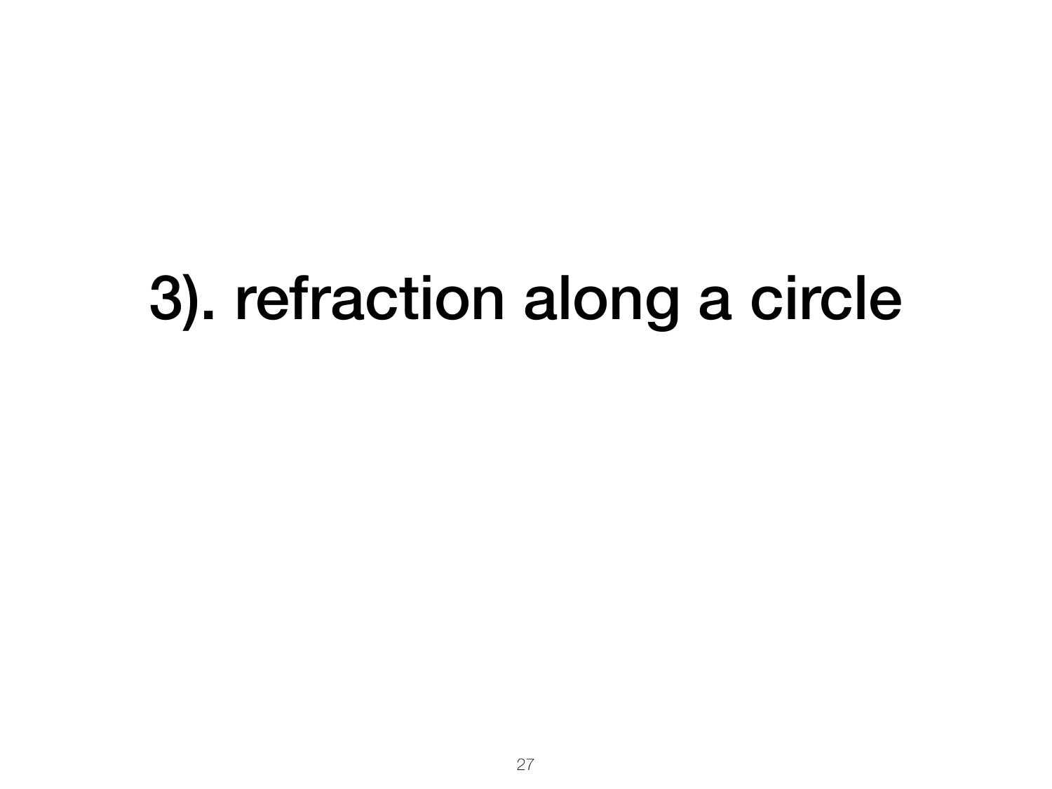# 3). refraction along a circle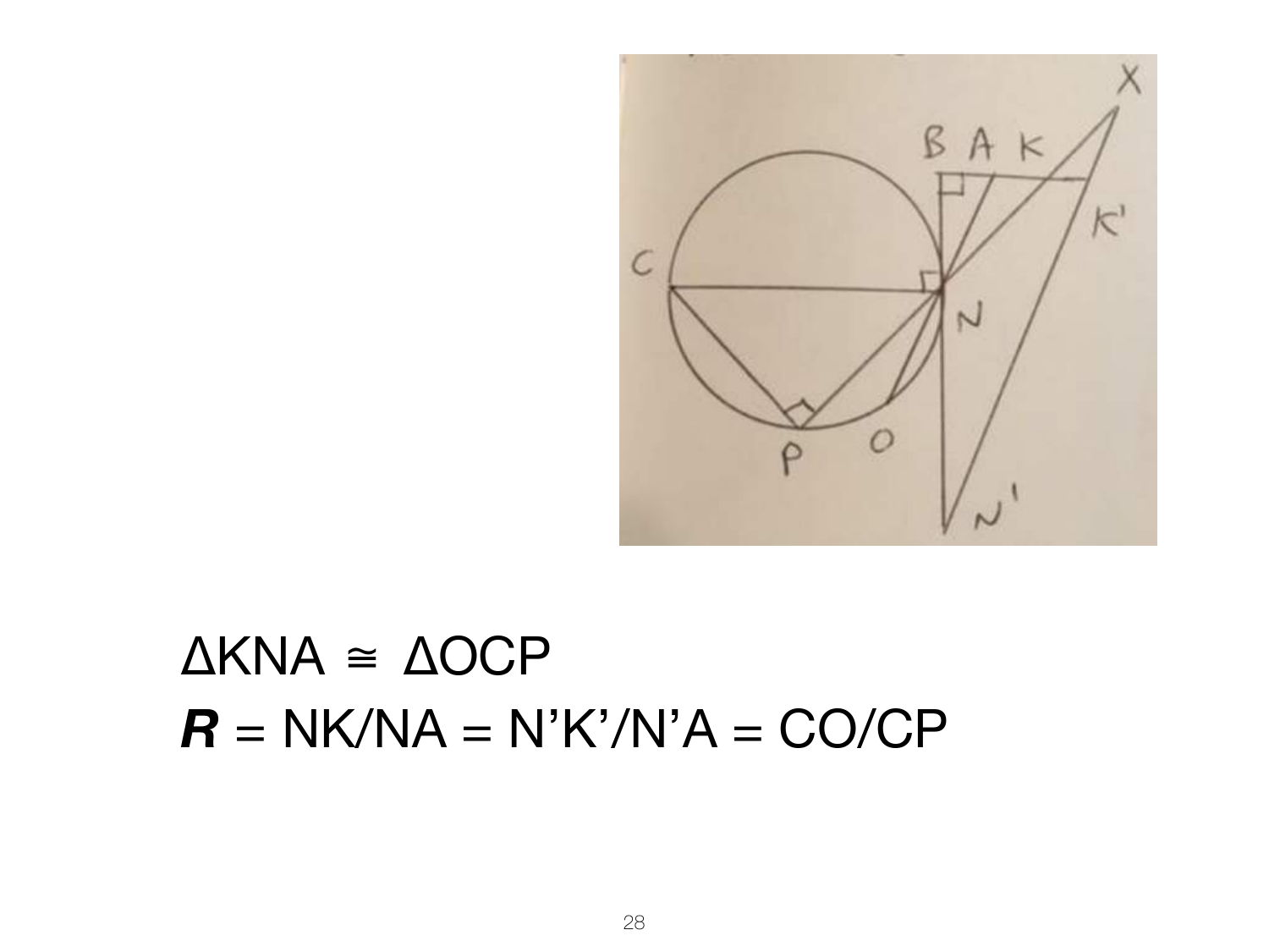$\Delta KNA \cong \Delta OCP$

$\boldsymbol{R} = NK/NA = N'K'/N'A = CO/CP$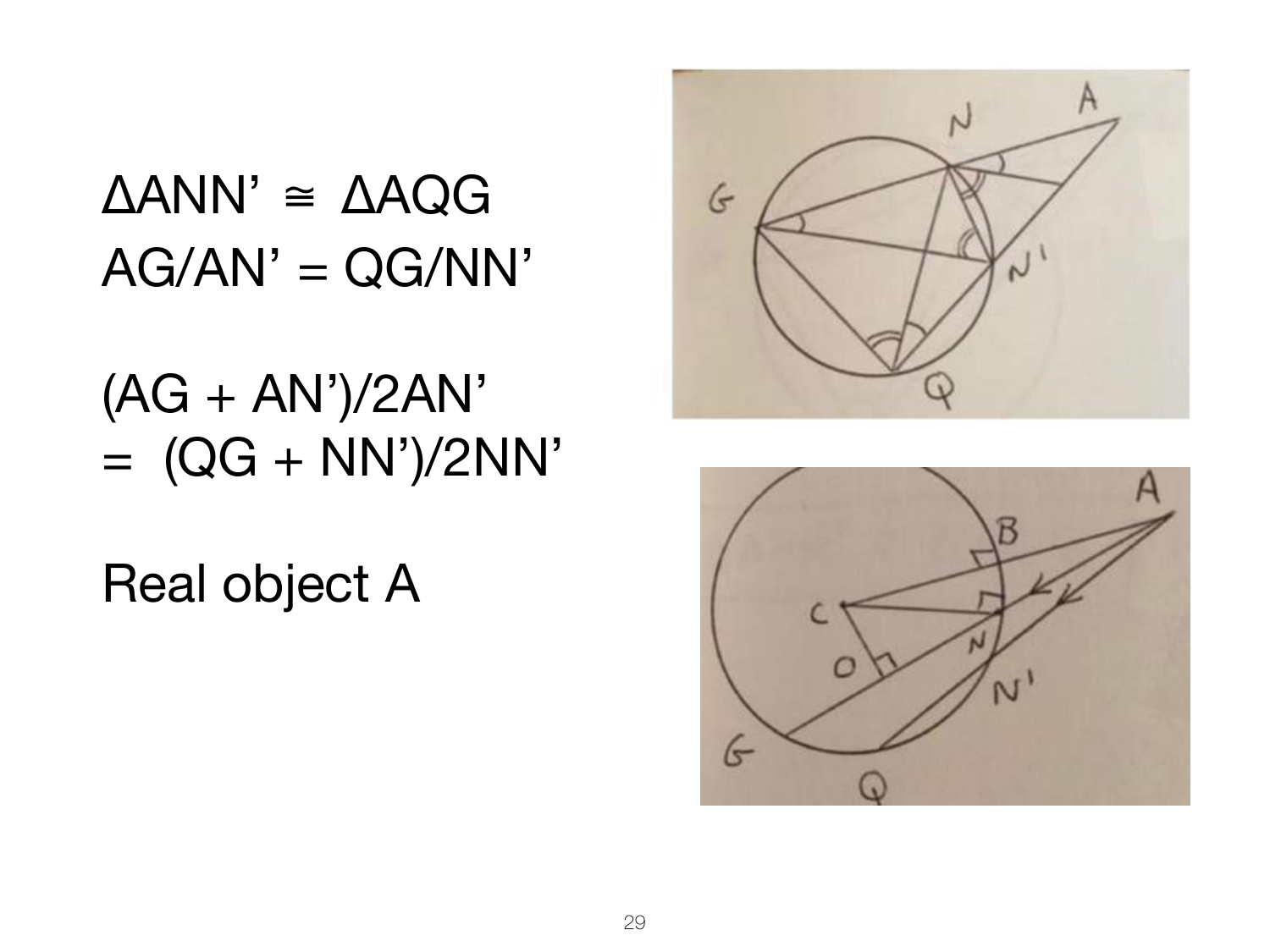$\Delta ANN' \cong \Delta AQG$

$AG/AN' = QG/NN'$

$(AG + AN')/2AN'$

$= (QG + NN')/2NN'$

Real object A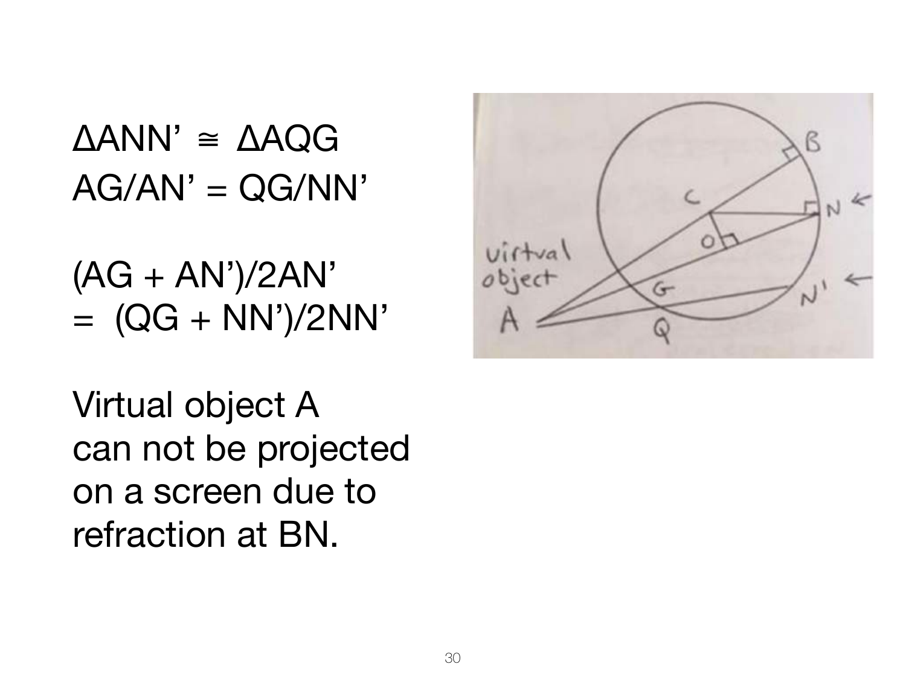$\Delta ANN' \cong \Delta AQG$

$AG/AN' = QG/NN'$

$(AG + AN')/2AN'$
$= (QG + NN')/2NN'$

Virtual object A can not be projected on a screen due to refraction at BN.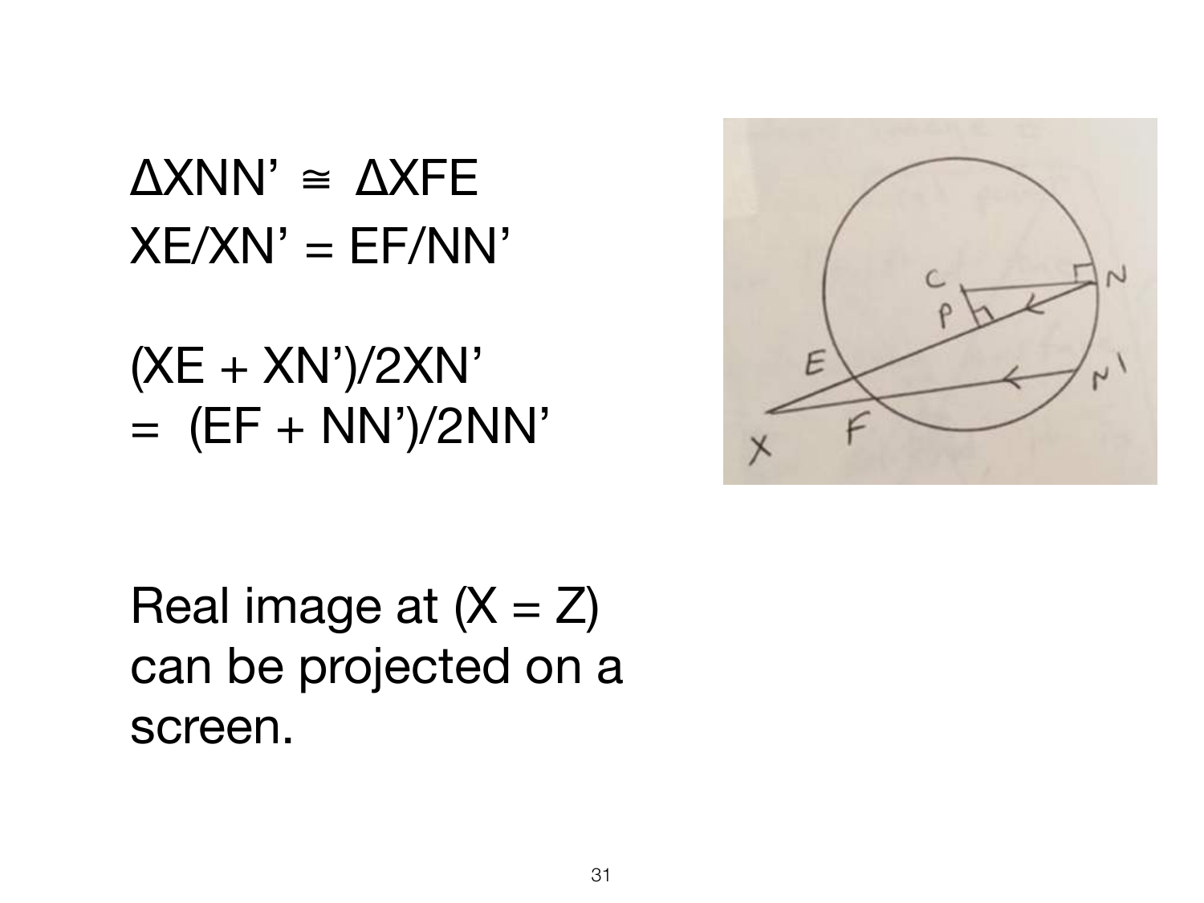$\Delta XNN' \cong \Delta XFE$

$XE/XN' = EF/NN'$

$(XE + XN')/2XN'$

$= (EF + NN')/2NN'$

Real image at (X = Z) can be projected on a screen.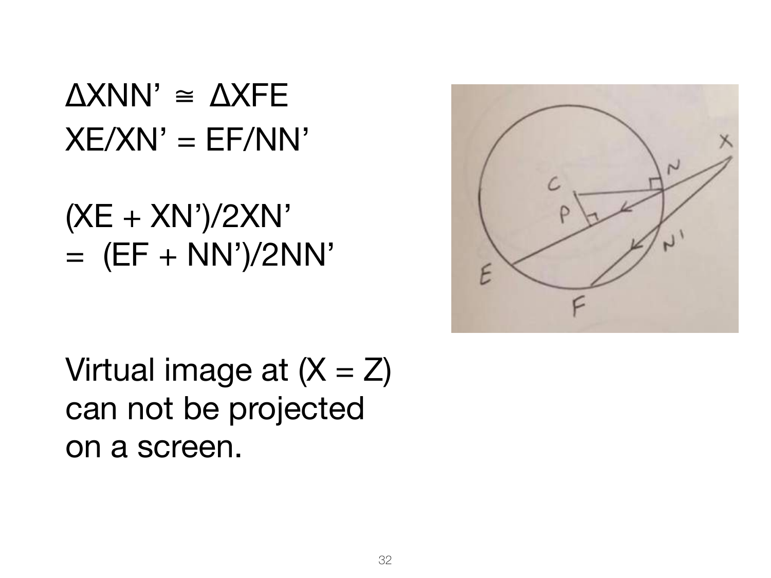$\Delta XNN' \cong \Delta XFE$

$XE/XN' = EF/NN'$

$(XE + XN')/2XN'$
$= (EF + NN')/2NN'$

Virtual image at (X = Z) can not be projected on a screen.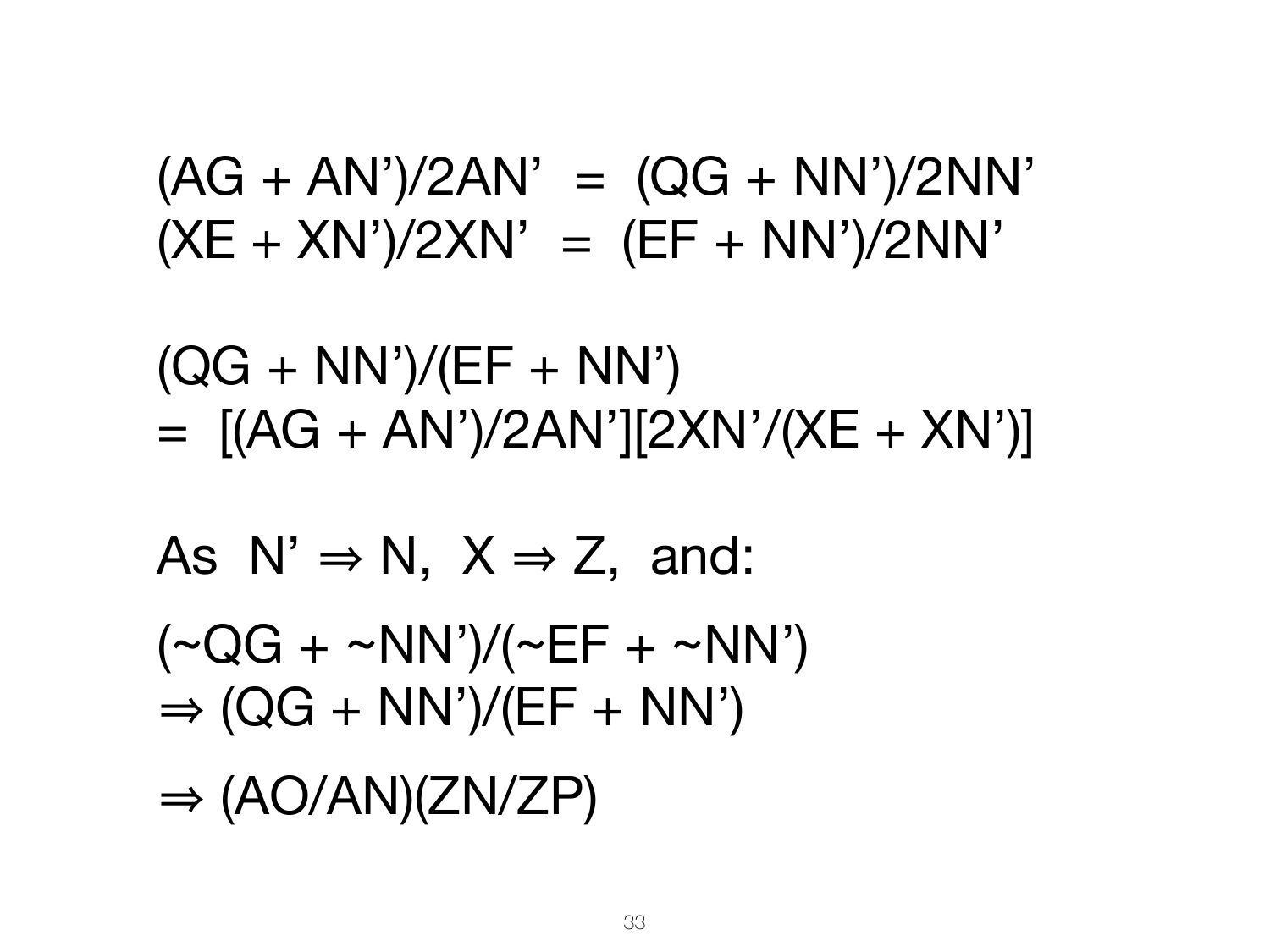$$(AG + AN')/2AN' = (QG + NN')/2NN'$$
$$(XE + XN')/2XN' = (EF + NN')/2NN'$$

$$(QG + NN')/(EF + NN')$$
$$= [(AG + AN')/2AN'][2XN'/(XE + XN')]$$

As $N' \Rightarrow N$, $X \Rightarrow Z$, and:

$$(\sim QG + \sim NN')/(\sim EF + \sim NN')$$
$$\Rightarrow (QG + NN')/(EF + NN')$$

$$\Rightarrow (AO/AN)(ZN/ZP)$$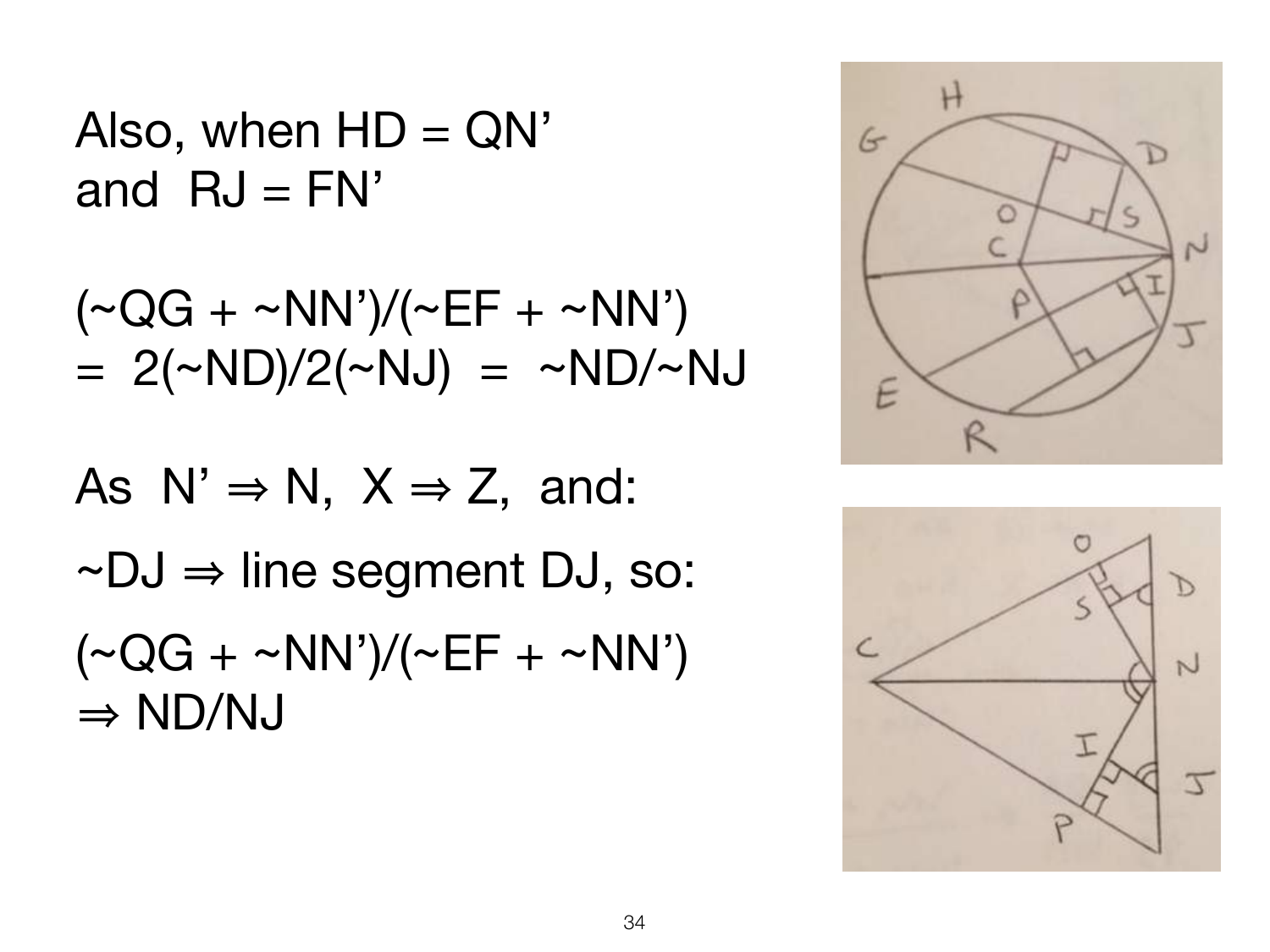Also, when HD = QN'
and RJ = FN'

(~QG + ~NN')/(~EF + ~NN')
= 2(~ND)/2(~NJ) = ~ND/~NJ

As N' ⇒ N, X ⇒ Z, and:

~DJ ⇒ line segment DJ, so:

(~QG + ~NN')/(~EF + ~NN')
⇒ ND/NJ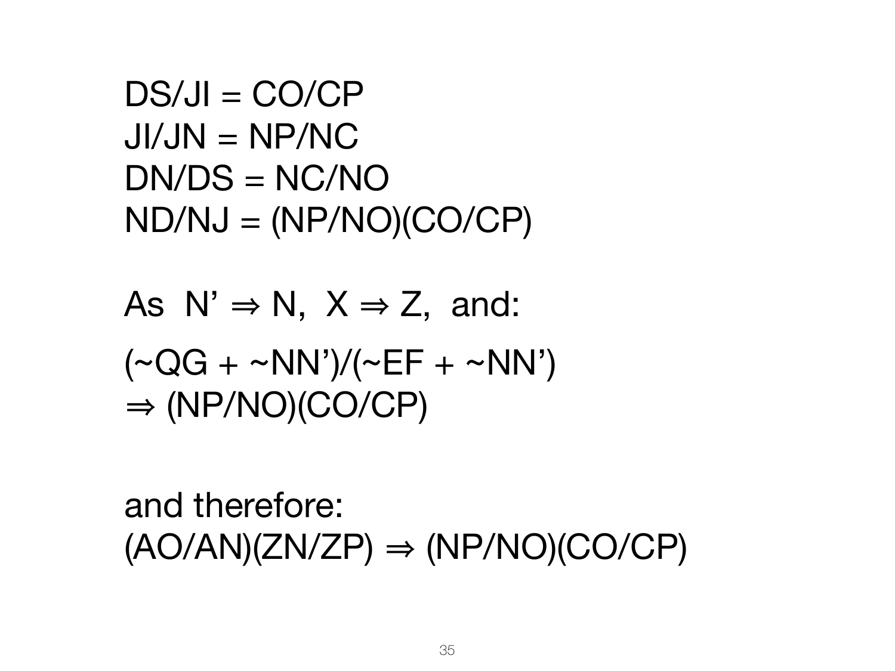DS/JI = CO/CP
JI/JN = NP/NC
DN/DS = NC/NO
ND/NJ = (NP/NO)(CO/CP)

As N' ⇒ N, X ⇒ Z, and:

(~QG + ~NN')/(~EF + ~NN')
⇒ (NP/NO)(CO/CP)

and therefore:
(AO/AN)(ZN/ZP) ⇒ (NP/NO)(CO/CP)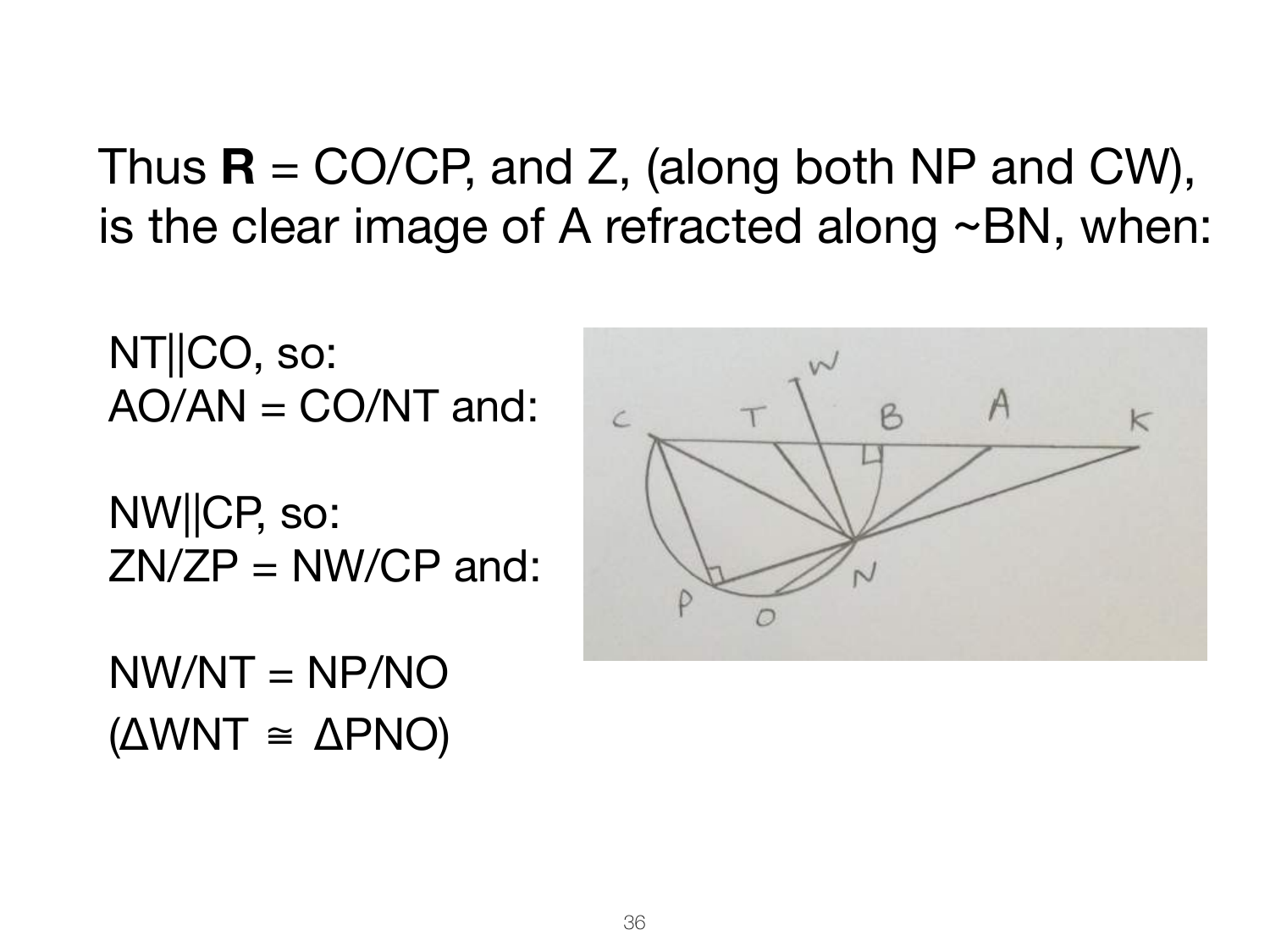Thus **R** = CO/CP, and Z, (along both NP and CW), is the clear image of A refracted along ~BN, when:

NT||CO, so:
AO/AN = CO/NT and:

NW||CP, so:
ZN/ZP = NW/CP and:

NW/NT = NP/NO
(ΔWNT ≅ ΔPNO)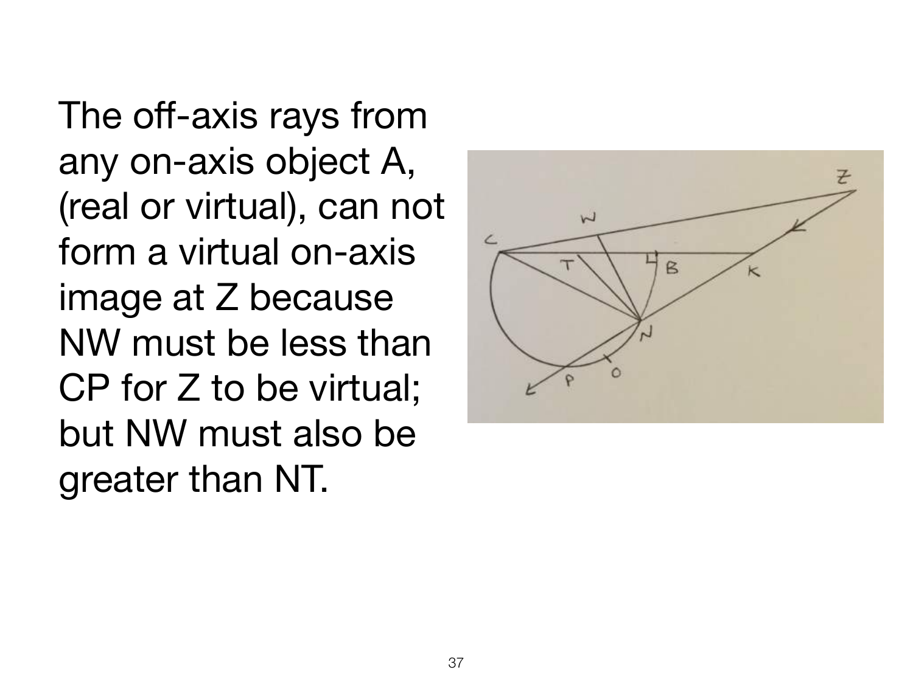The off-axis rays from any on-axis object A, (real or virtual), can not form a virtual on-axis image at Z because NW must be less than CP for Z to be virtual; but NW must also be greater than NT.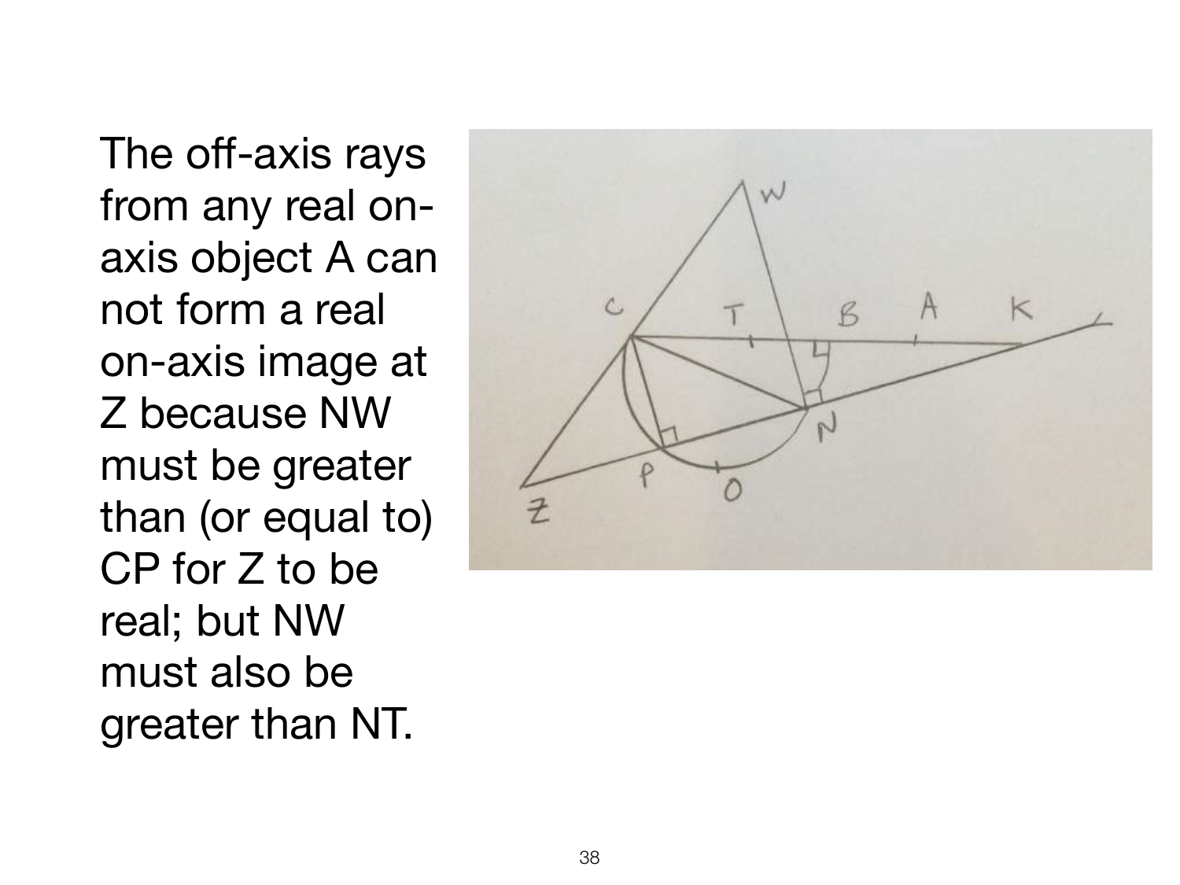The off-axis rays from any real on-axis object A can not form a real on-axis image at Z because NW must be greater than (or equal to) CP for Z to be real; but NW must also be greater than NT.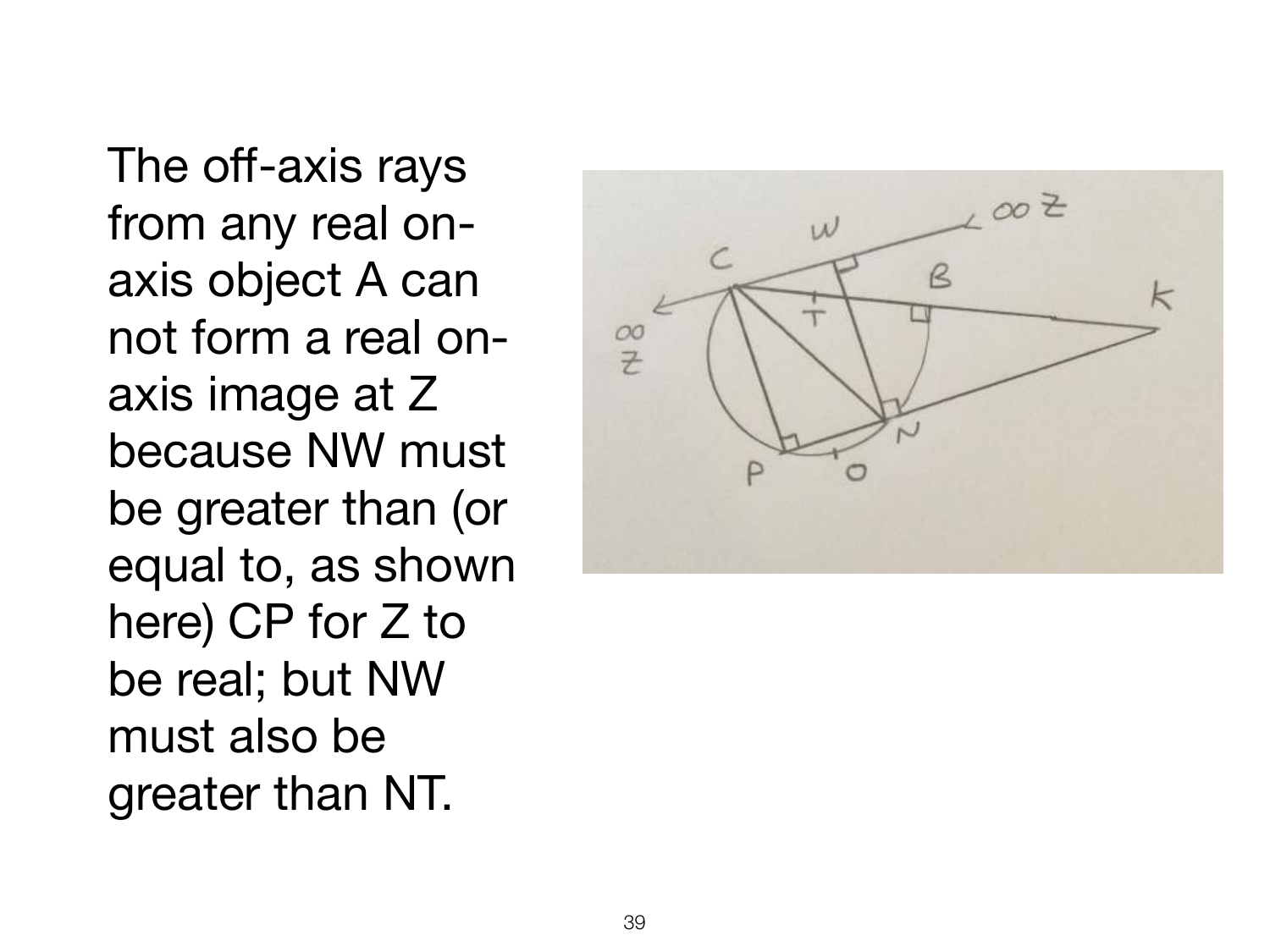The off-axis rays from any real on-axis object A can not form a real on-axis image at Z because NW must be greater than (or equal to, as shown here) CP for Z to be real; but NW must also be greater than NT.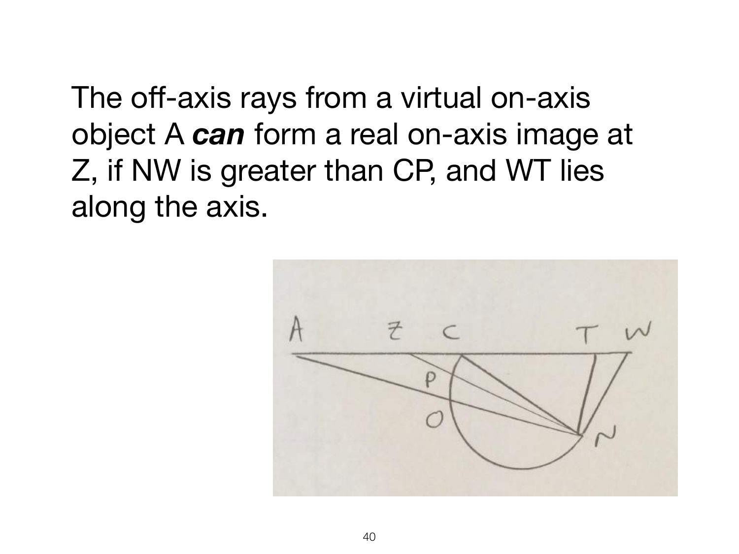The off-axis rays from a virtual on-axis object A ***can*** form a real on-axis image at Z, if NW is greater than CP, and WT lies along the axis.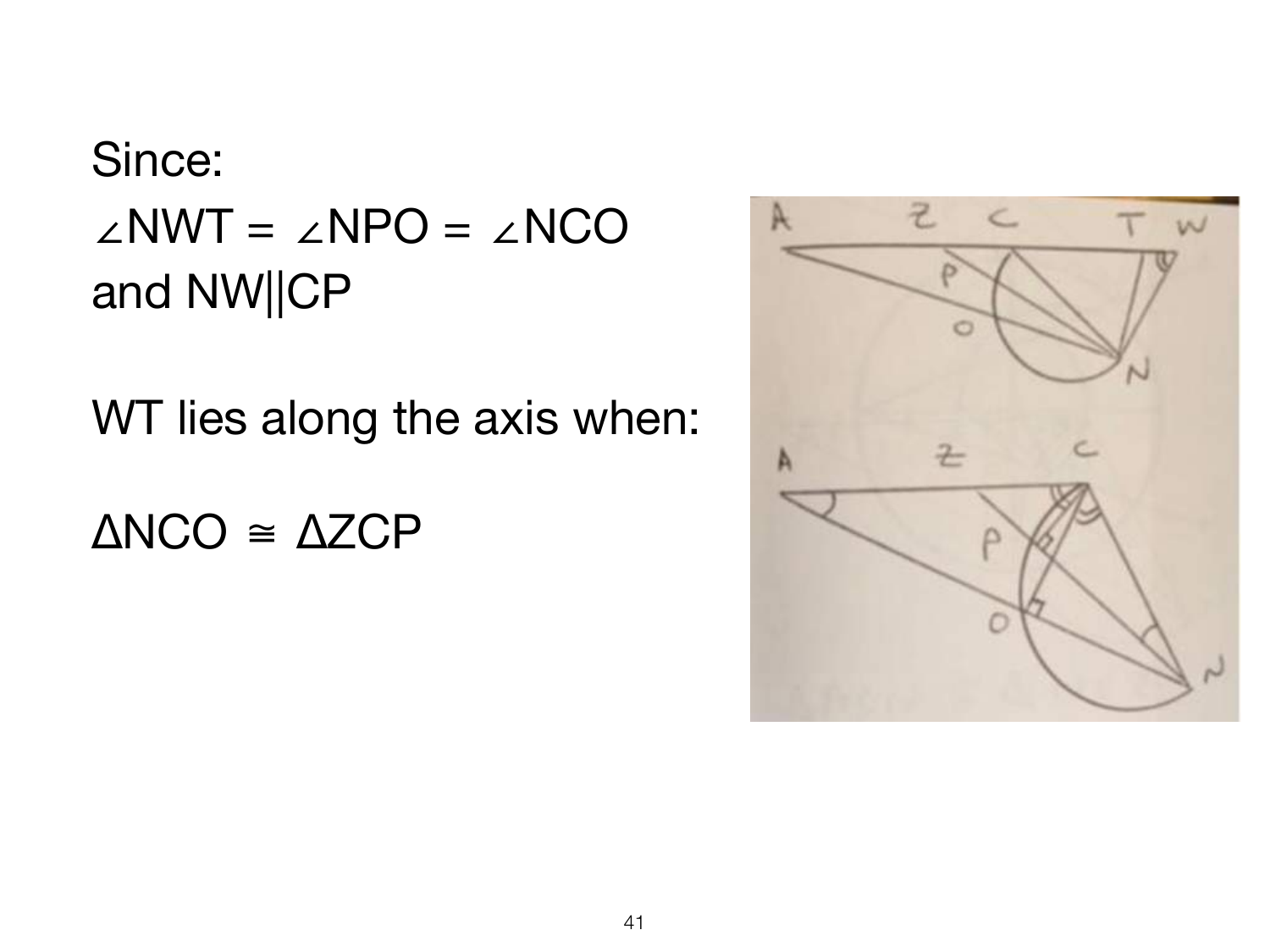Since:

$\angle NWT = \angle NPO = \angle NCO$

and $NW \| CP$

WT lies along the axis when:

$\Delta NCO \cong \Delta ZCP$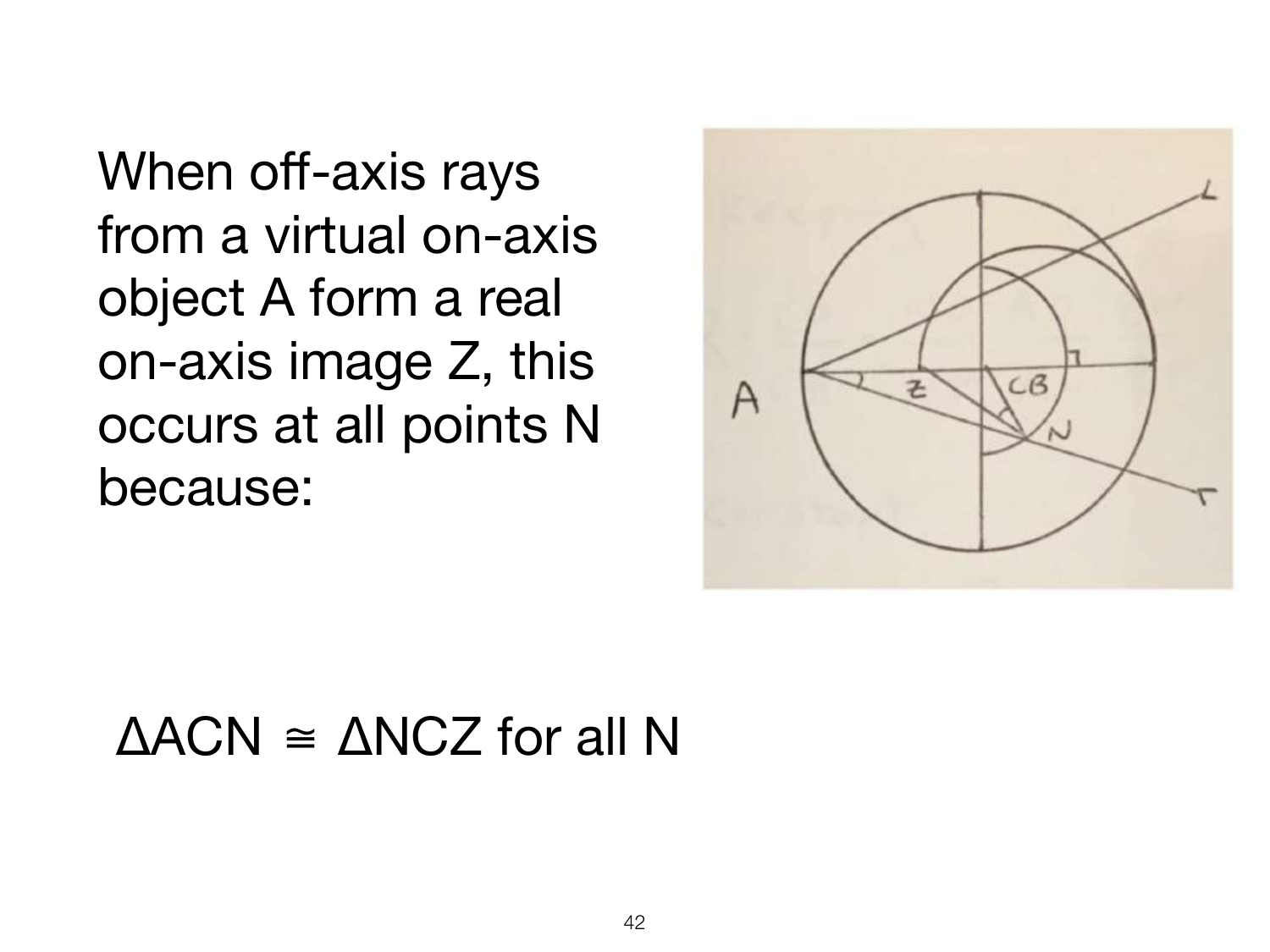When off-axis rays from a virtual on-axis object A form a real on-axis image Z, this occurs at all points N because:

$\Delta ACN \cong \Delta NCZ$ for all N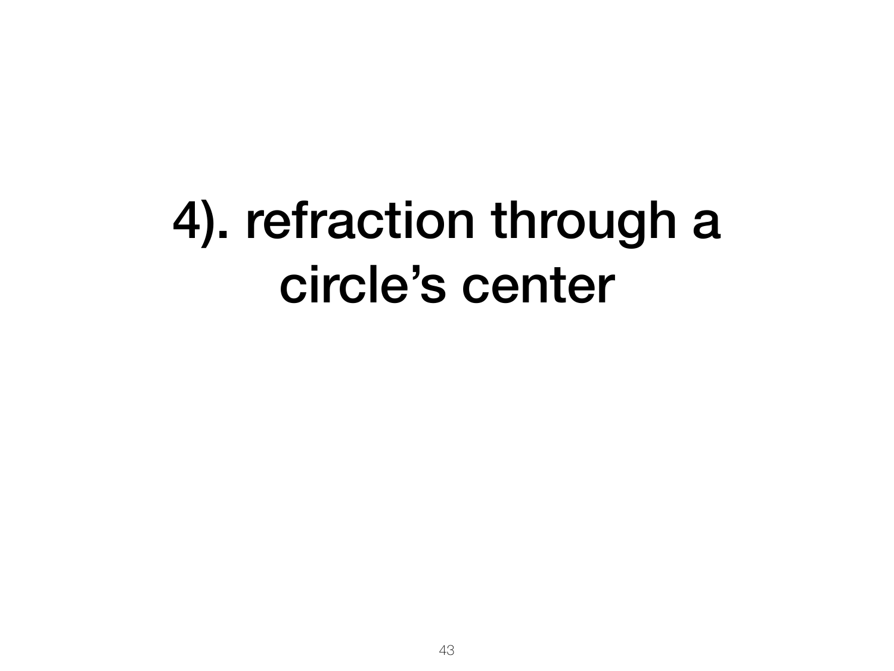# 4). refraction through a circle’s center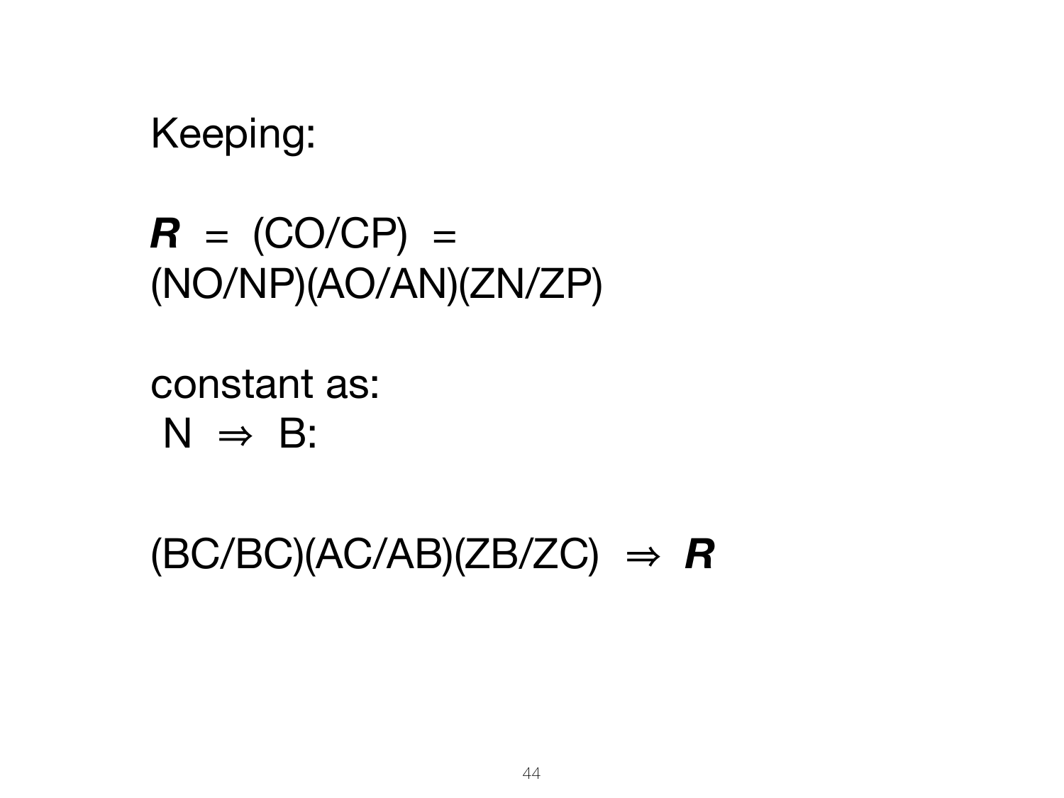Keeping:

***R*** = (CO/CP) =
(NO/NP)(AO/AN)(ZN/ZP)

constant as:
N ⇒ B:

(BC/BC)(AC/AB)(ZB/ZC) ⇒ ***R***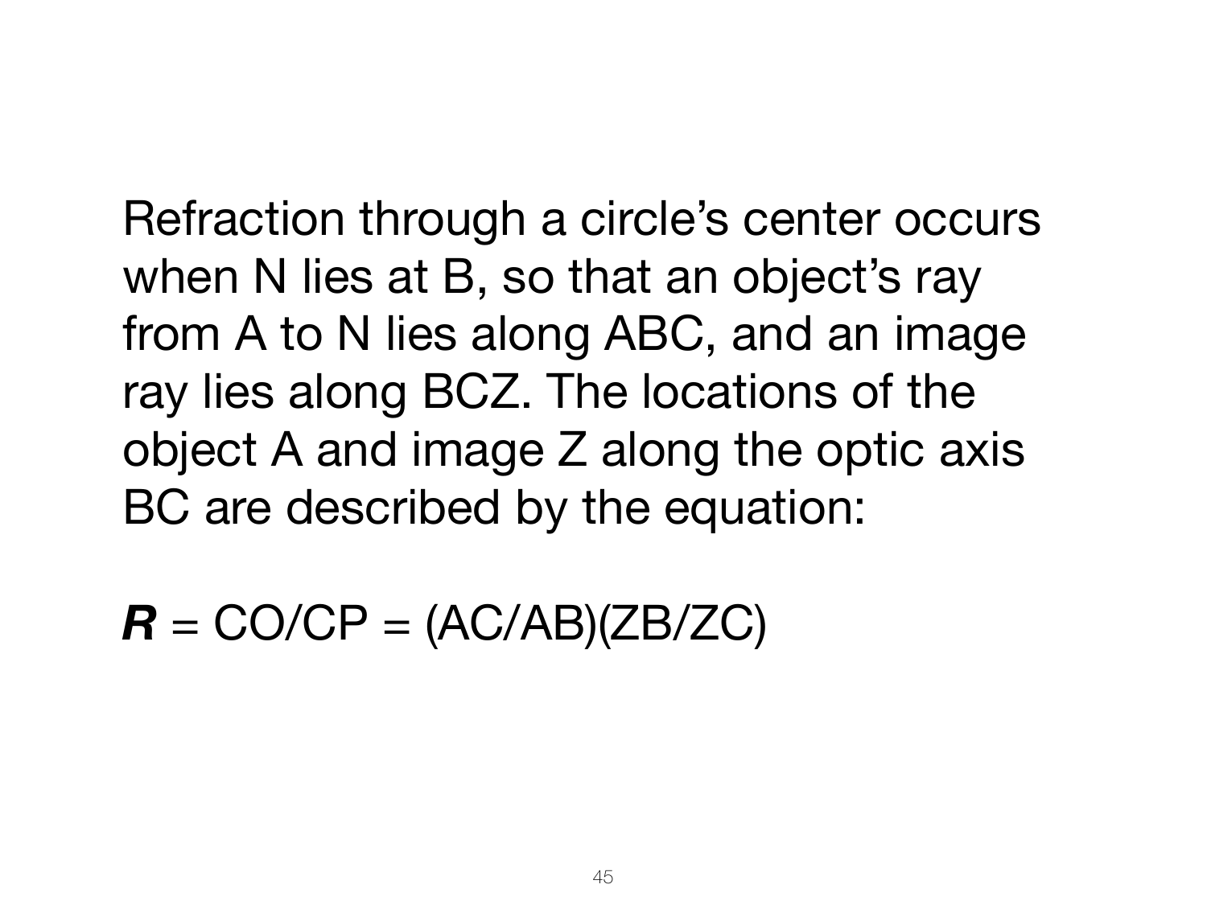Refraction through a circle's center occurs when N lies at B, so that an object's ray from A to N lies along ABC, and an image ray lies along BCZ. The locations of the object A and image Z along the optic axis BC are described by the equation:

$$\boldsymbol{R} = CO/CP = (AC/AB)(ZB/ZC)$$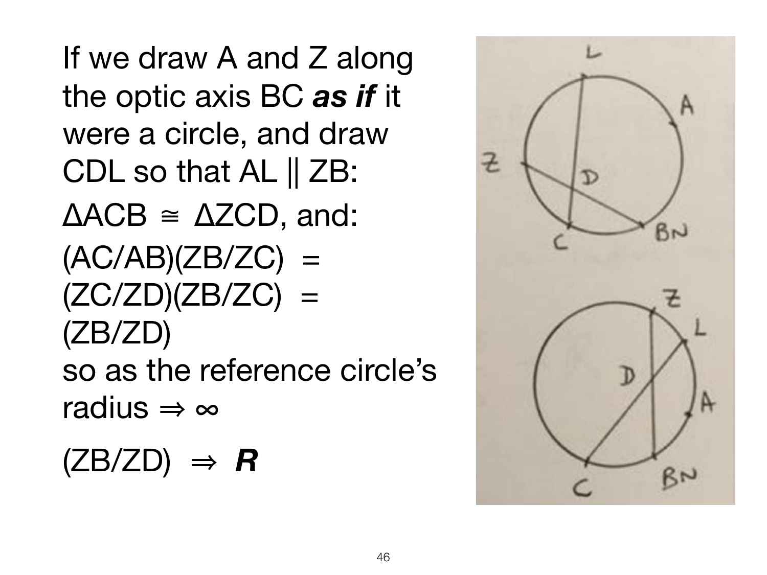If we draw A and Z along the optic axis BC ***as if*** it were a circle, and draw CDL so that AL || ZB:

ΔACB ≅ ΔZCD, and:

(AC/AB)(ZB/ZC) =
(ZC/ZD)(ZB/ZC) =
(ZB/ZD)
so as the reference circle's radius ⇒ ∞

(ZB/ZD) ⇒ ***R***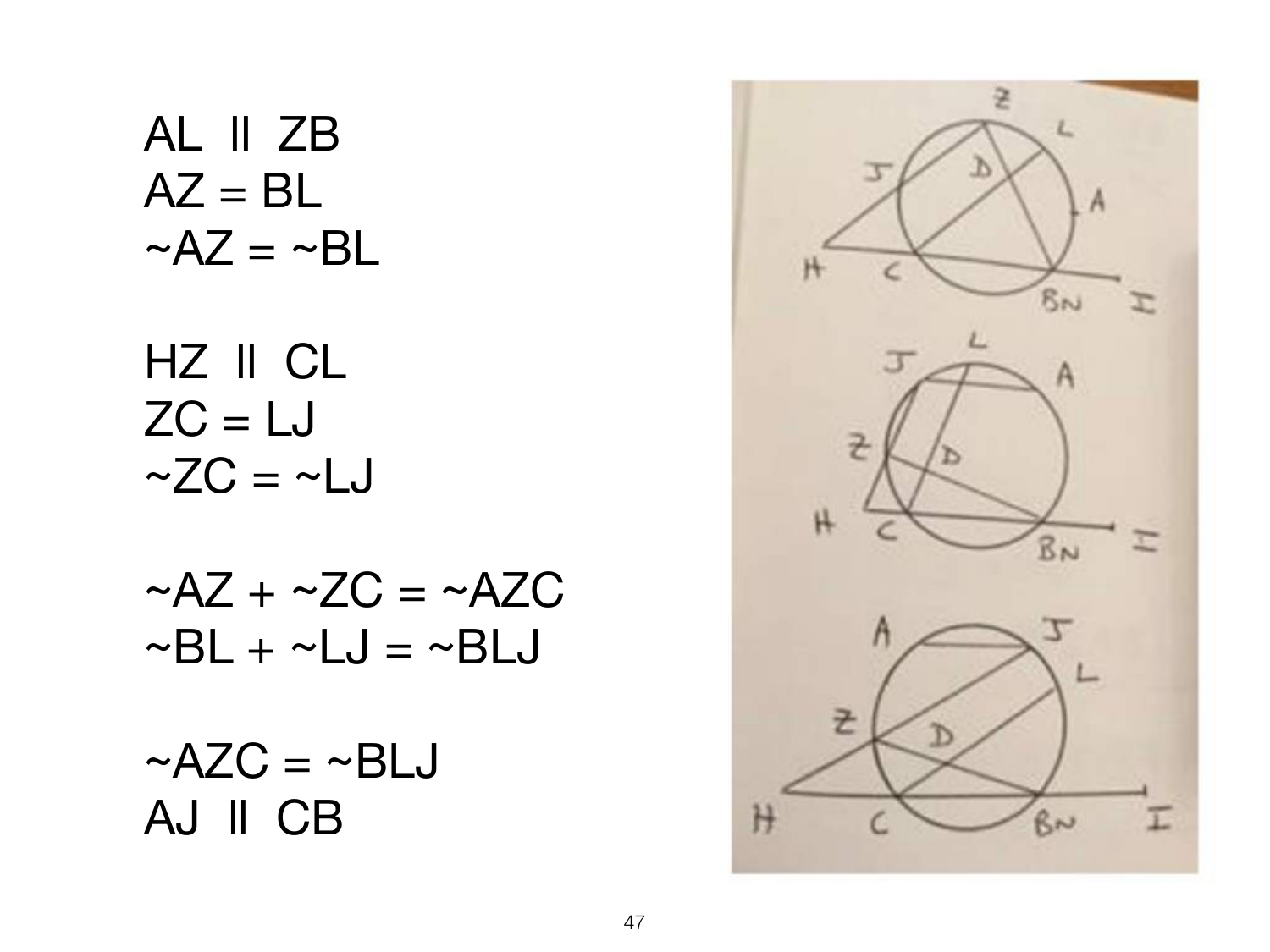AL || ZB
AZ = BL
~AZ = ~BL

HZ || CL
ZC = LJ
~ZC = ~LJ

~AZ + ~ZC = ~AZC
~BL + ~LJ = ~BLJ

~AZC = ~BLJ
AJ || CB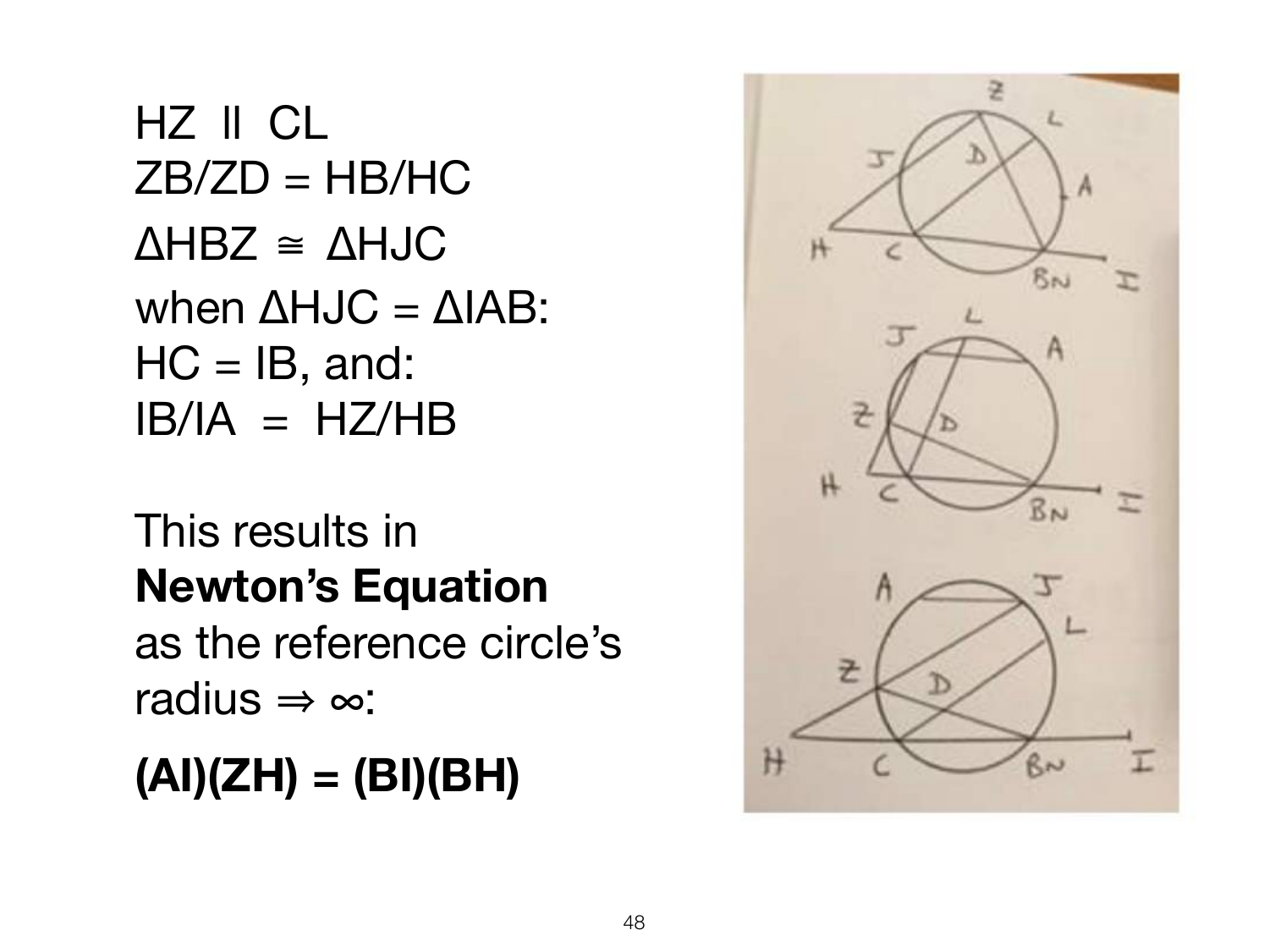HZ ll CL

ZB/ZD = HB/HC

ΔHBZ ≅ ΔHJC

when ΔHJC = ΔIAB:

HC = IB, and:

IB/IA = HZ/HB

This results in **Newton's Equation** as the reference circle's radius ⇒ ∞:

**(AI)(ZH) = (BI)(BH)**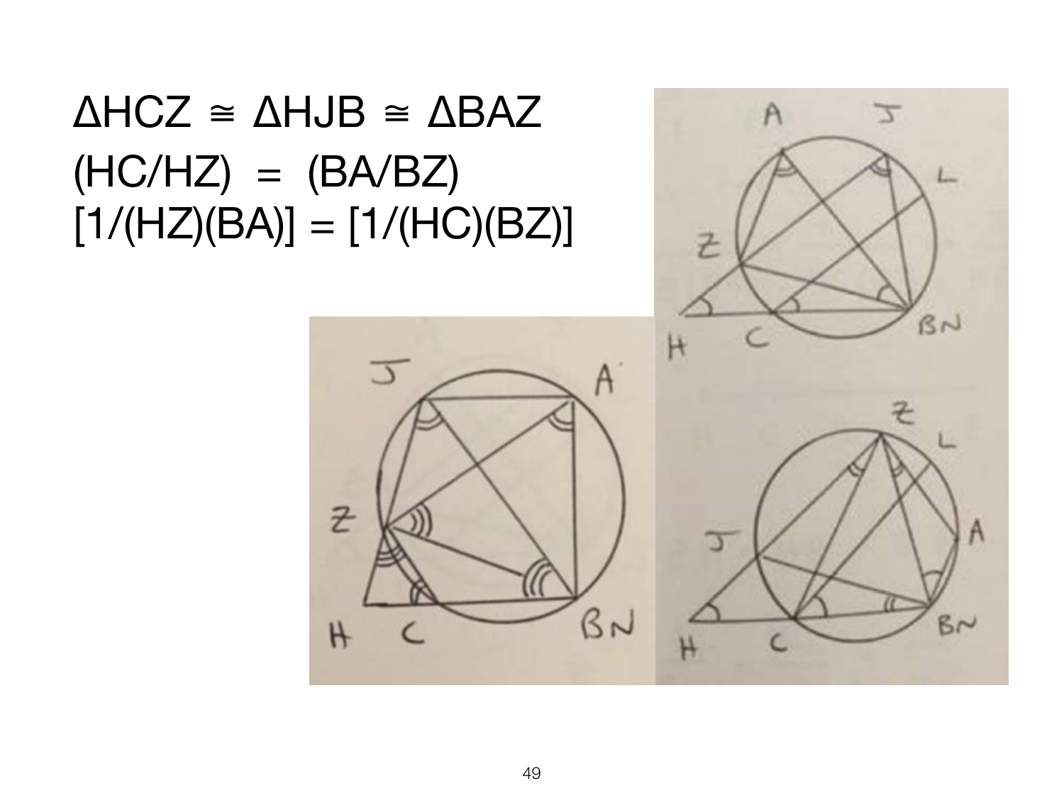$\Delta HCZ \cong \Delta HJB \cong \Delta BAZ$

$(HC/HZ) = (BA/BZ)$

$[1/(HZ)(BA)] = [1/(HC)(BZ)]$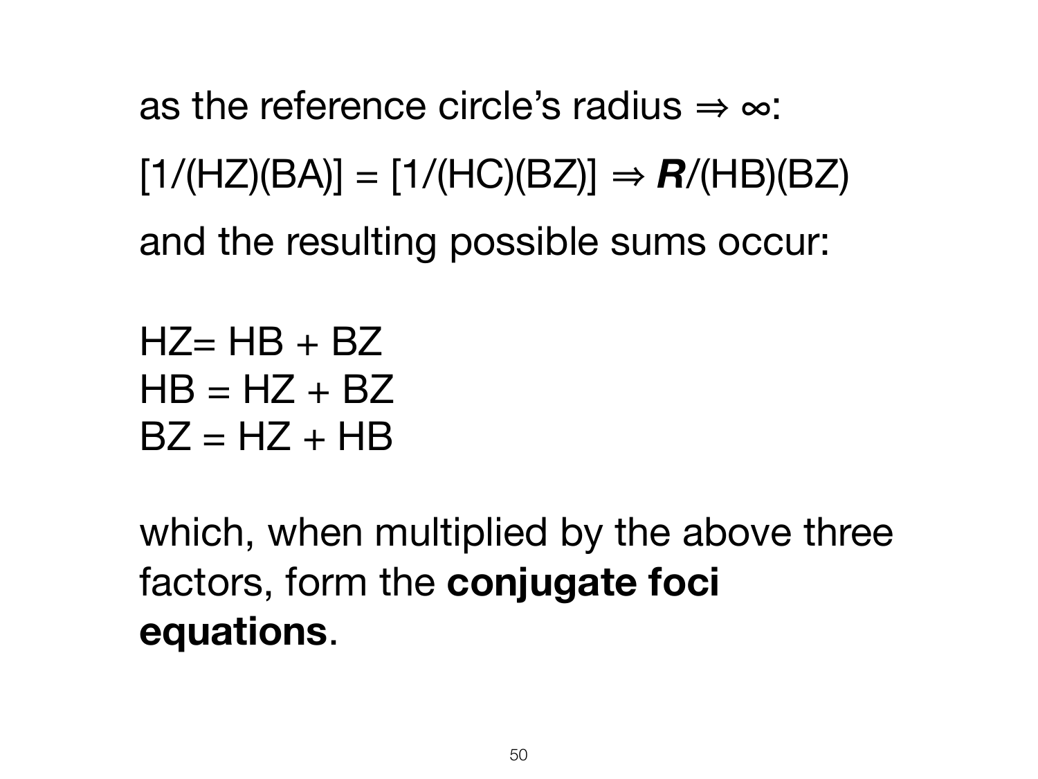as the reference circle's radius $\Rightarrow \infty$:

$$[1/(HZ)(BA)] = [1/(HC)(BZ)] \Rightarrow \boldsymbol{R}/(HB)(BZ)$$

and the resulting possible sums occur:

$$HZ = HB + BZ$$
$$HB = HZ + BZ$$
$$BZ = HZ + HB$$

which, when multiplied by the above three factors, form the **conjugate foci equations**.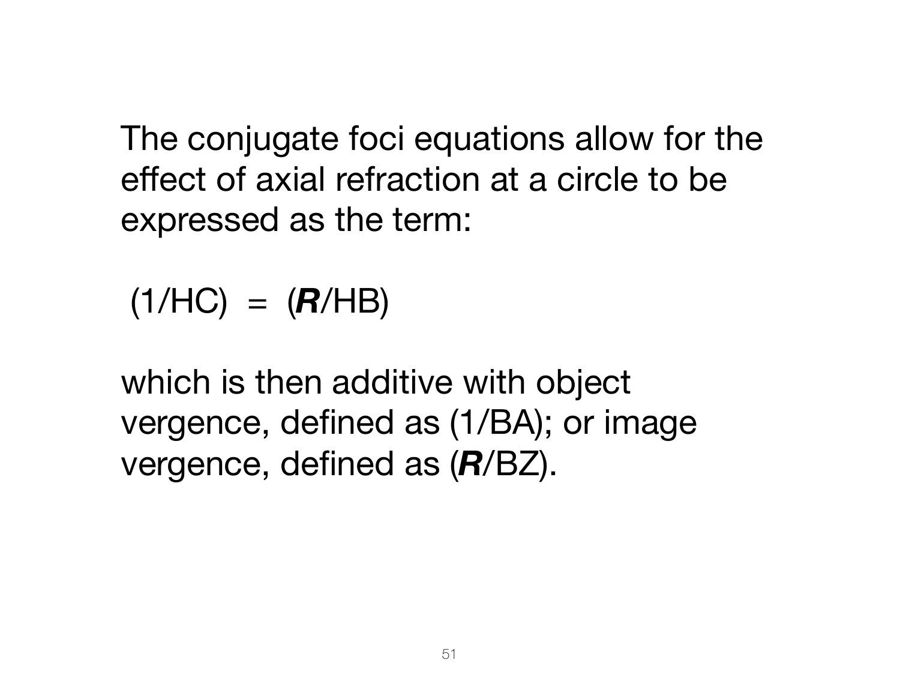The conjugate foci equations allow for the effect of axial refraction at a circle to be expressed as the term:

$$(1/HC) = (\boldsymbol{R}/HB)$$

which is then additive with object vergence, defined as $(1/BA)$; or image vergence, defined as $(\boldsymbol{R}/BZ)$.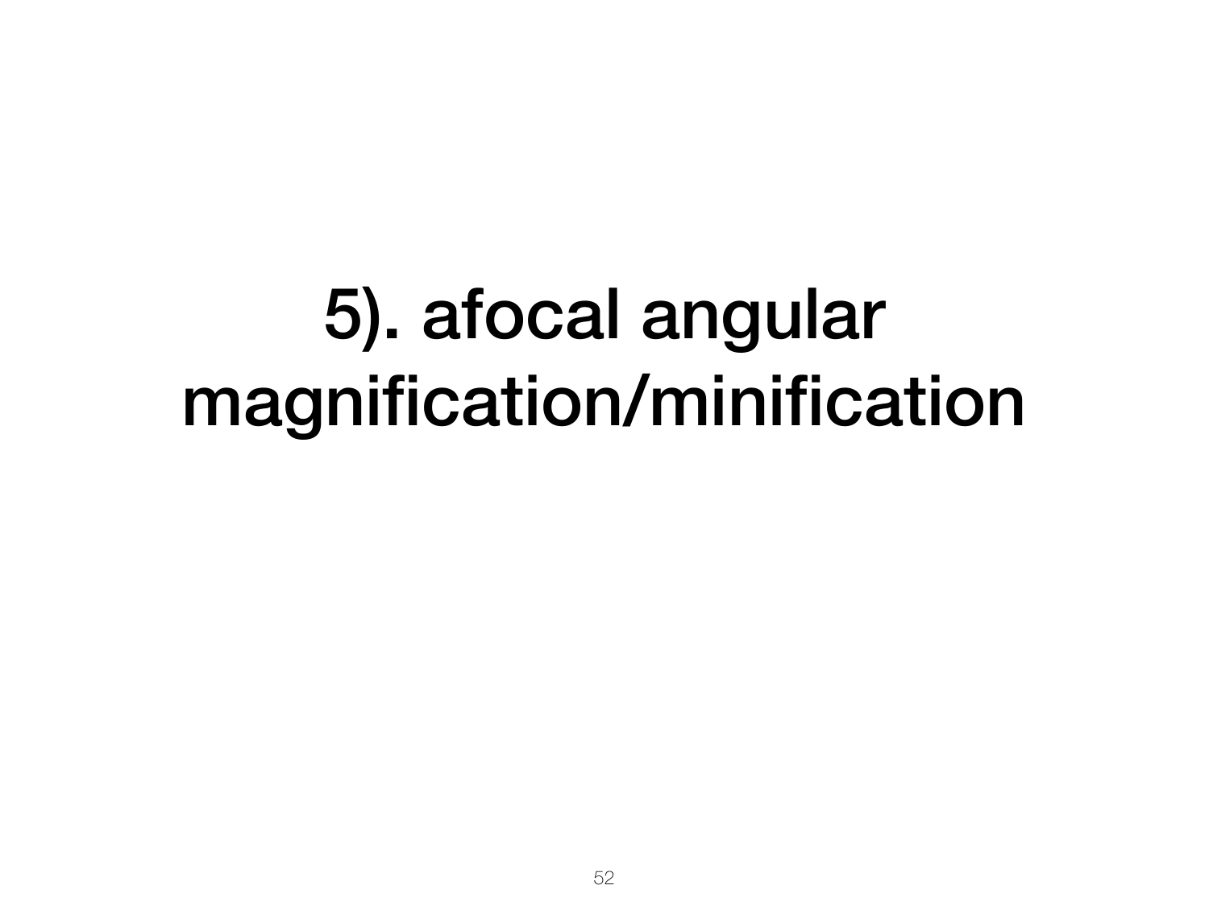# 5). afocal angular magnification/minification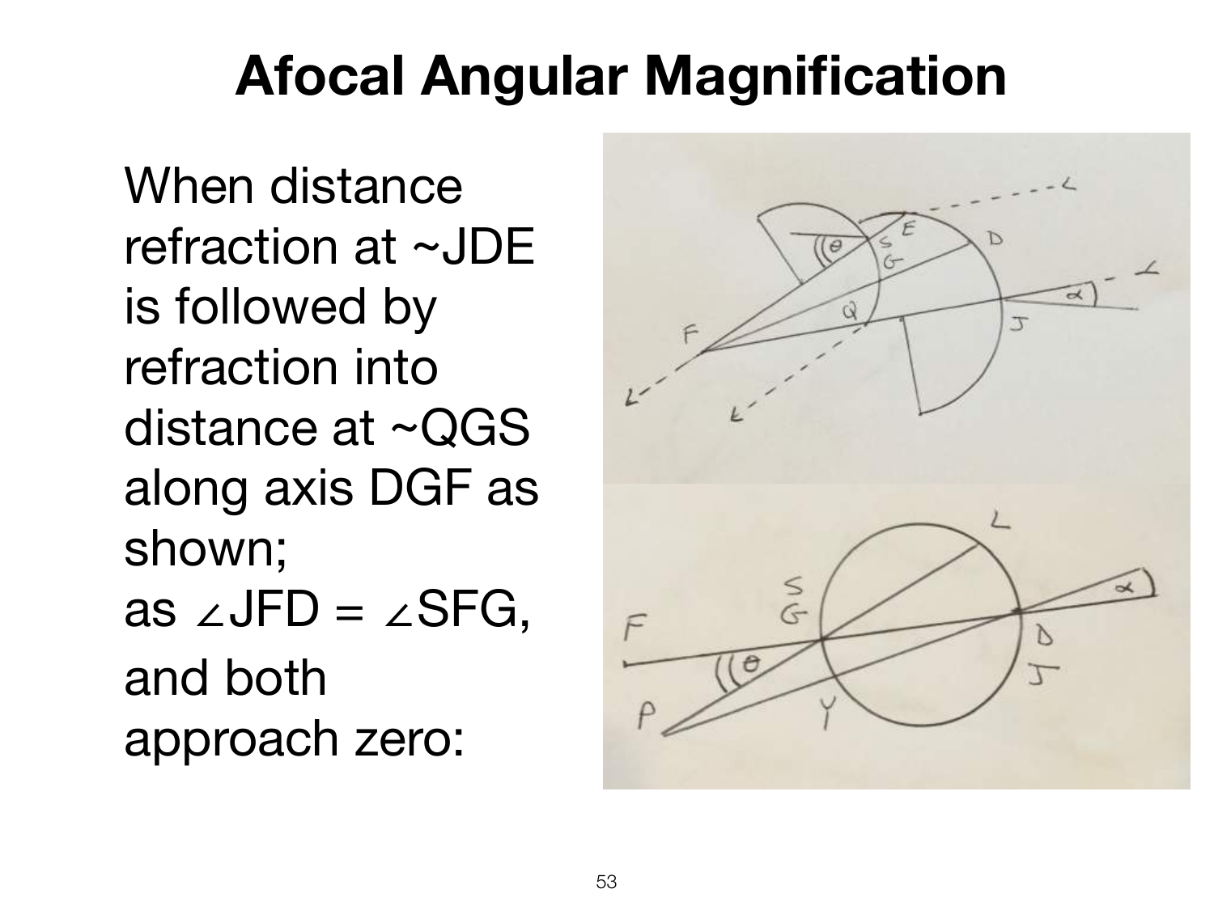# Afocal Angular Magnification

When distance refraction at ~JDE is followed by refraction into distance at ~QGS along axis DGF as shown;
as ∠JFD = ∠SFG, and both approach zero: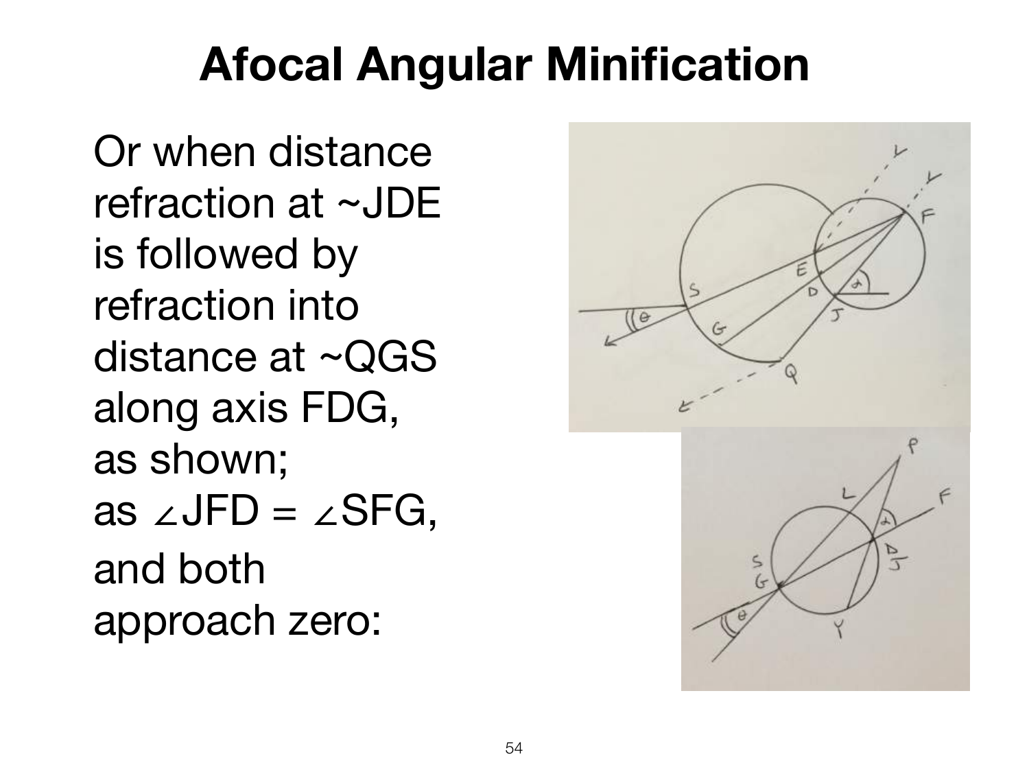# Afocal Angular Minification

Or when distance refraction at ~JDE is followed by refraction into distance at ~QGS along axis FDG, as shown; as ∠JFD = ∠SFG, and both approach zero: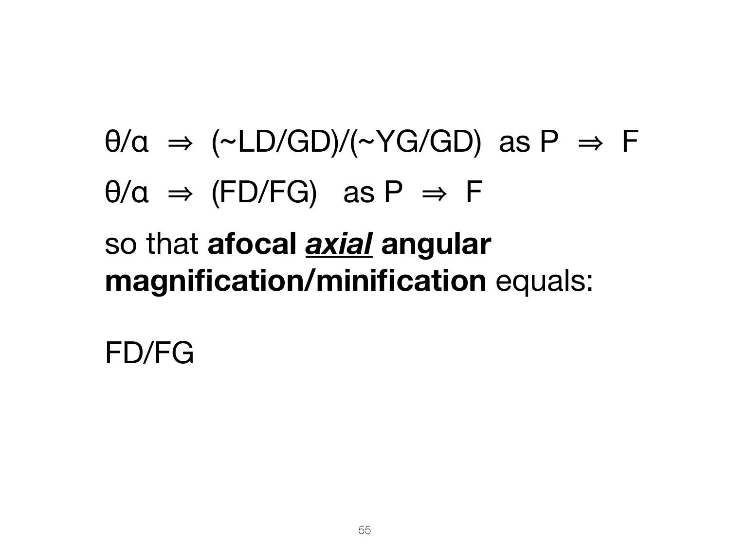$\theta/\alpha \Rightarrow (\sim LD/GD)/(\sim YG/GD)$ as $P \Rightarrow F$

$\theta/\alpha \Rightarrow (FD/FG)$ as $P \Rightarrow F$

so that **afocal *axial* angular magnification/minification** equals:

FD/FG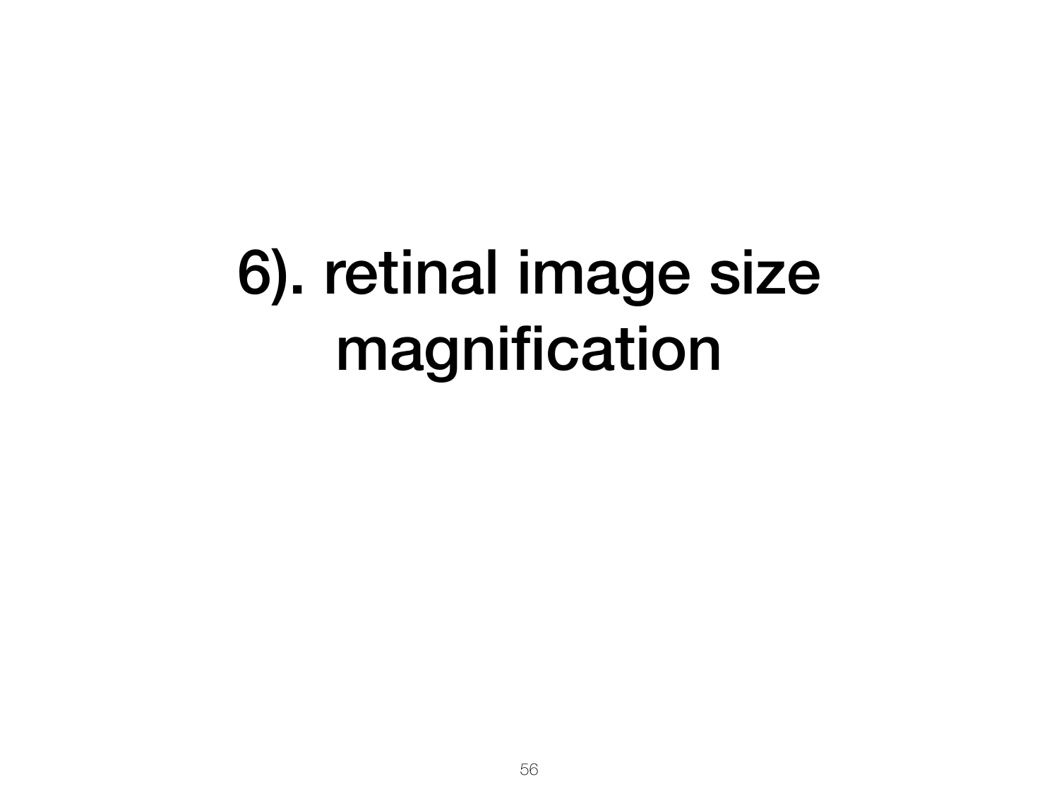# 6). retinal image size magnification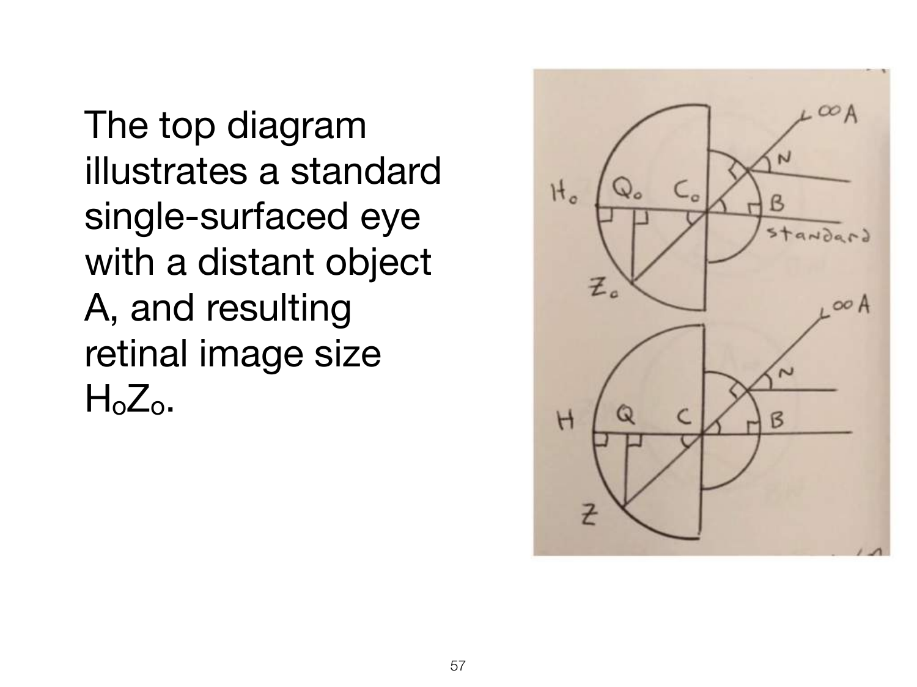The top diagram illustrates a standard single-surfaced eye with a distant object A, and resulting retinal image size $H_oZ_o$.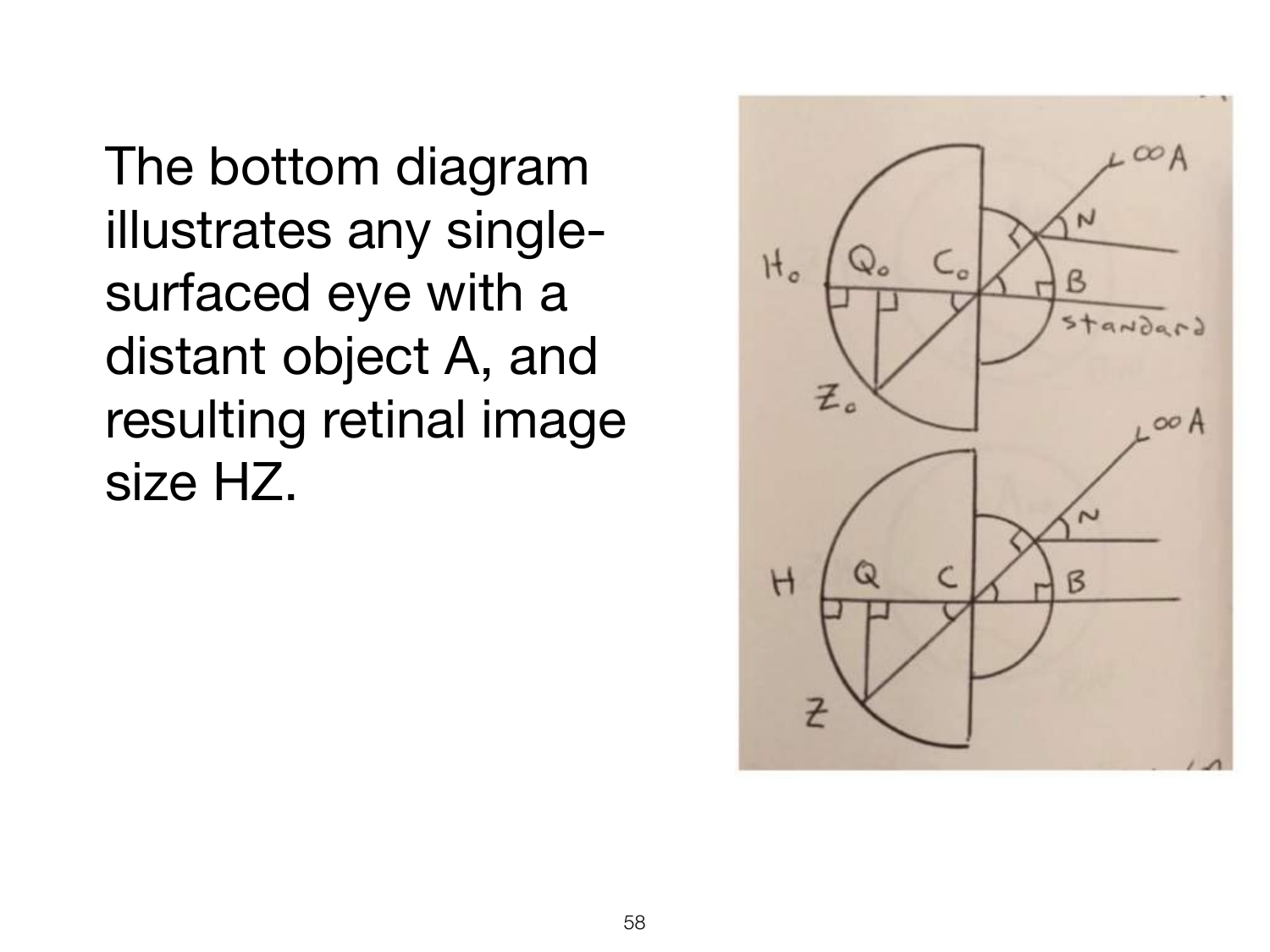The bottom diagram illustrates any single-surfaced eye with a distant object A, and resulting retinal image size HZ.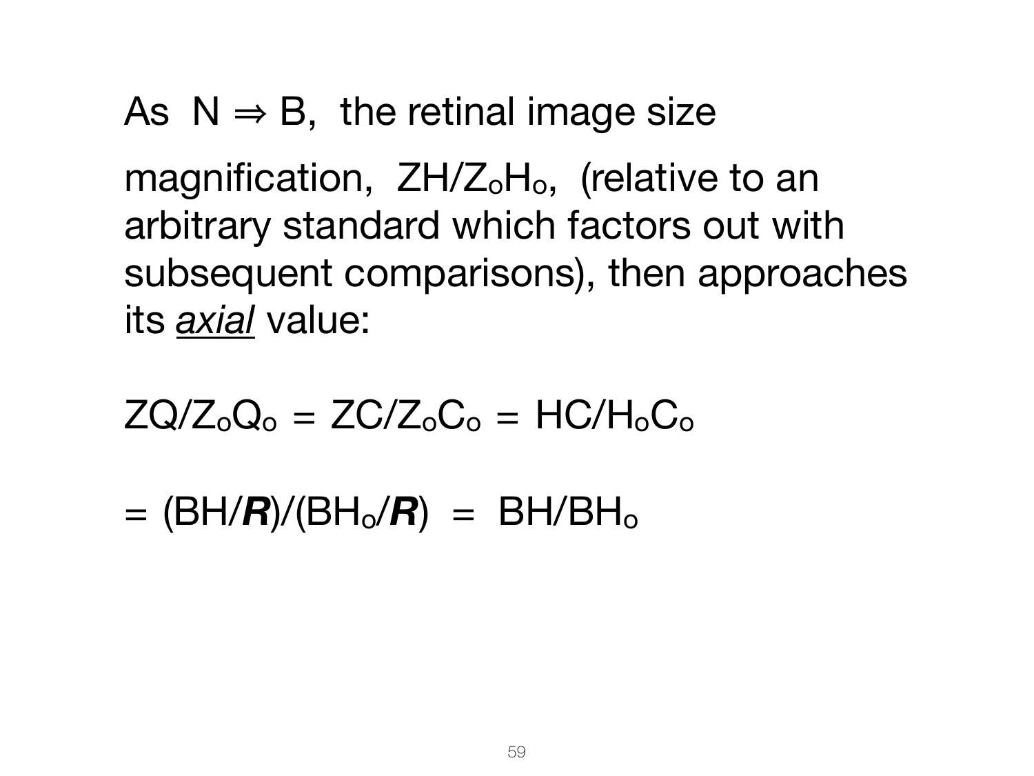As $N \Rightarrow B$, the retinal image size

magnification, $ZH/Z_oH_o$, (relative to an arbitrary standard which factors out with subsequent comparisons), then approaches its *axial* value:

$$ZQ/Z_oQ_o = ZC/Z_oC_o = HC/H_oC_o$$

$$= (BH/\boldsymbol{R})/(BH_o/\boldsymbol{R}) = BH/BH_o$$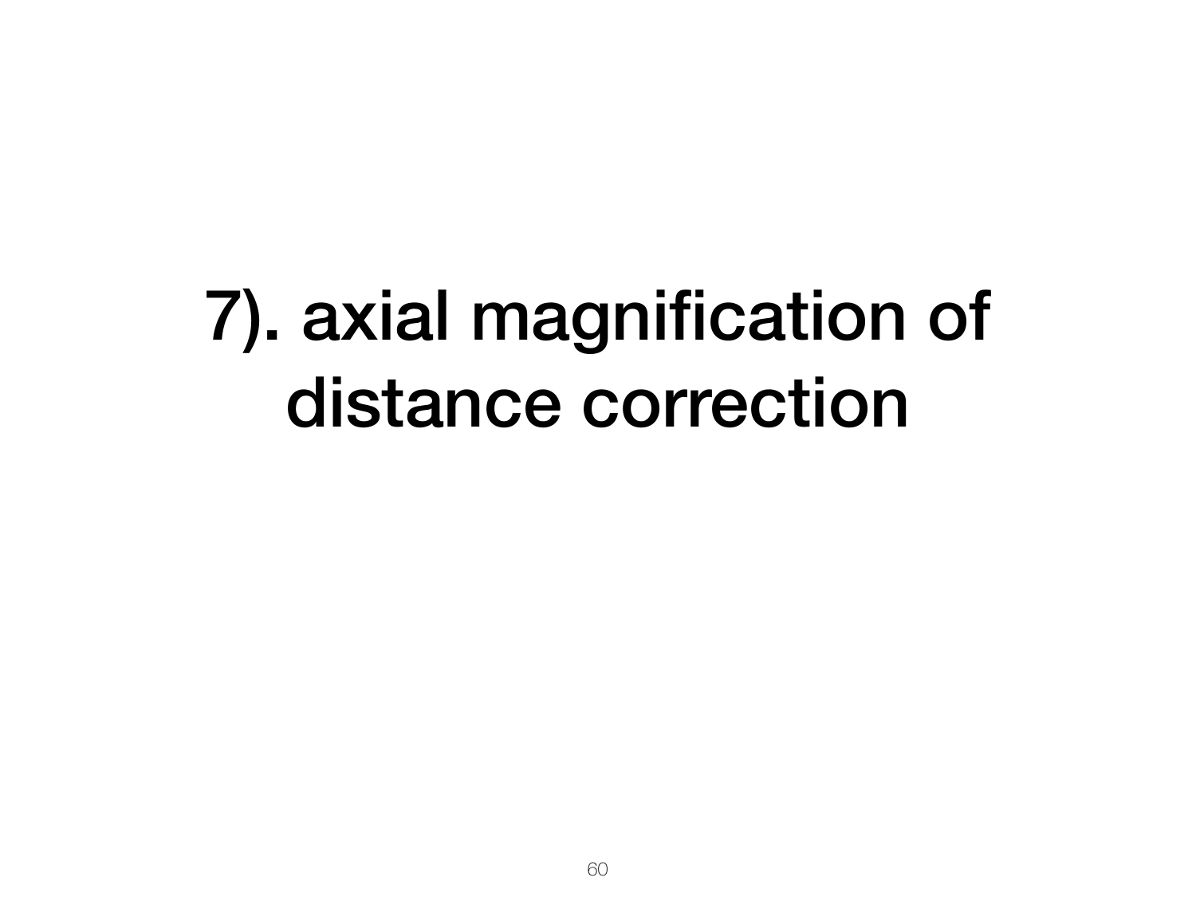# 7). axial magnification of distance correction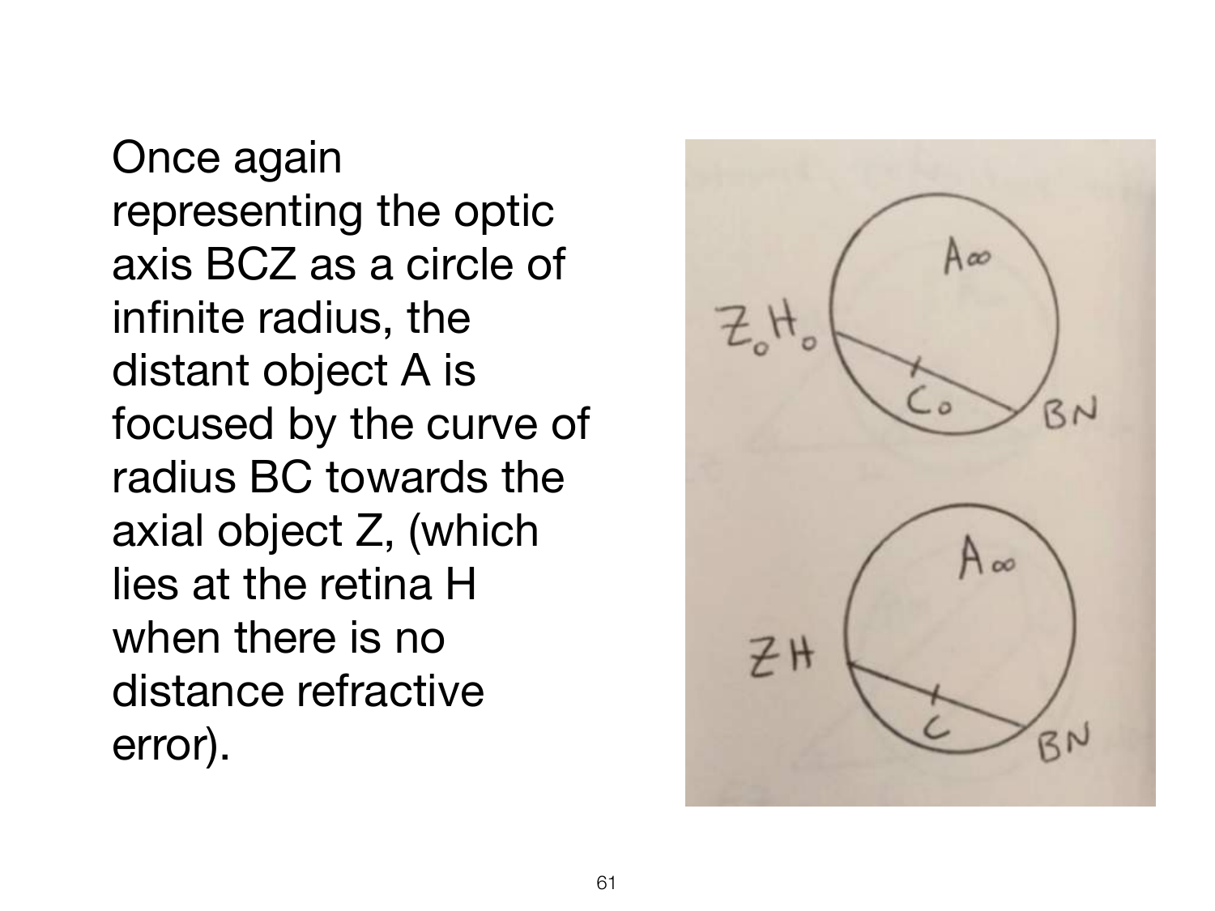Once again representing the optic axis BCZ as a circle of infinite radius, the distant object A is focused by the curve of radius BC towards the axial object Z, (which lies at the retina H when there is no distance refractive error).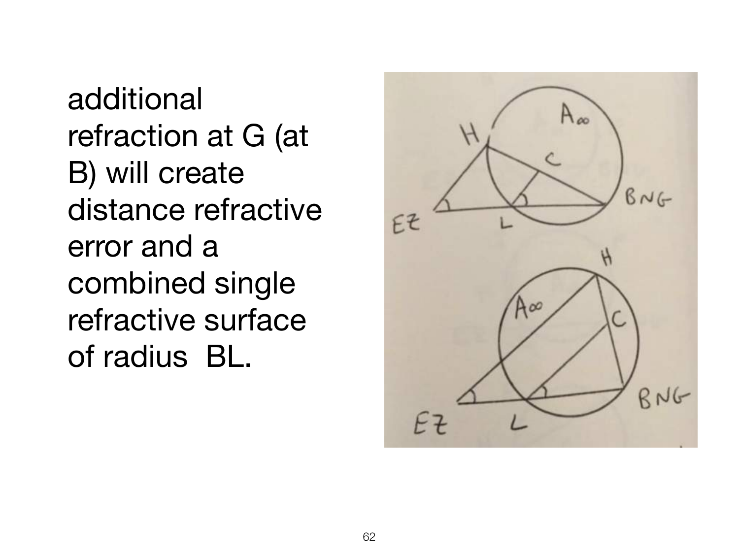additional refraction at G (at B) will create distance refractive error and a combined single refractive surface of radius BL.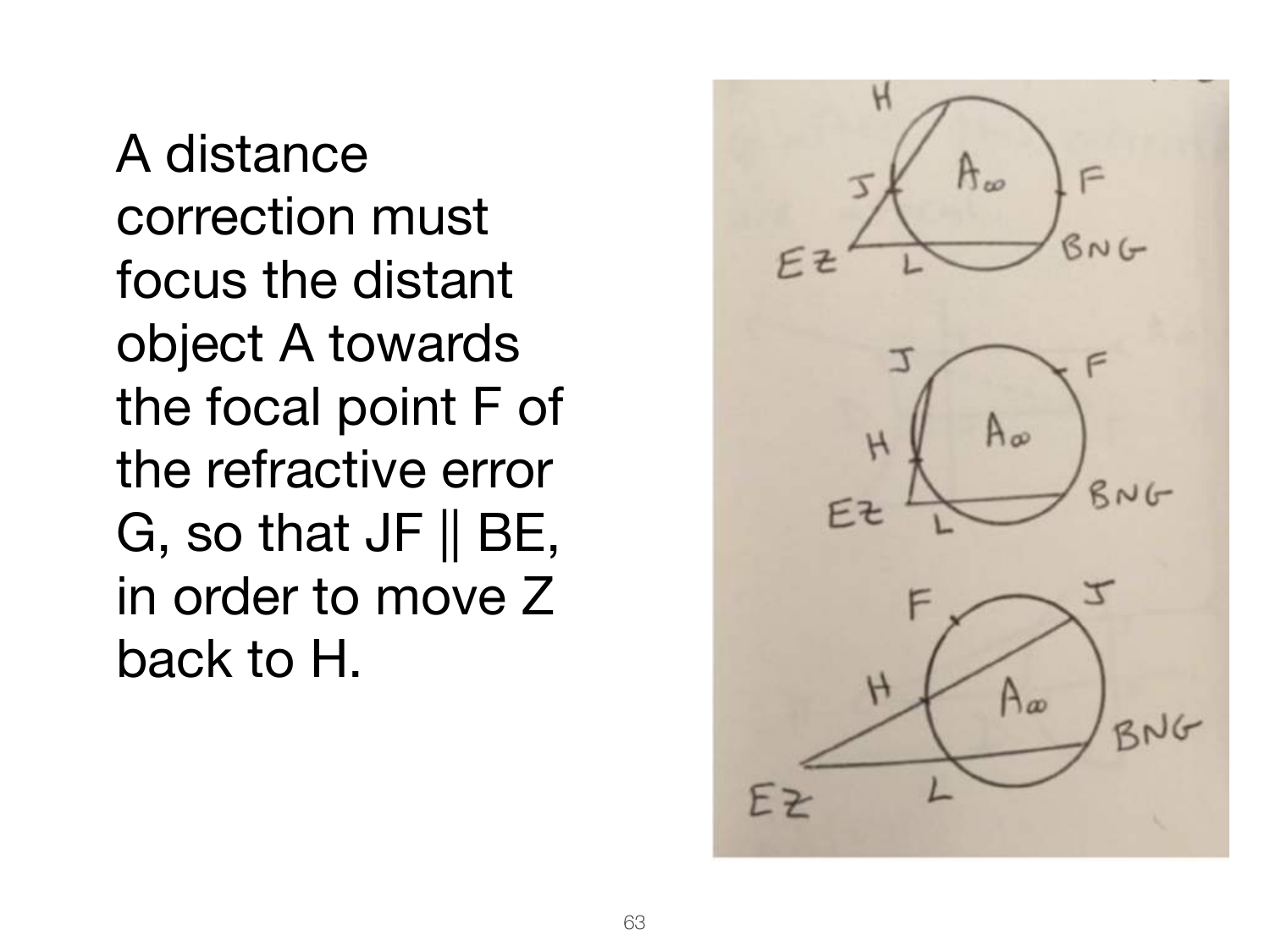A distance correction must focus the distant object A towards the focal point F of the refractive error G, so that JF || BE, in order to move Z back to H.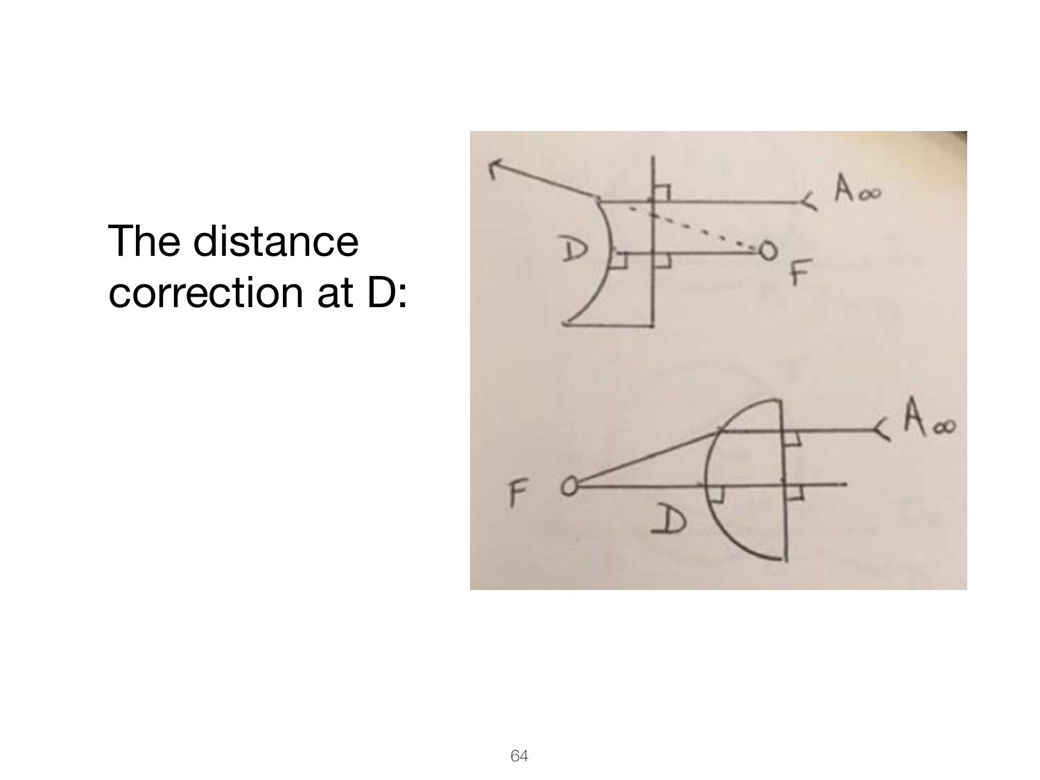The distance correction at D: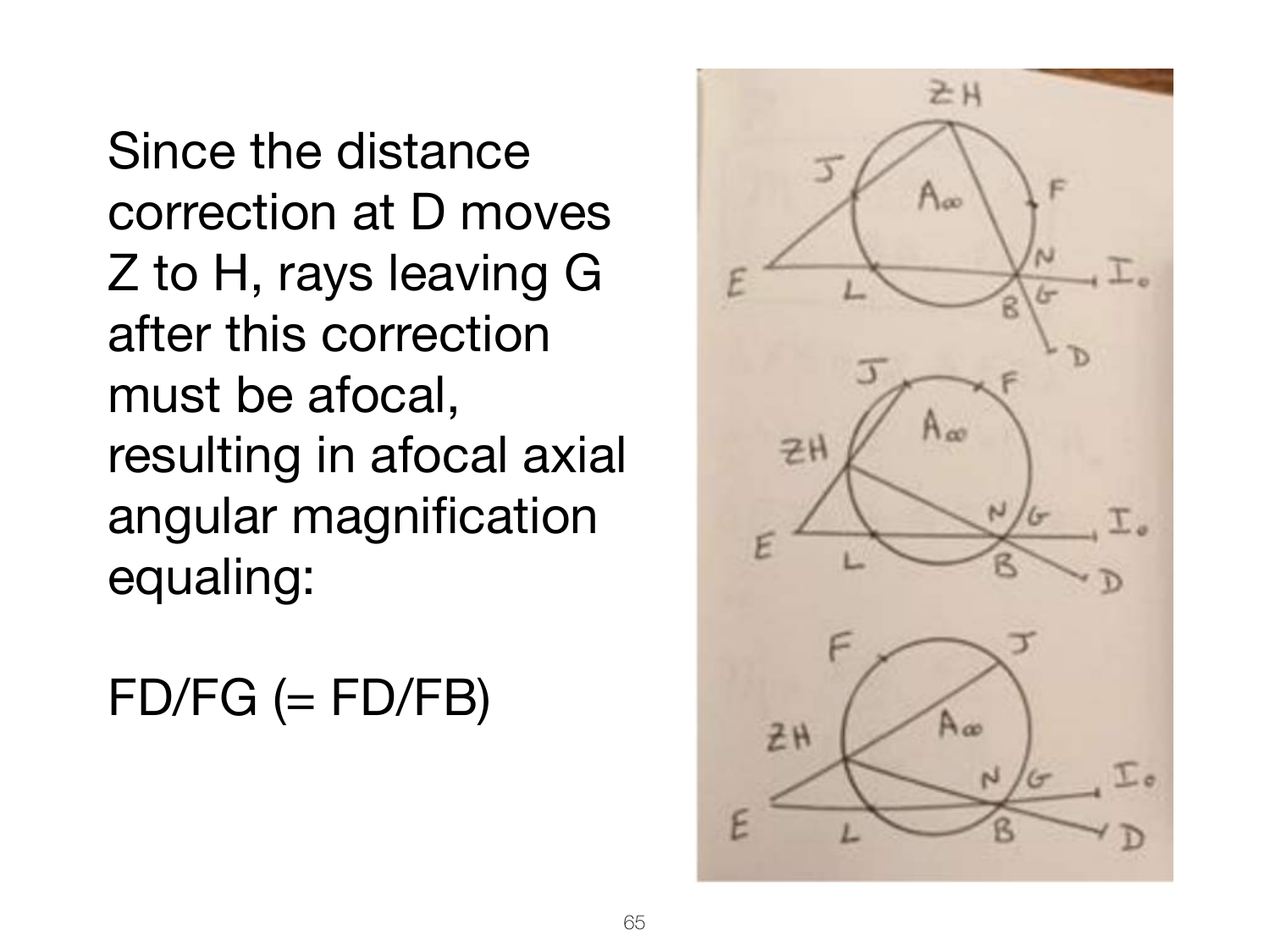Since the distance correction at D moves Z to H, rays leaving G after this correction must be afocal, resulting in afocal axial angular magnification equaling:

FD/FG (= FD/FB)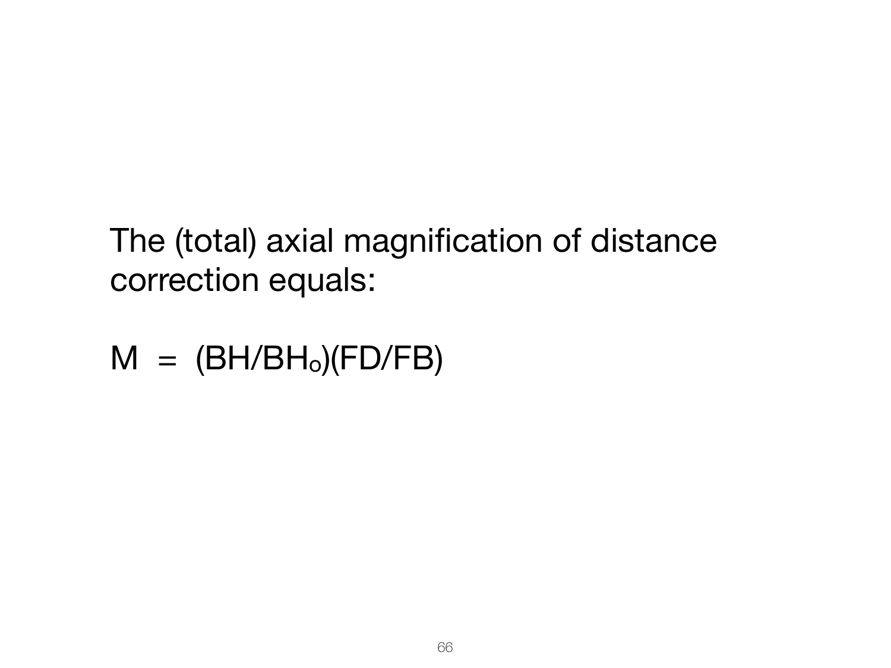The (total) axial magnification of distance correction equals:

$$M = (BH/BH_o)(FD/FB)$$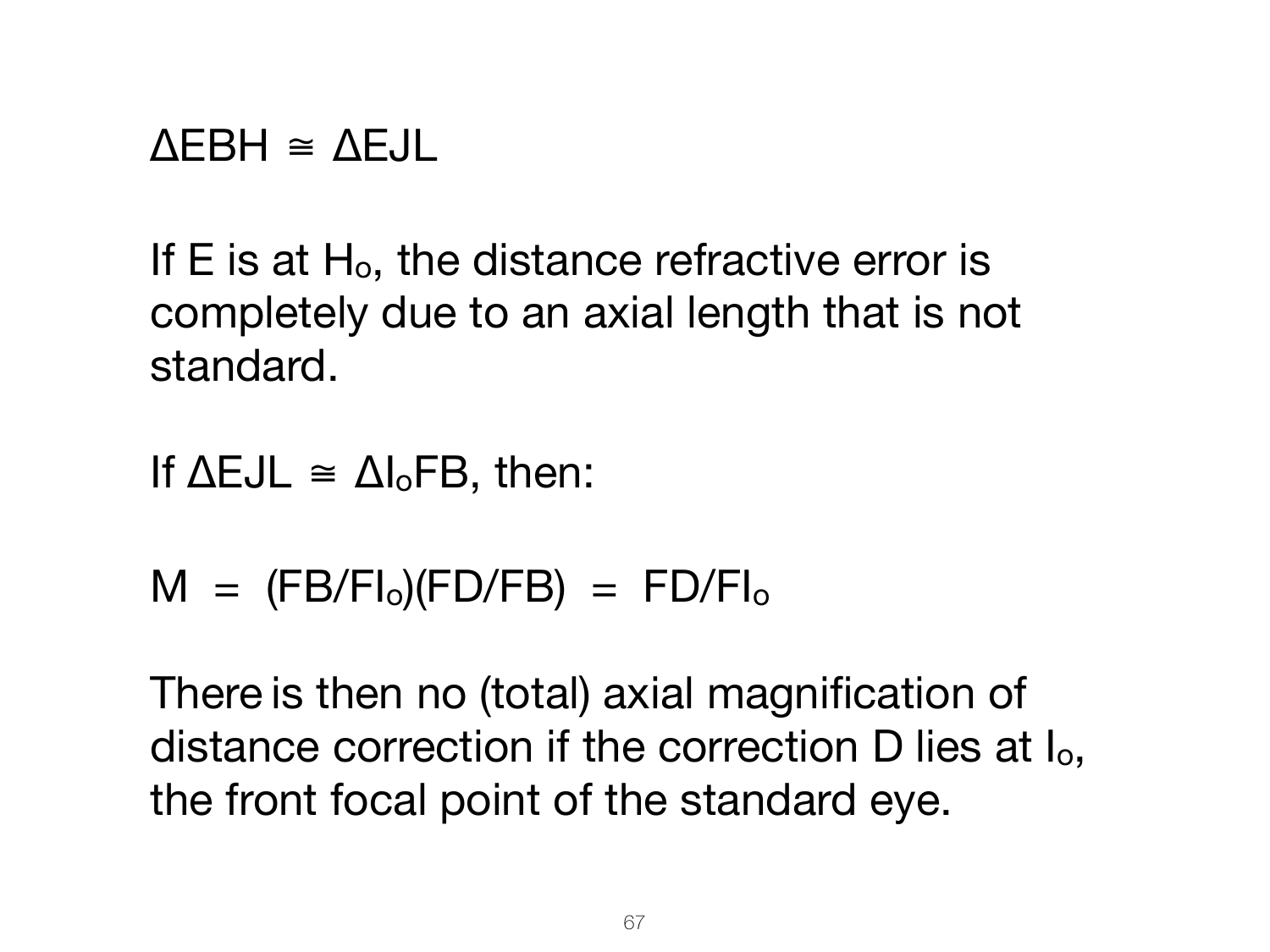$\Delta EBH \cong \Delta EJL$

If E is at $H_o$, the distance refractive error is completely due to an axial length that is not standard.

If $\Delta EJL \cong \Delta I_oFB$, then:

$$M = (FB/FI_o)(FD/FB) = FD/FI_o$$

There is then no (total) axial magnification of distance correction if the correction D lies at $I_o$, the front focal point of the standard eye.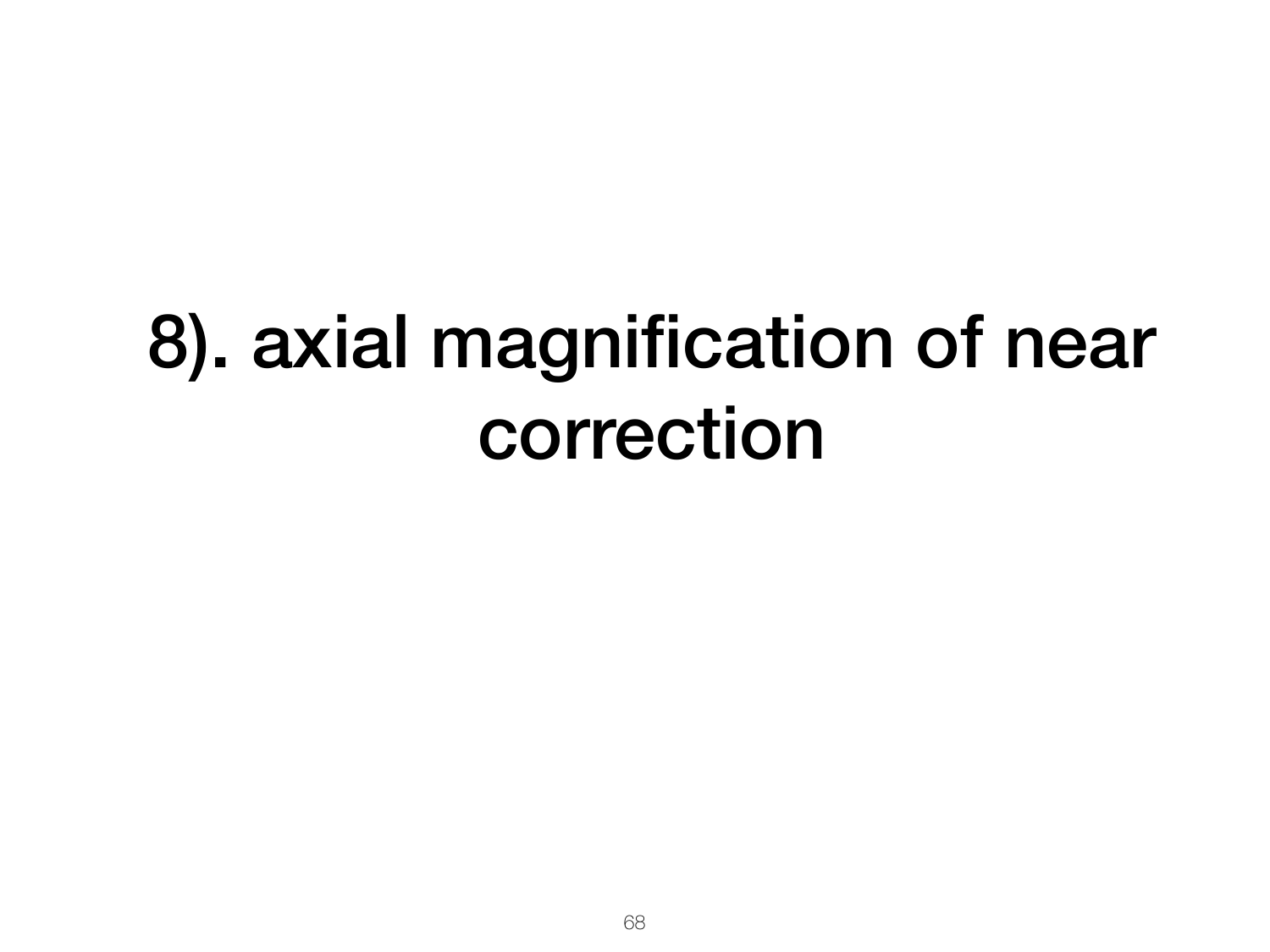# 8). axial magnification of near correction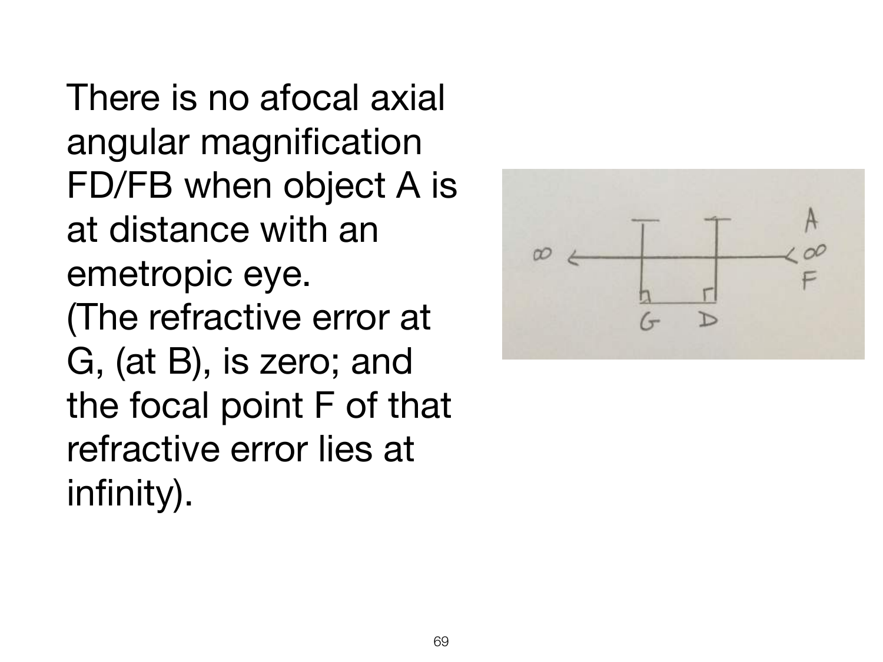There is no afocal axial angular magnification FD/FB when object A is at distance with an emetropic eye. (The refractive error at G, (at B), is zero; and the focal point F of that refractive error lies at infinity).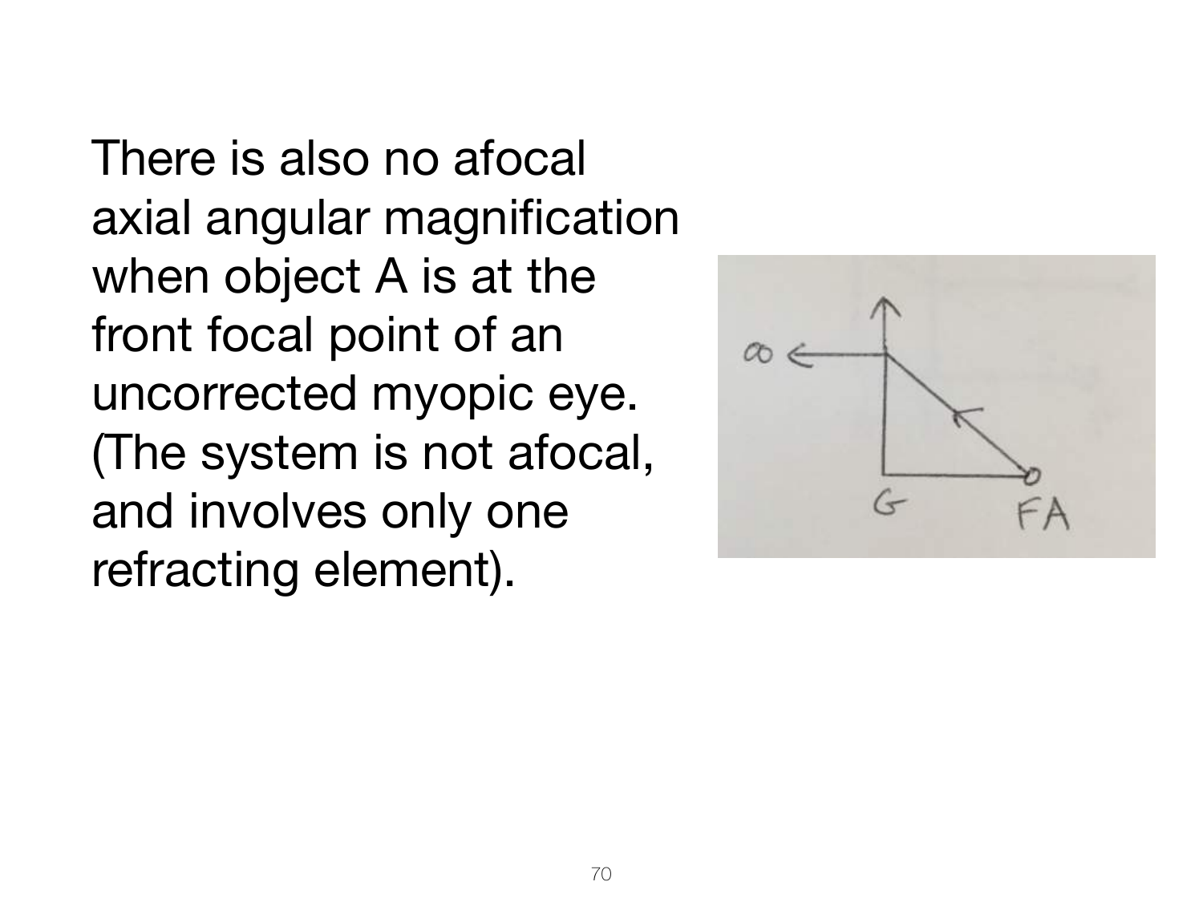There is also no afocal axial angular magnification when object A is at the front focal point of an uncorrected myopic eye. (The system is not afocal, and involves only one refracting element).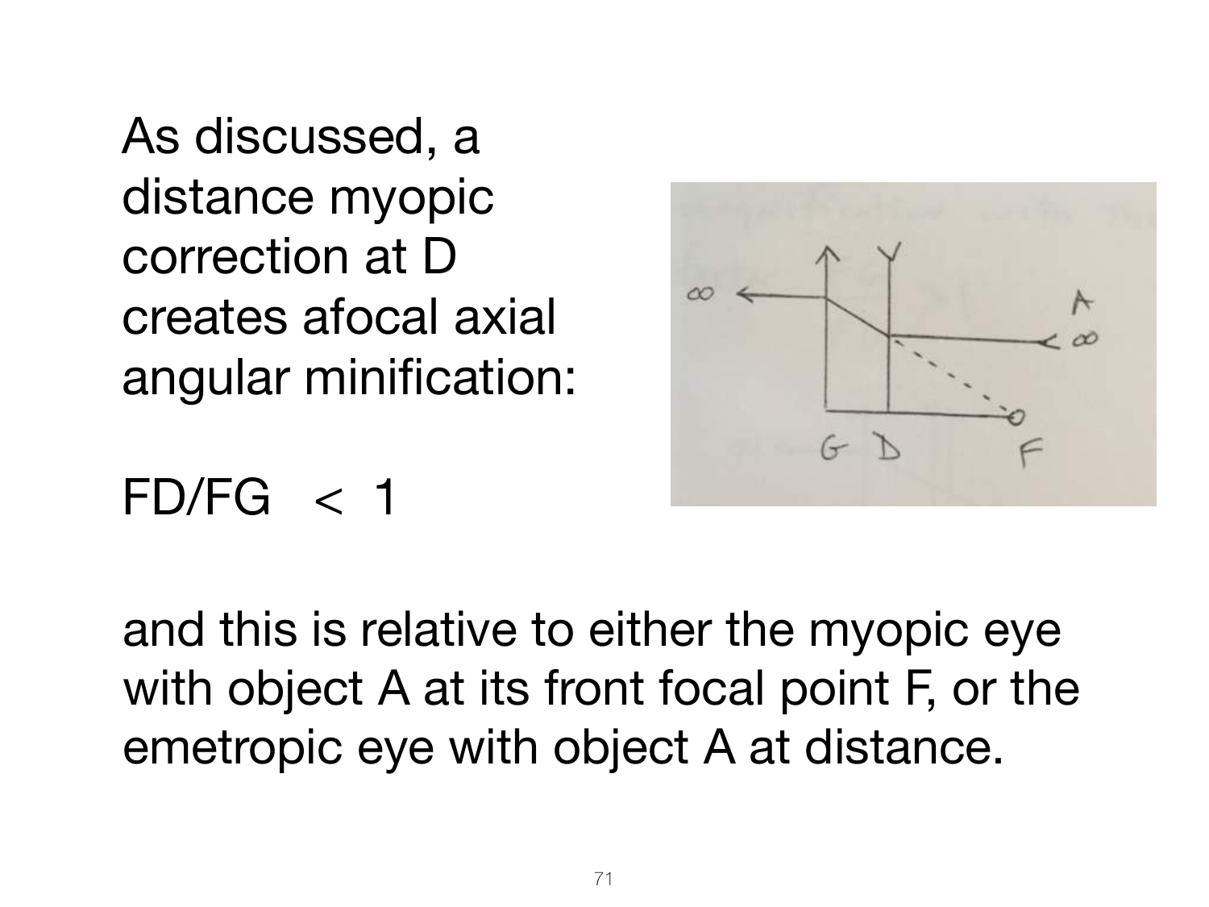As discussed, a distance myopic correction at D creates afocal axial angular minification:

$FD/FG < 1$

and this is relative to either the myopic eye with object A at its front focal point F, or the emetropic eye with object A at distance.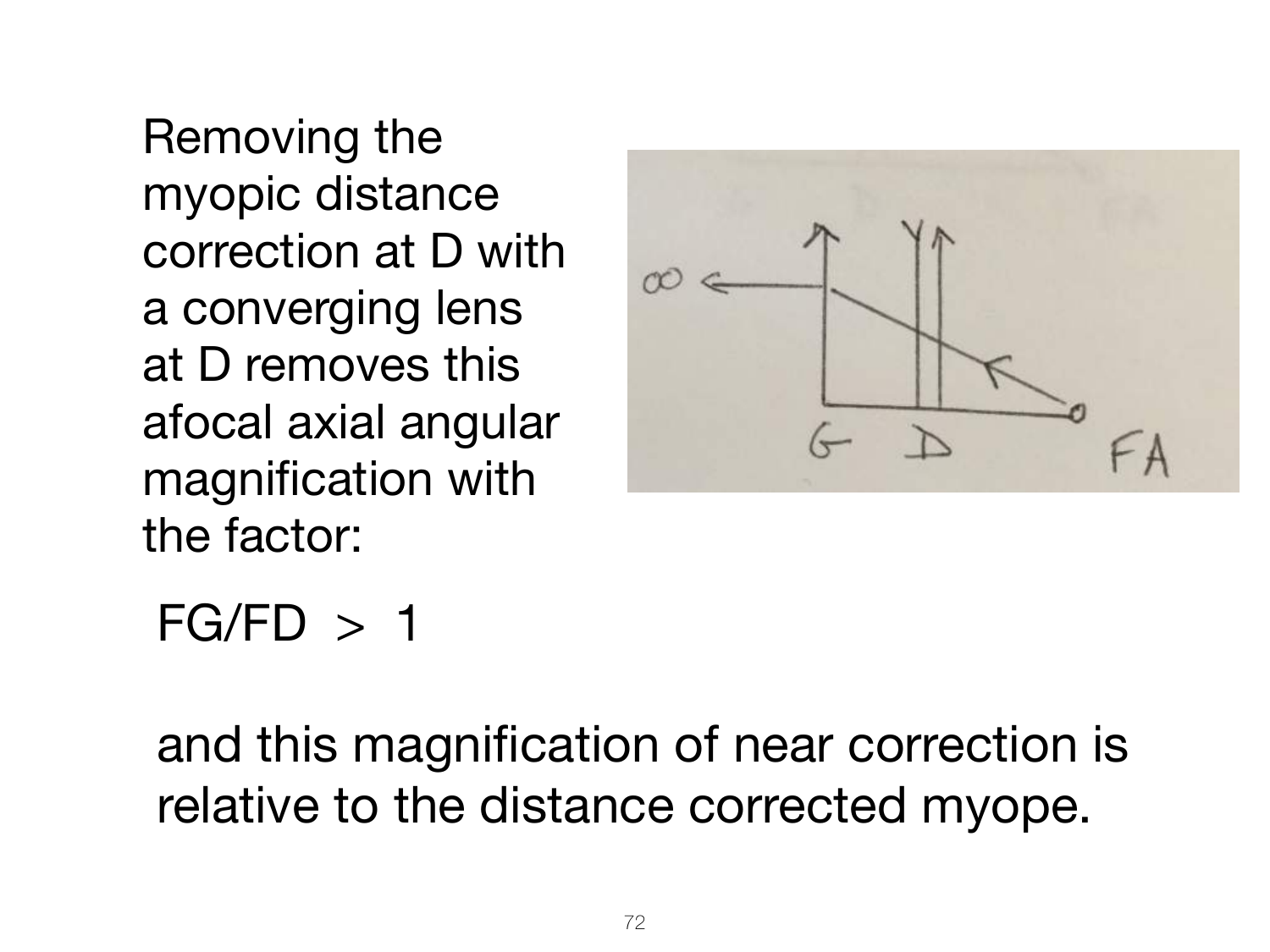Removing the myopic distance correction at D with a converging lens at D removes this afocal axial angular magnification with the factor:

$FG/FD > 1$

and this magnification of near correction is relative to the distance corrected myope.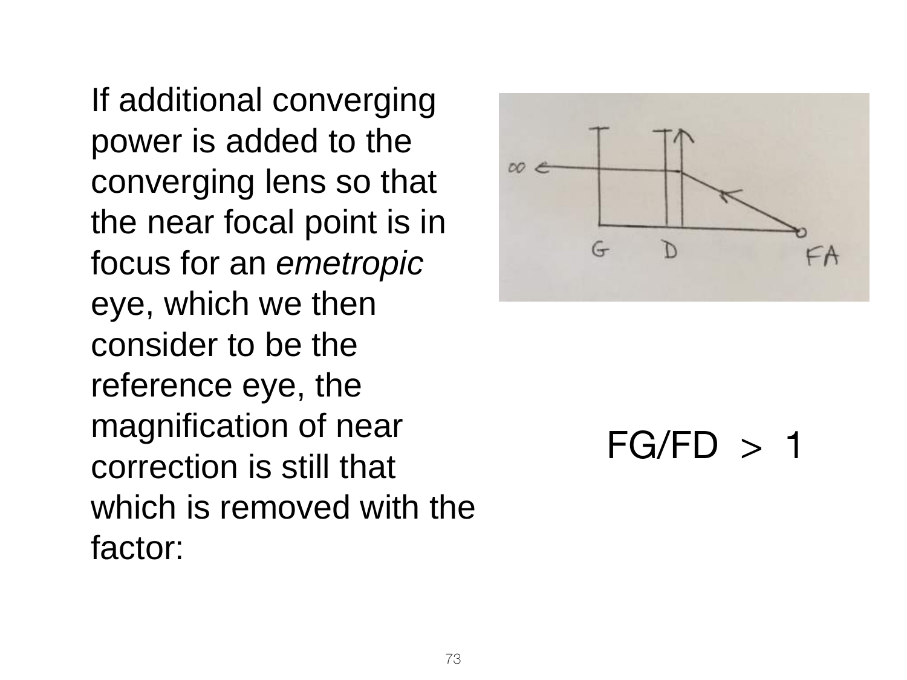If additional converging power is added to the converging lens so that the near focal point is in focus for an *emetropic* eye, which we then consider to be the reference eye, the magnification of near correction is still that which is removed with the factor:

$$FG/FD > 1$$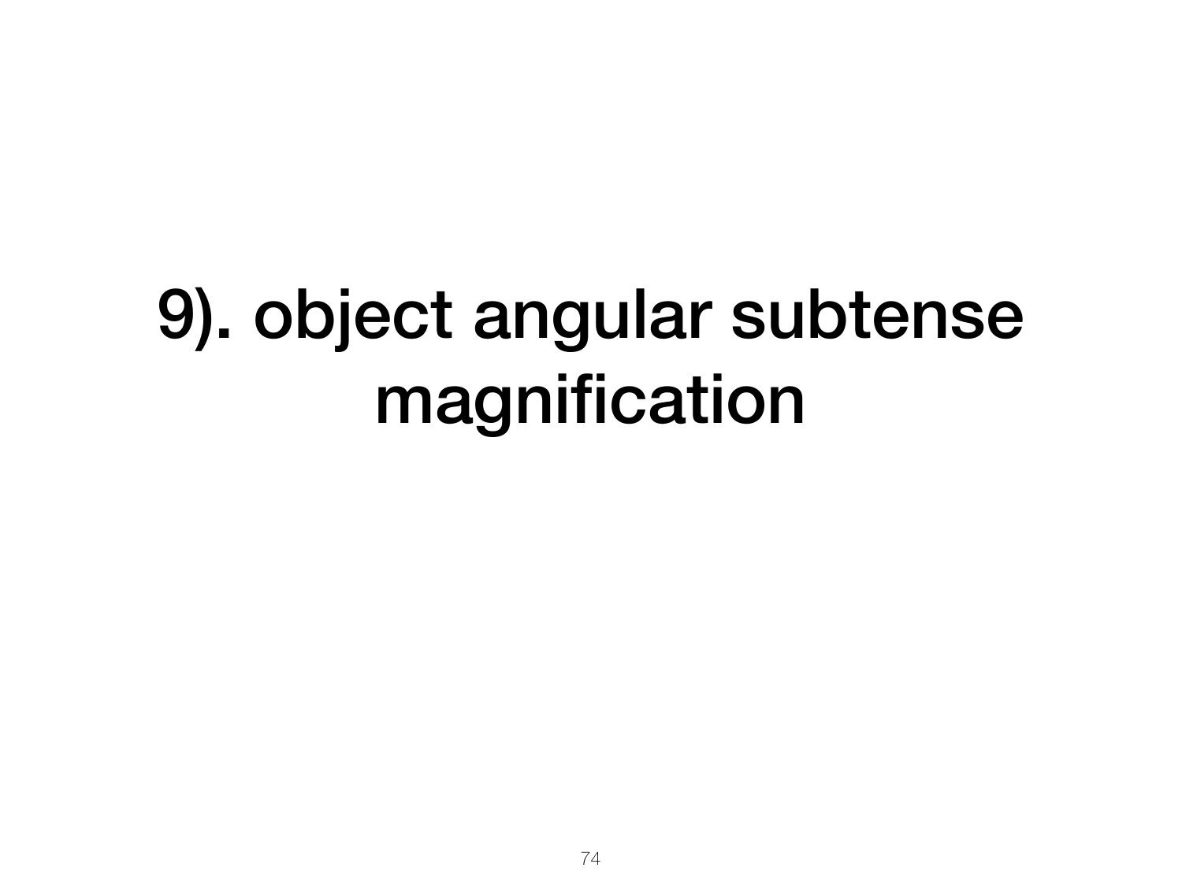# 9). object angular subtense magnification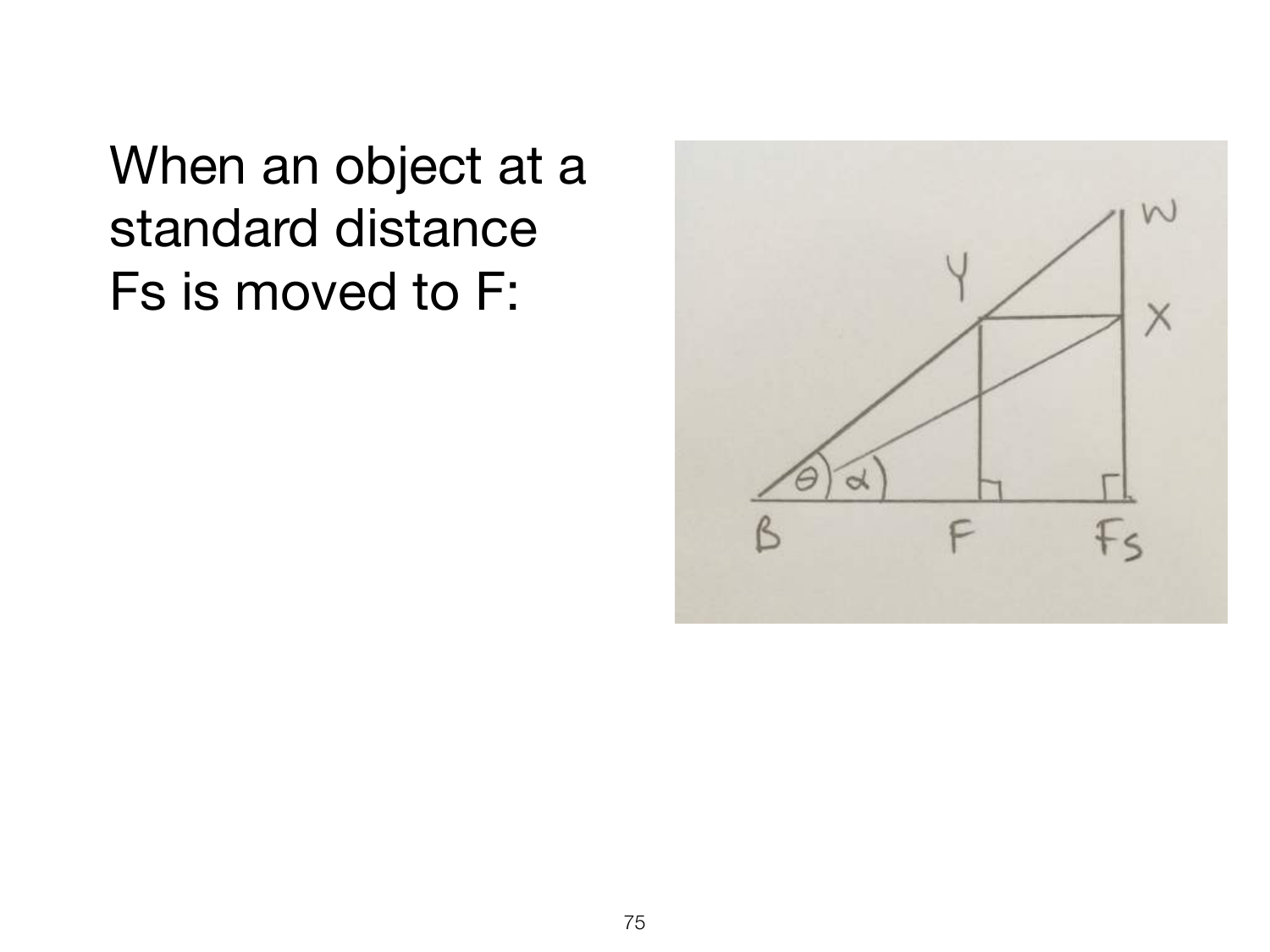When an object at a standard distance Fs is moved to F: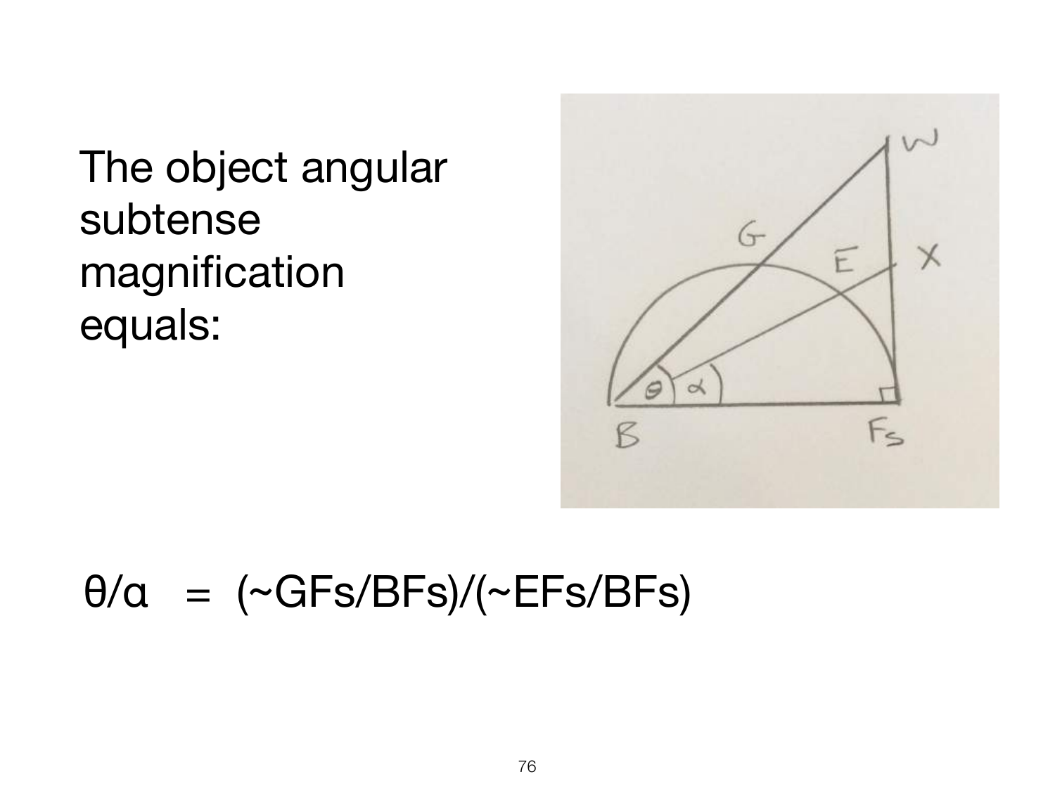The object angular subtense magnification equals:

$$\theta/\alpha = (\sim GF_s/BF_s)/(\sim EF_s/BF_s)$$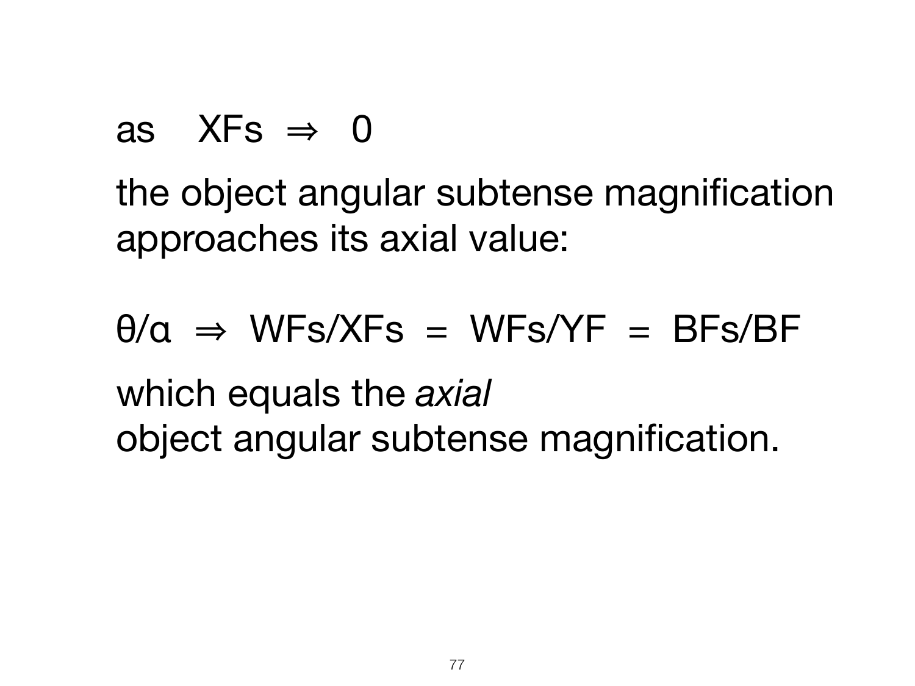as $XFs \Rightarrow 0$

the object angular subtense magnification approaches its axial value:

$$\theta/\alpha \Rightarrow WFs/XFs = WFs/YF = BFs/BF$$

which equals the *axial*
object angular subtense magnification.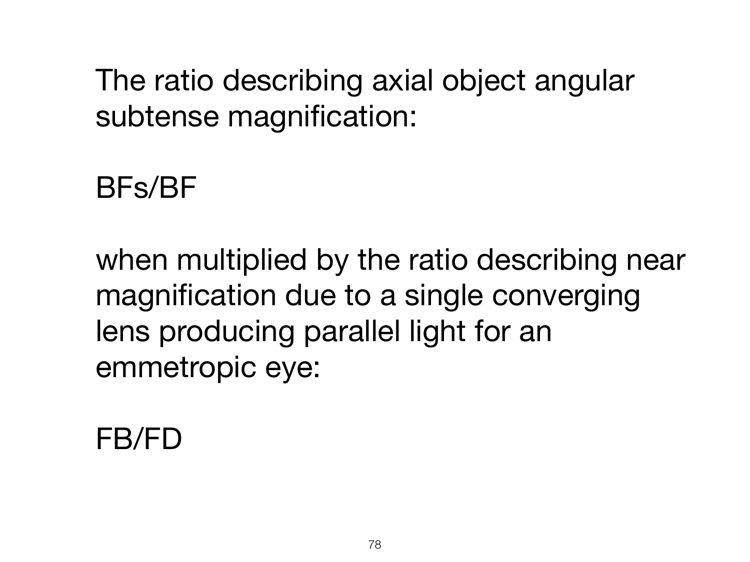The ratio describing axial object angular subtense magnification:

BFs/BF

when multiplied by the ratio describing near magnification due to a single converging lens producing parallel light for an emmetropic eye:

FB/FD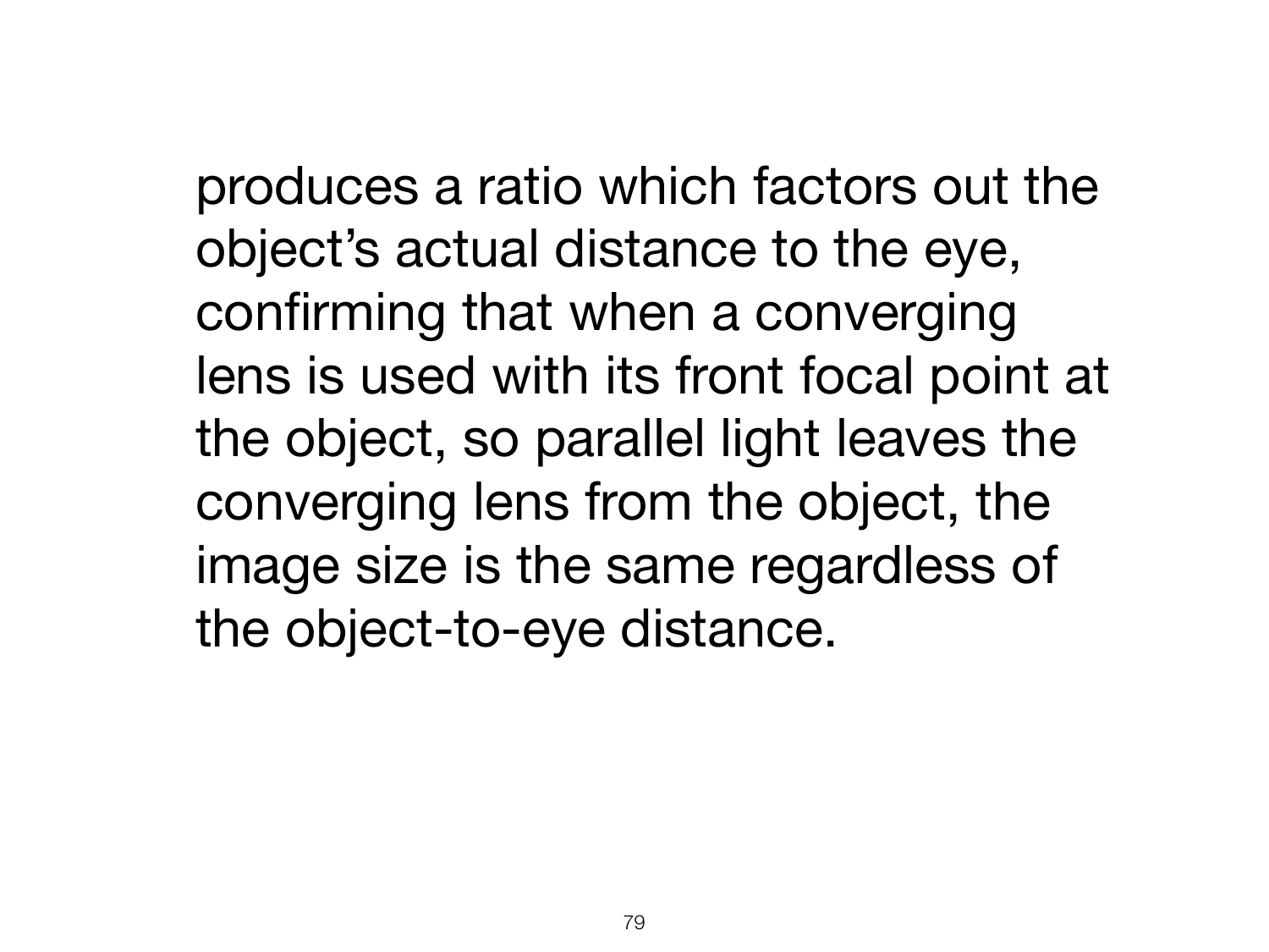produces a ratio which factors out the object's actual distance to the eye, confirming that when a converging lens is used with its front focal point at the object, so parallel light leaves the converging lens from the object, the image size is the same regardless of the object-to-eye distance.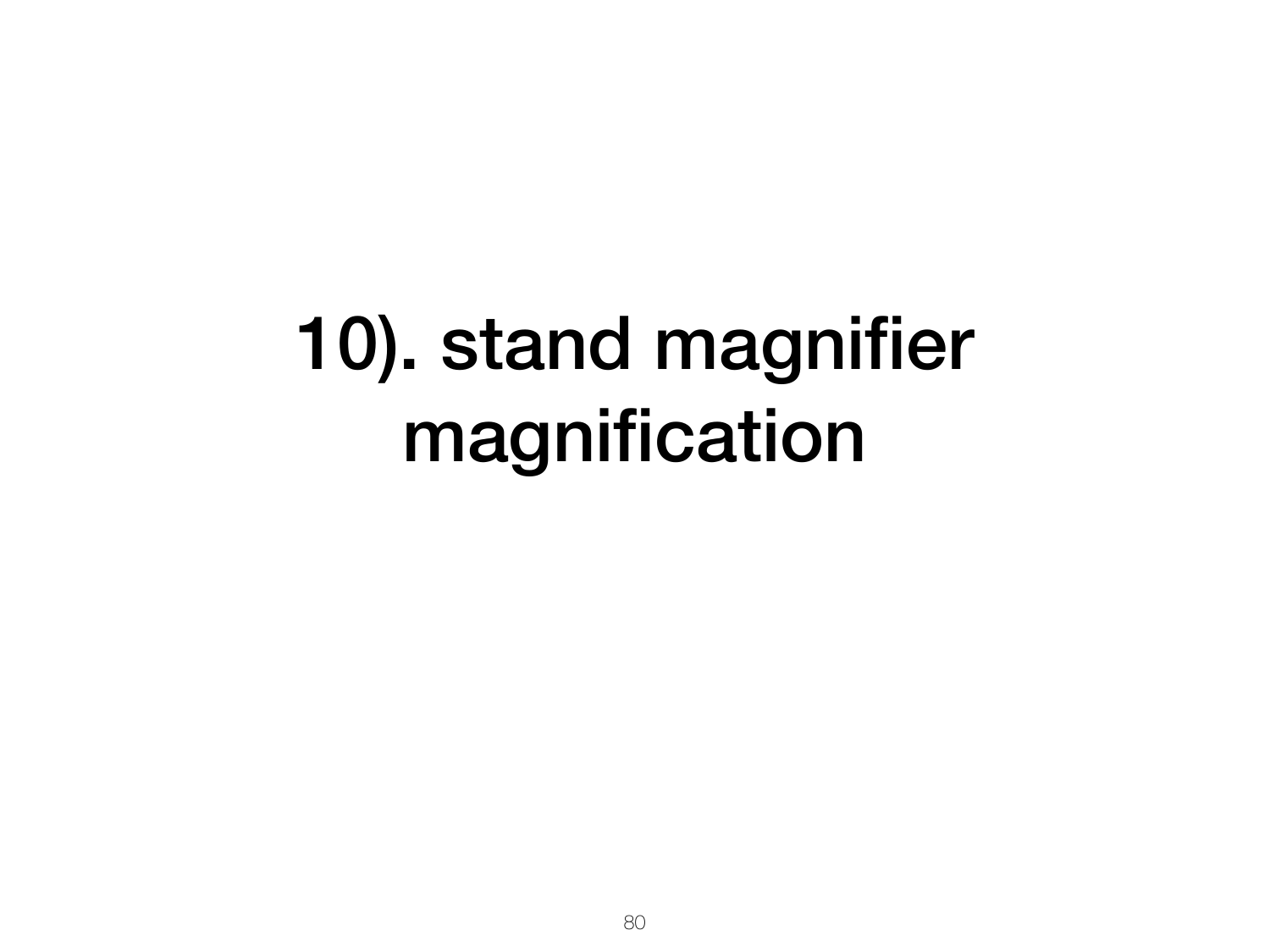# 10). stand magnifier magnification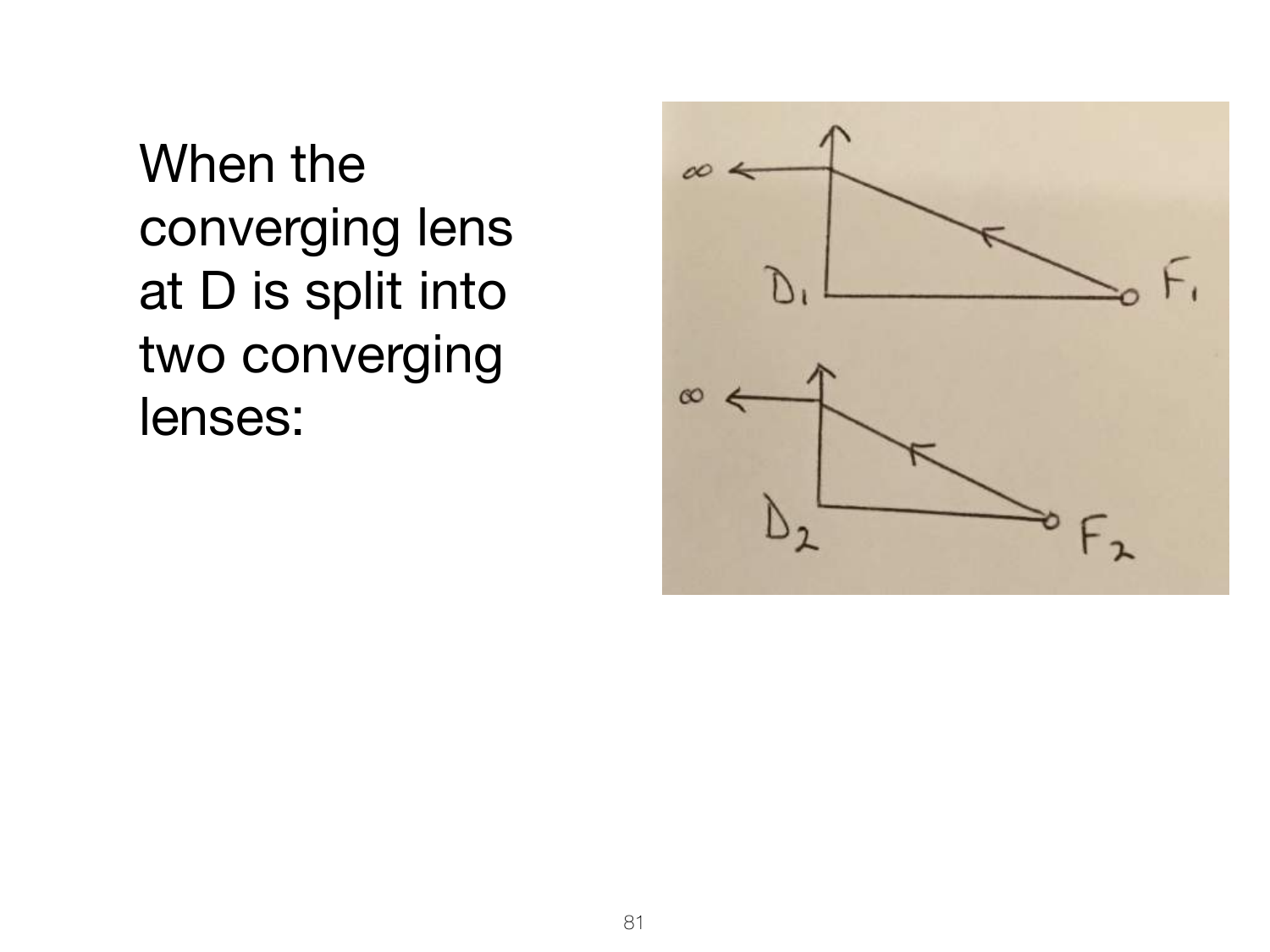When the converging lens at D is split into two converging lenses: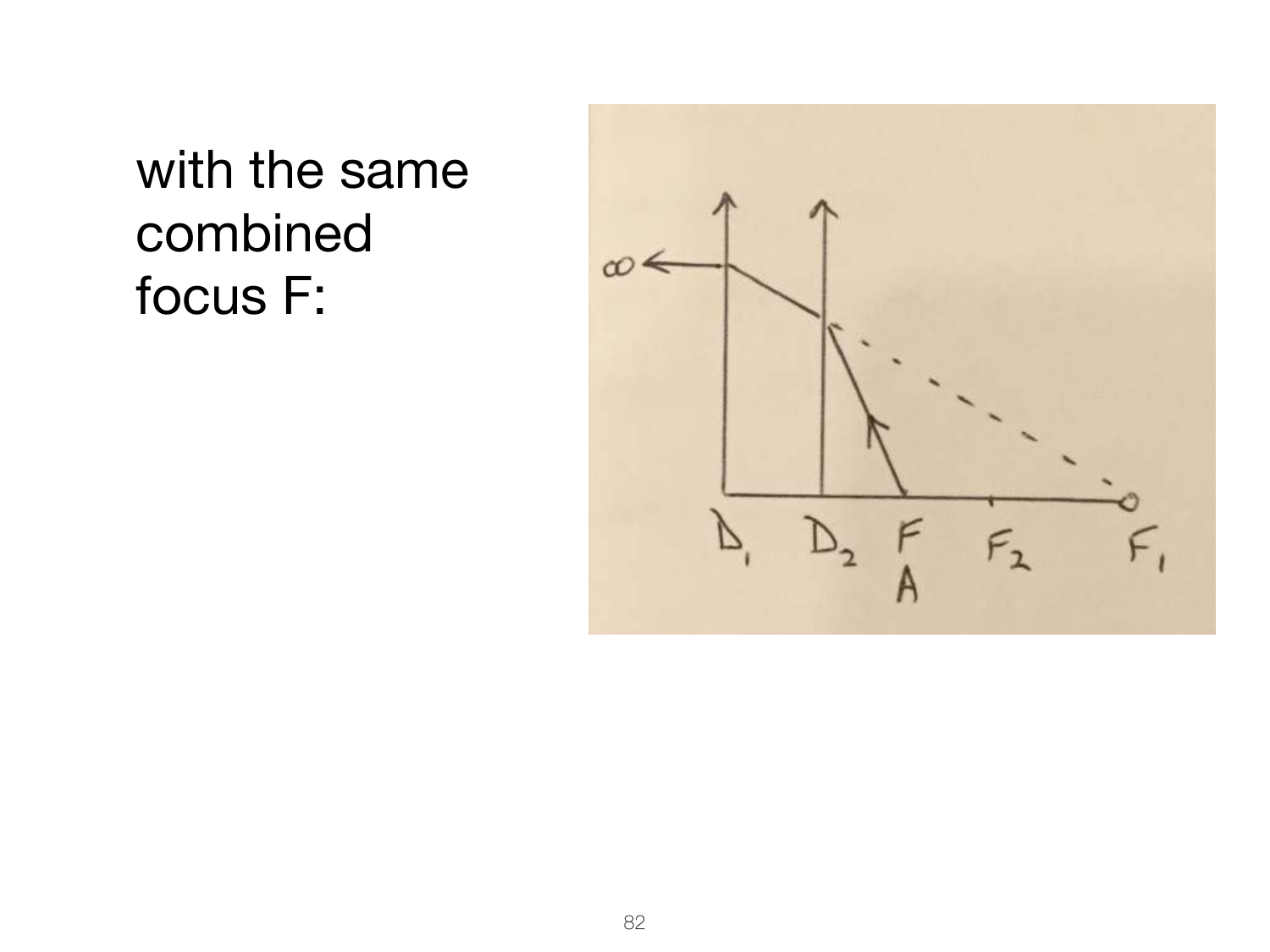with the same combined focus F: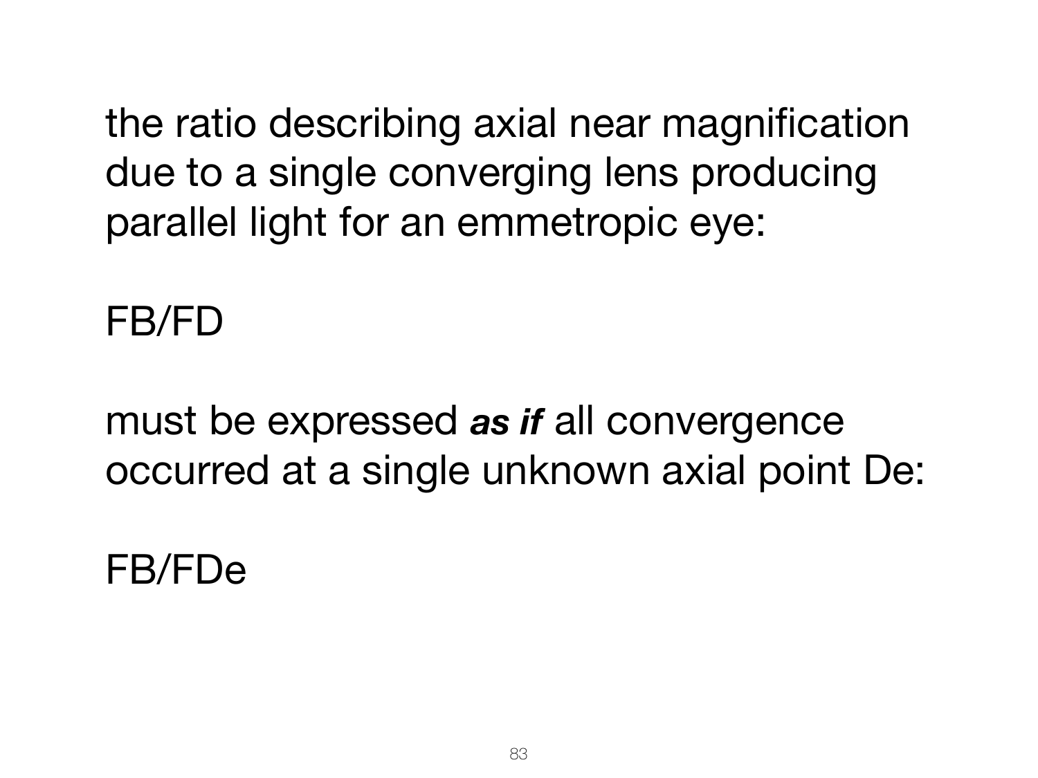the ratio describing axial near magnification due to a single converging lens producing parallel light for an emmetropic eye:

FB/FD

must be expressed ***as if*** all convergence occurred at a single unknown axial point De:

FB/FDe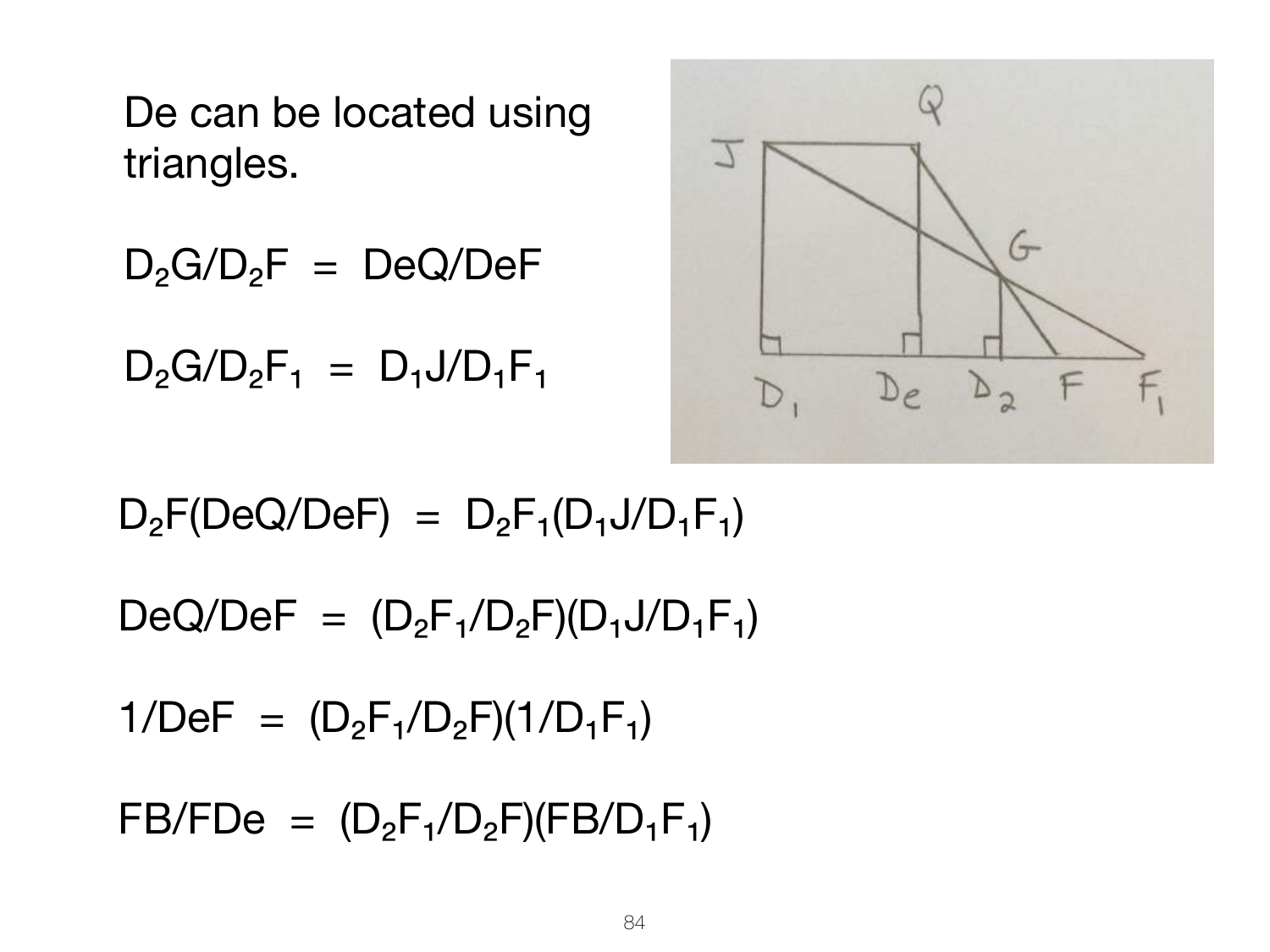De can be located using triangles.

$$D_2G/D_2F = DeQ/DeF$$

$$D_2G/D_2F_1 = D_1J/D_1F_1$$

$$D_2F(DeQ/DeF) = D_2F_1(D_1J/D_1F_1)$$

$$DeQ/DeF = (D_2F_1/D_2F)(D_1J/D_1F_1)$$

$$1/DeF = (D_2F_1/D_2F)(1/D_1F_1)$$

$$FB/FDe = (D_2F_1/D_2F)(FB/D_1F_1)$$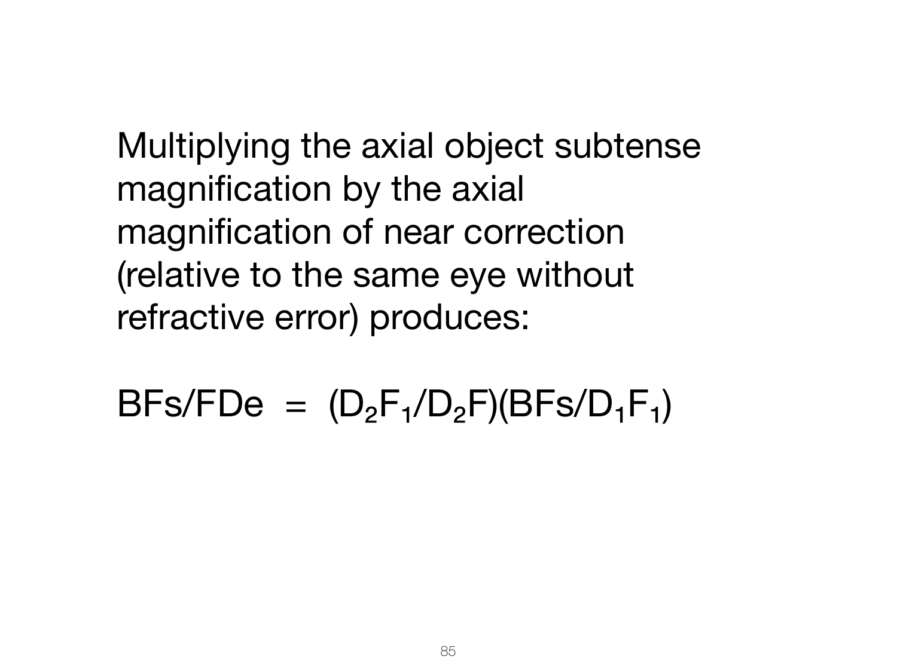Multiplying the axial object subtense magnification by the axial magnification of near correction (relative to the same eye without refractive error) produces:

$$BFs/FDe = (D_2F_1/D_2F)(BFs/D_1F_1)$$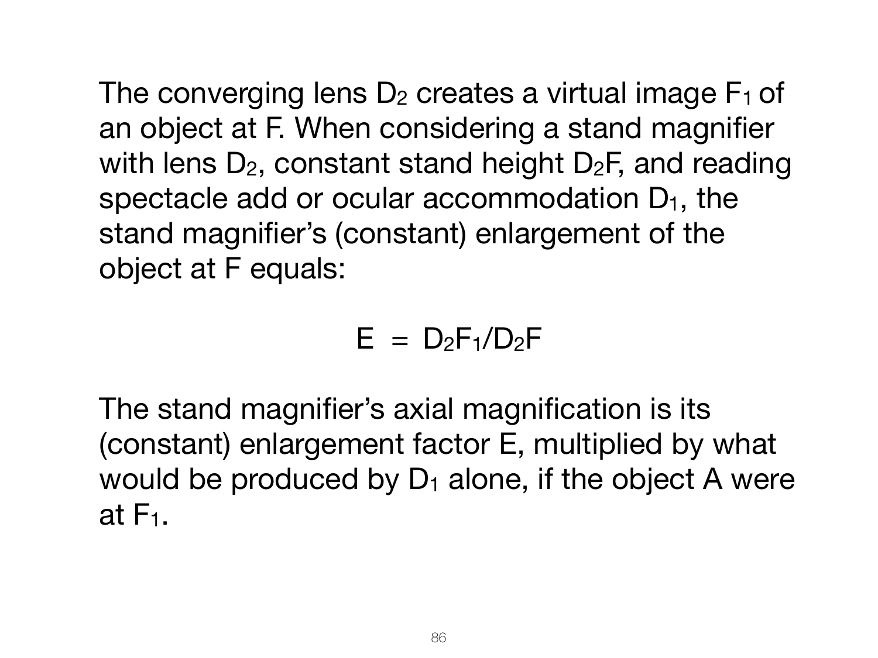The converging lens $D_2$ creates a virtual image $F_1$ of an object at F. When considering a stand magnifier with lens $D_2$, constant stand height $D_2F$, and reading spectacle add or ocular accommodation $D_1$, the stand magnifier's (constant) enlargement of the object at F equals:

$$E = D_2F_1/D_2F$$

The stand magnifier's axial magnification is its (constant) enlargement factor E, multiplied by what would be produced by $D_1$ alone, if the object A were at $F_1$.